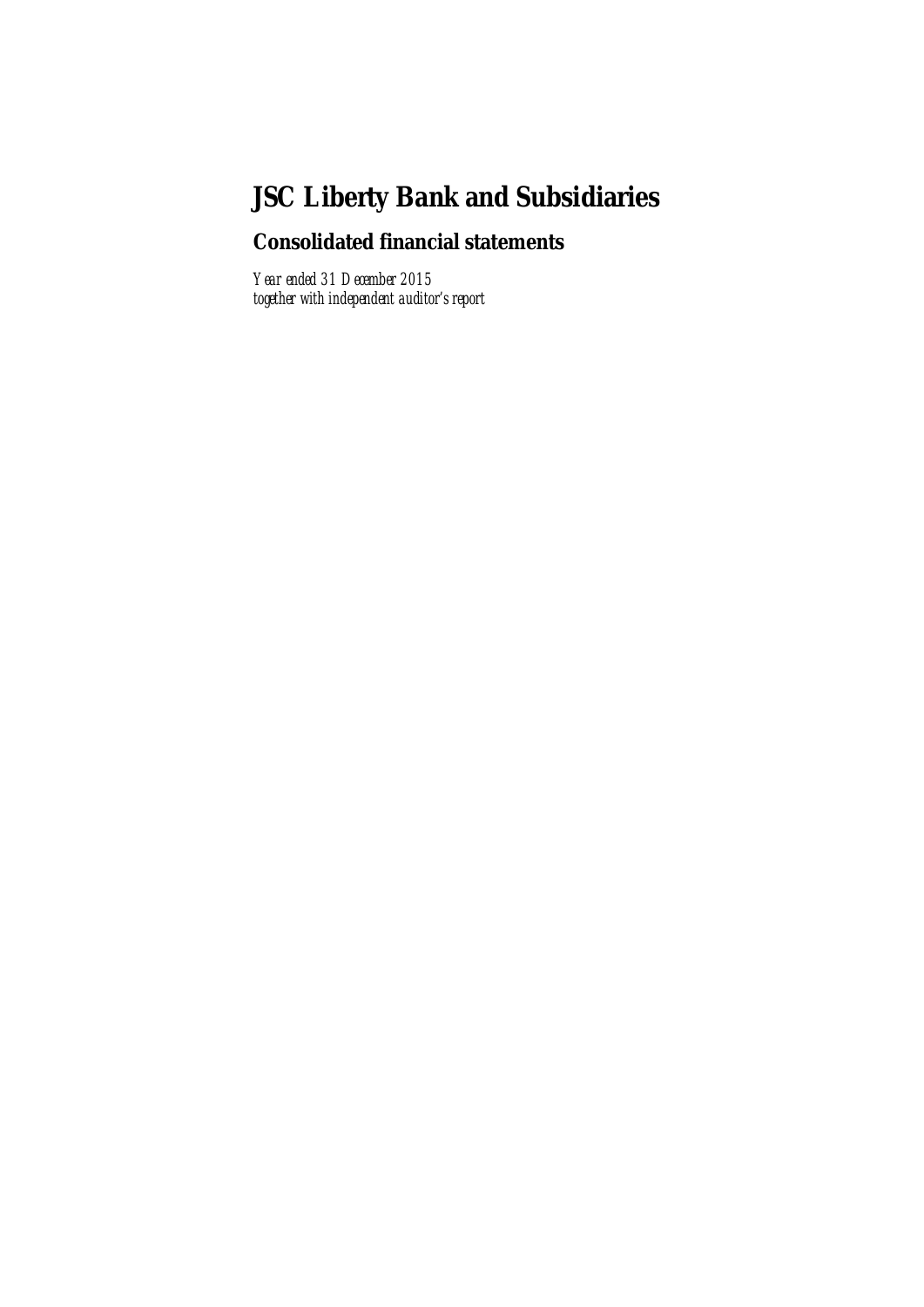# JSC Liberty Bank and Subsidiaries

## Consolidated financial statements

*Year ended 31 December 2015*
*together with independent auditor's report*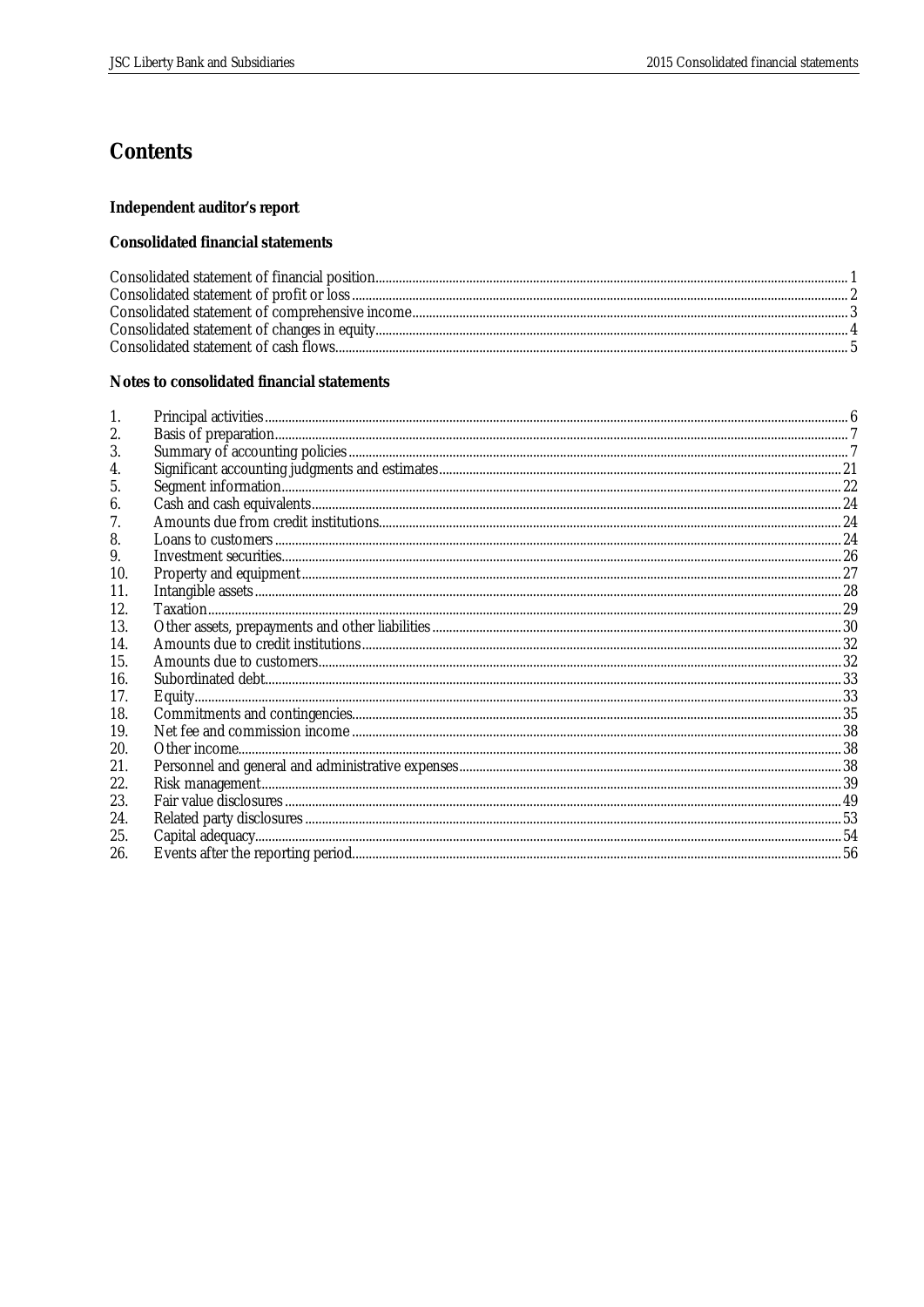# Contents

**Independent auditor's report**

**Consolidated financial statements**

| | |
|---|---|
| Consolidated statement of financial position | 1 |
| Consolidated statement of profit or loss | 2 |
| Consolidated statement of comprehensive income | 3 |
| Consolidated statement of changes in equity | 4 |
| Consolidated statement of cash flows | 5 |

**Notes to consolidated financial statements**

| | | |
|---|---|---|
| 1. | Principal activities | 6 |
| 2. | Basis of preparation | 7 |
| 3. | Summary of accounting policies | 7 |
| 4. | Significant accounting judgments and estimates | 21 |
| 5. | Segment information | 22 |
| 6. | Cash and cash equivalents | 24 |
| 7. | Amounts due from credit institutions | 24 |
| 8. | Loans to customers | 24 |
| 9. | Investment securities | 26 |
| 10. | Property and equipment | 27 |
| 11. | Intangible assets | 28 |
| 12. | Taxation | 29 |
| 13. | Other assets, prepayments and other liabilities | 30 |
| 14. | Amounts due to credit institutions | 32 |
| 15. | Amounts due to customers | 32 |
| 16. | Subordinated debt | 33 |
| 17. | Equity | 33 |
| 18. | Commitments and contingencies | 35 |
| 19. | Net fee and commission income | 38 |
| 20. | Other income | 38 |
| 21. | Personnel and general and administrative expenses | 38 |
| 22. | Risk management | 39 |
| 23. | Fair value disclosures | 49 |
| 24. | Related party disclosures | 53 |
| 25. | Capital adequacy | 54 |
| 26. | Events after the reporting period | 56 |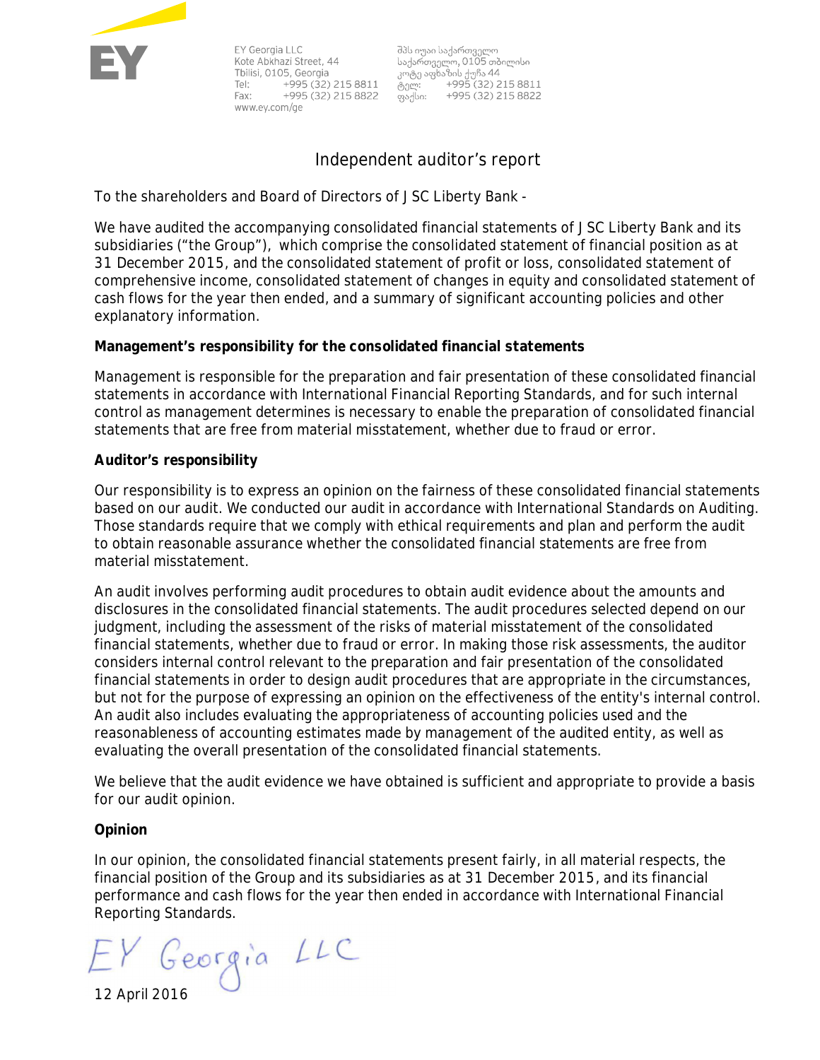EY Georgia LLC
Kote Abkhazi Street, 44
Tbilisi, 0105, Georgia
Tel: +995 (32) 215 8811
Fax: +995 (32) 215 8822
www.ey.com/ge

შპს იუაი საქართველო
საქართველო, 0105 თბილისი
კოტე აფხაზის ქუჩა 44
ტელ: +995 (32) 215 8811
ფაქსი: +995 (32) 215 8822

# Independent auditor's report

To the shareholders and Board of Directors of JSC Liberty Bank -

We have audited the accompanying consolidated financial statements of JSC Liberty Bank and its subsidiaries ("the Group"), which comprise the consolidated statement of financial position as at 31 December 2015, and the consolidated statement of profit or loss, consolidated statement of comprehensive income, consolidated statement of changes in equity and consolidated statement of cash flows for the year then ended, and a summary of significant accounting policies and other explanatory information.

**Management's responsibility for the consolidated financial statements**

Management is responsible for the preparation and fair presentation of these consolidated financial statements in accordance with International Financial Reporting Standards, and for such internal control as management determines is necessary to enable the preparation of consolidated financial statements that are free from material misstatement, whether due to fraud or error.

**Auditor's responsibility**

Our responsibility is to express an opinion on the fairness of these consolidated financial statements based on our audit. We conducted our audit in accordance with International Standards on Auditing. Those standards require that we comply with ethical requirements and plan and perform the audit to obtain reasonable assurance whether the consolidated financial statements are free from material misstatement.

An audit involves performing audit procedures to obtain audit evidence about the amounts and disclosures in the consolidated financial statements. The audit procedures selected depend on our judgment, including the assessment of the risks of material misstatement of the consolidated financial statements, whether due to fraud or error. In making those risk assessments, the auditor considers internal control relevant to the preparation and fair presentation of the consolidated financial statements in order to design audit procedures that are appropriate in the circumstances, but not for the purpose of expressing an opinion on the effectiveness of the entity's internal control. An audit also includes evaluating the appropriateness of accounting policies used and the reasonableness of accounting estimates made by management of the audited entity, as well as evaluating the overall presentation of the consolidated financial statements.

We believe that the audit evidence we have obtained is sufficient and appropriate to provide a basis for our audit opinion.

**Opinion**

In our opinion, the consolidated financial statements present fairly, in all material respects, the financial position of the Group and its subsidiaries as at 31 December 2015, and its financial performance and cash flows for the year then ended in accordance with International Financial Reporting Standards.

EY Georgia LLC

12 April 2016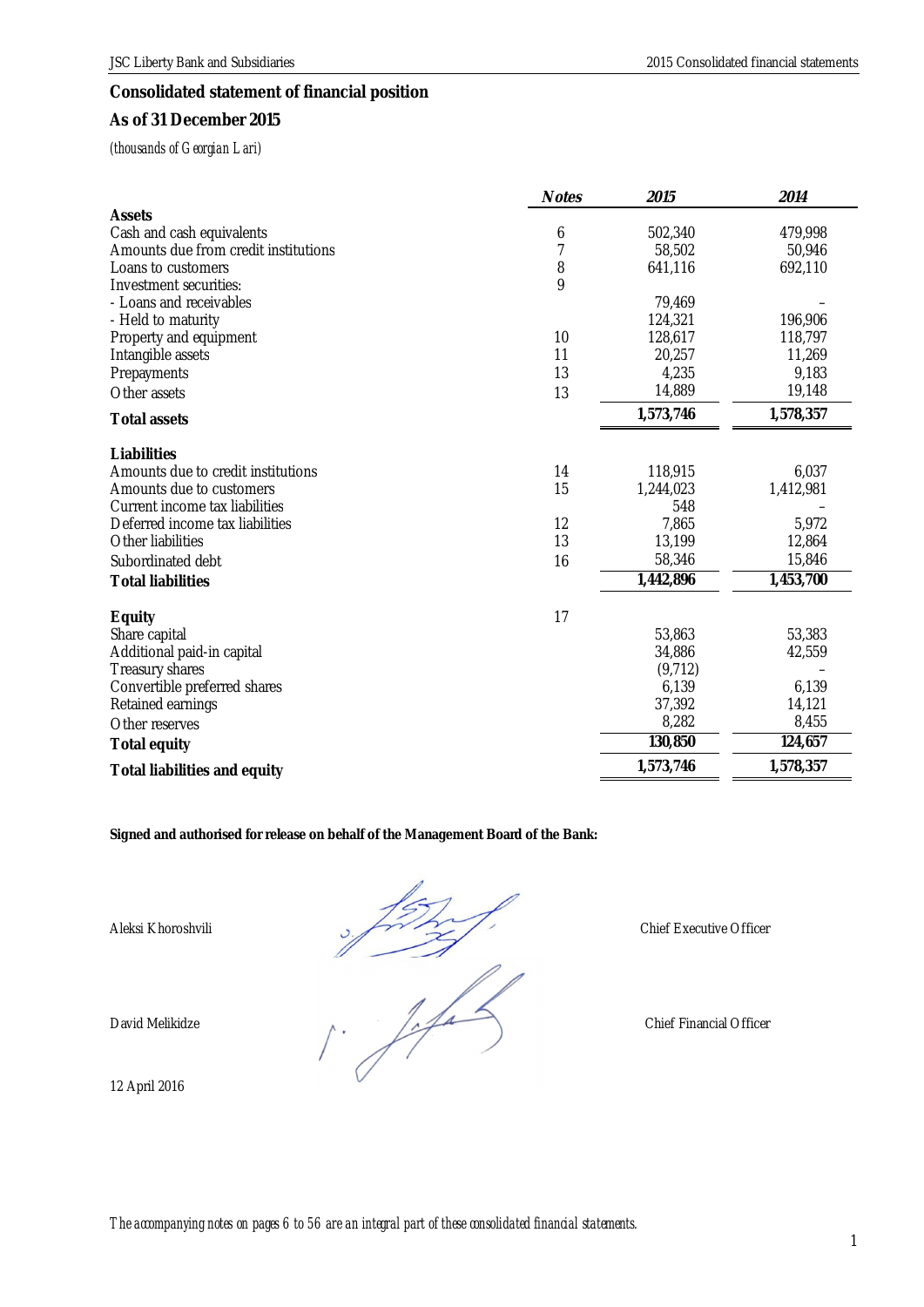## Consolidated statement of financial position

## As of 31 December 2015

*(thousands of Georgian Lari)*

| | Notes | 2015 | 2014 |
|---|---|---|---|
| **Assets** | | | |
| Cash and cash equivalents | 6 | 502,340 | 479,998 |
| Amounts due from credit institutions | 7 | 58,502 | 50,946 |
| Loans to customers | 8 | 641,116 | 692,110 |
| Investment securities: | 9 | | |
| - Loans and receivables | | 79,469 | – |
| - Held to maturity | | 124,321 | 196,906 |
| Property and equipment | 10 | 128,617 | 118,797 |
| Intangible assets | 11 | 20,257 | 11,269 |
| Prepayments | 13 | 4,235 | 9,183 |
| Other assets | 13 | 14,889 | 19,148 |
| **Total assets** | | **1,573,746** | **1,578,357** |
| **Liabilities** | | | |
| Amounts due to credit institutions | 14 | 118,915 | 6,037 |
| Amounts due to customers | 15 | 1,244,023 | 1,412,981 |
| Current income tax liabilities | | 548 | – |
| Deferred income tax liabilities | 12 | 7,865 | 5,972 |
| Other liabilities | 13 | 13,199 | 12,864 |
| Subordinated debt | 16 | 58,346 | 15,846 |
| **Total liabilities** | | **1,442,896** | **1,453,700** |
| **Equity** | 17 | | |
| Share capital | | 53,863 | 53,383 |
| Additional paid-in capital | | 34,886 | 42,559 |
| Treasury shares | | (9,712) | – |
| Convertible preferred shares | | 6,139 | 6,139 |
| Retained earnings | | 37,392 | 14,121 |
| Other reserves | | 8,282 | 8,455 |
| **Total equity** | | **130,850** | **124,657** |
| **Total liabilities and equity** | | **1,573,746** | **1,578,357** |

**Signed and authorised for release on behalf of the Management Board of the Bank:**

Aleksi Khoroshvili — Chief Executive Officer

David Melikidze — Chief Financial Officer

12 April 2016

*The accompanying notes on pages 6 to 56 are an integral part of these consolidated financial statements.*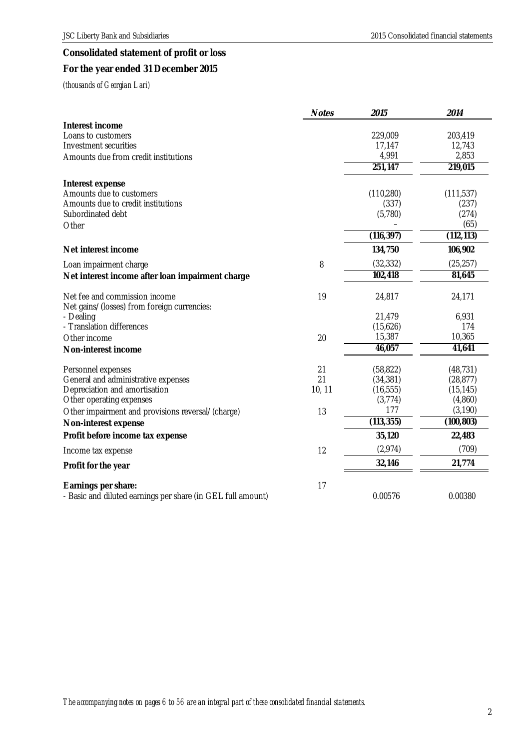## Consolidated statement of profit or loss

## For the year ended 31 December 2015

*(thousands of Georgian Lari)*

| | Notes | 2015 | 2014 |
|---|---|---|---|
| **Interest income** | | | |
| Loans to customers | | 229,009 | 203,419 |
| Investment securities | | 17,147 | 12,743 |
| Amounts due from credit institutions | | 4,991 | 2,853 |
| | | **251,147** | **219,015** |
| **Interest expense** | | | |
| Amounts due to customers | | (110,280) | (111,537) |
| Amounts due to credit institutions | | (337) | (237) |
| Subordinated debt | | (5,780) | (274) |
| Other | | – | (65) |
| | | **(116,397)** | **(112,113)** |
| **Net interest income** | | **134,750** | **106,902** |
| Loan impairment charge | 8 | (32,332) | (25,257) |
| **Net interest income after loan impairment charge** | | **102,418** | **81,645** |
| Net fee and commission income | 19 | 24,817 | 24,171 |
| Net gains/(losses) from foreign currencies: | | | |
| - Dealing | | 21,479 | 6,931 |
| - Translation differences | | (15,626) | 174 |
| Other income | 20 | 15,387 | 10,365 |
| **Non-interest income** | | **46,057** | **41,641** |
| Personnel expenses | 21 | (58,822) | (48,731) |
| General and administrative expenses | 21 | (34,381) | (28,877) |
| Depreciation and amortisation | 10, 11 | (16,555) | (15,145) |
| Other operating expenses | | (3,774) | (4,860) |
| Other impairment and provisions reversal/(charge) | 13 | 177 | (3,190) |
| **Non-interest expense** | | **(113,355)** | **(100,803)** |
| **Profit before income tax expense** | | **35,120** | **22,483** |
| Income tax expense | 12 | (2,974) | (709) |
| **Profit for the year** | | **32,146** | **21,774** |
| **Earnings per share:** | 17 | | |
| - Basic and diluted earnings per share (in GEL full amount) | | 0.00576 | 0.00380 |

*The accompanying notes on pages 6 to 56 are an integral part of these consolidated financial statements.*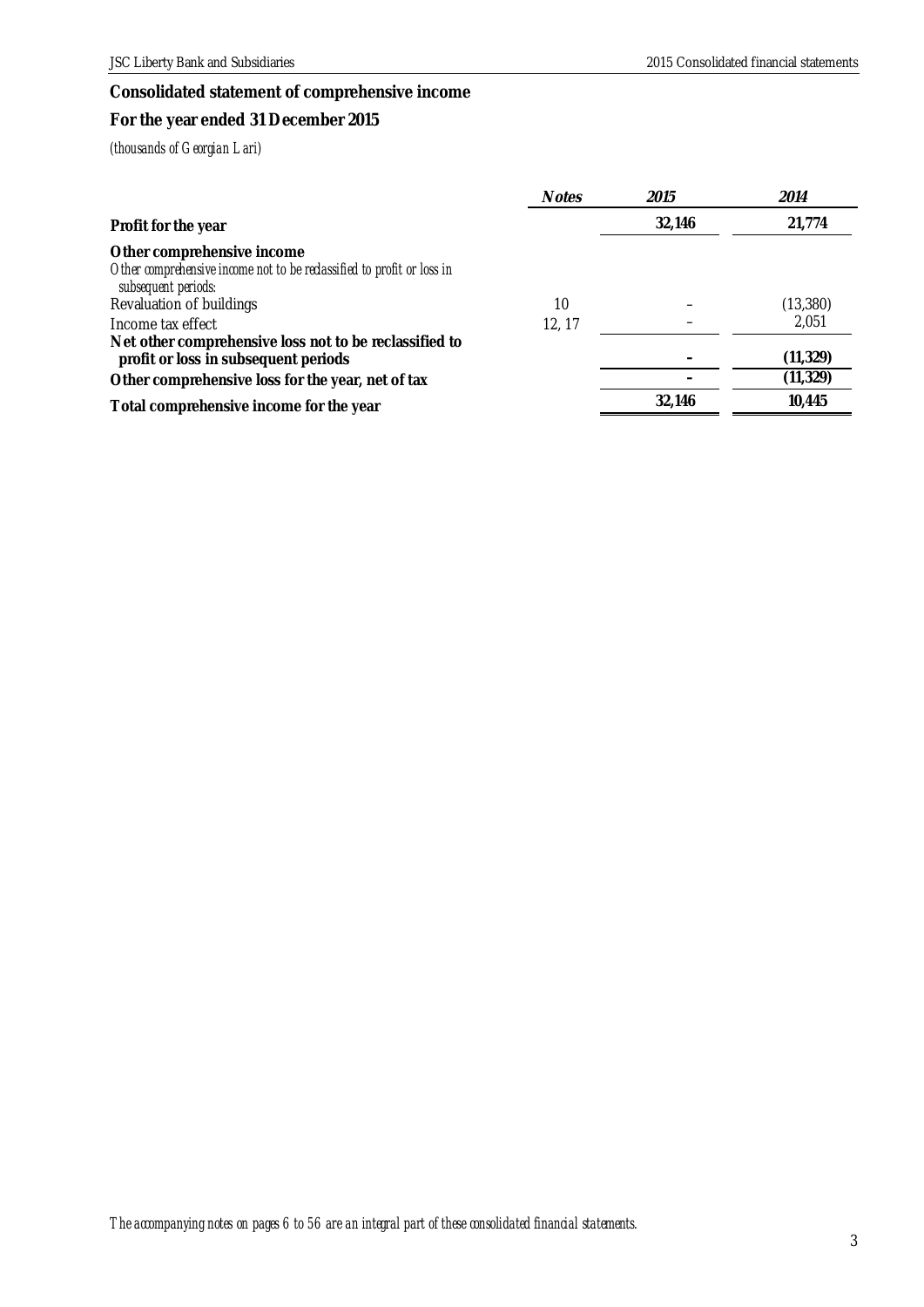## Consolidated statement of comprehensive income

## For the year ended 31 December 2015

*(thousands of Georgian Lari)*

| | *Notes* | *2015* | *2014* |
|---|---|---|---|
| **Profit for the year** | | **32,146** | **21,774** |
| **Other comprehensive income** | | | |
| *Other comprehensive income not to be reclassified to profit or loss in subsequent periods:* | | | |
| Revaluation of buildings | 10 | – | (13,380) |
| Income tax effect | 12, 17 | – | 2,051 |
| **Net other comprehensive loss not to be reclassified to profit or loss in subsequent periods** | | **–** | **(11,329)** |
| **Other comprehensive loss for the year, net of tax** | | **–** | **(11,329)** |
| **Total comprehensive income for the year** | | **32,146** | **10,445** |

*The accompanying notes on pages 6 to 56 are an integral part of these consolidated financial statements.*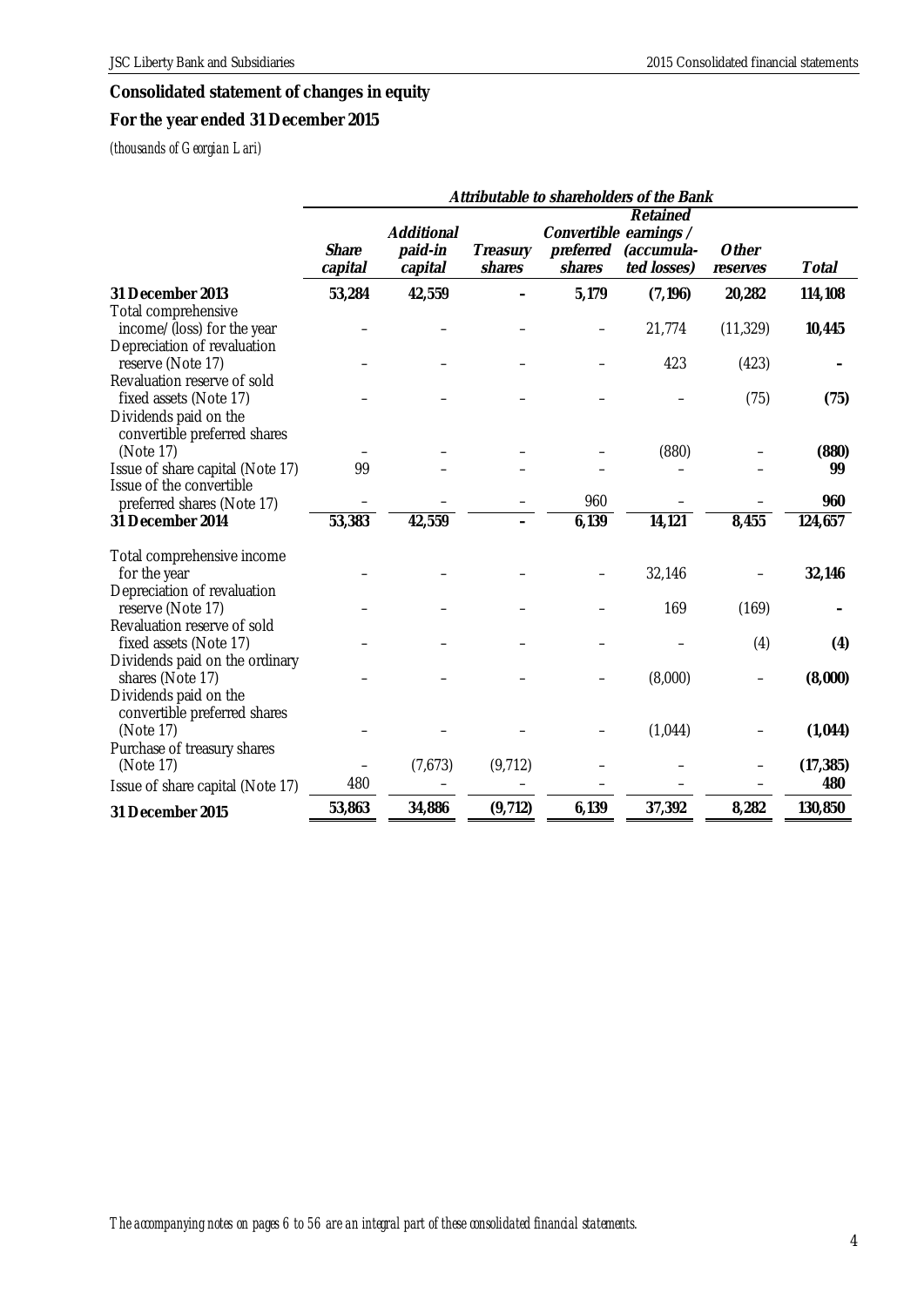## Consolidated statement of changes in equity

## For the year ended 31 December 2015

*(thousands of Georgian Lari)*

| | Attributable to shareholders of the Bank | | | | | | |
|---|---|---|---|---|---|---|---|
| | *Share capital* | *Additional paid-in capital* | *Treasury shares* | *Convertible preferred shares* | *Retained earnings / (accumulated losses)* | *Other reserves* | *Total* |
| **31 December 2013** | **53,284** | **42,559** | **–** | **5,179** | **(7,196)** | **20,282** | **114,108** |
| Total comprehensive income/(loss) for the year | – | – | – | – | 21,774 | (11,329) | **10,445** |
| Depreciation of revaluation reserve (Note 17) | – | – | – | – | 423 | (423) | **–** |
| Revaluation reserve of sold fixed assets (Note 17) | – | – | – | – | – | (75) | **(75)** |
| Dividends paid on the convertible preferred shares (Note 17) | – | – | – | – | (880) | – | **(880)** |
| Issue of share capital (Note 17) | 99 | – | – | – | – | – | **99** |
| Issue of the convertible preferred shares (Note 17) | – | – | – | 960 | – | – | **960** |
| **31 December 2014** | **53,383** | **42,559** | **–** | **6,139** | **14,121** | **8,455** | **124,657** |
| Total comprehensive income for the year | – | – | – | – | 32,146 | – | **32,146** |
| Depreciation of revaluation reserve (Note 17) | – | – | – | – | 169 | (169) | **–** |
| Revaluation reserve of sold fixed assets (Note 17) | – | – | – | – | – | (4) | **(4)** |
| Dividends paid on the ordinary shares (Note 17) | – | – | – | – | (8,000) | – | **(8,000)** |
| Dividends paid on the convertible preferred shares (Note 17) | – | – | – | – | (1,044) | – | **(1,044)** |
| Purchase of treasury shares (Note 17) | – | (7,673) | (9,712) | – | – | – | **(17,385)** |
| Issue of share capital (Note 17) | 480 | – | – | – | – | – | **480** |
| **31 December 2015** | **53,863** | **34,886** | **(9,712)** | **6,139** | **37,392** | **8,282** | **130,850** |

*The accompanying notes on pages 6 to 56 are an integral part of these consolidated financial statements.*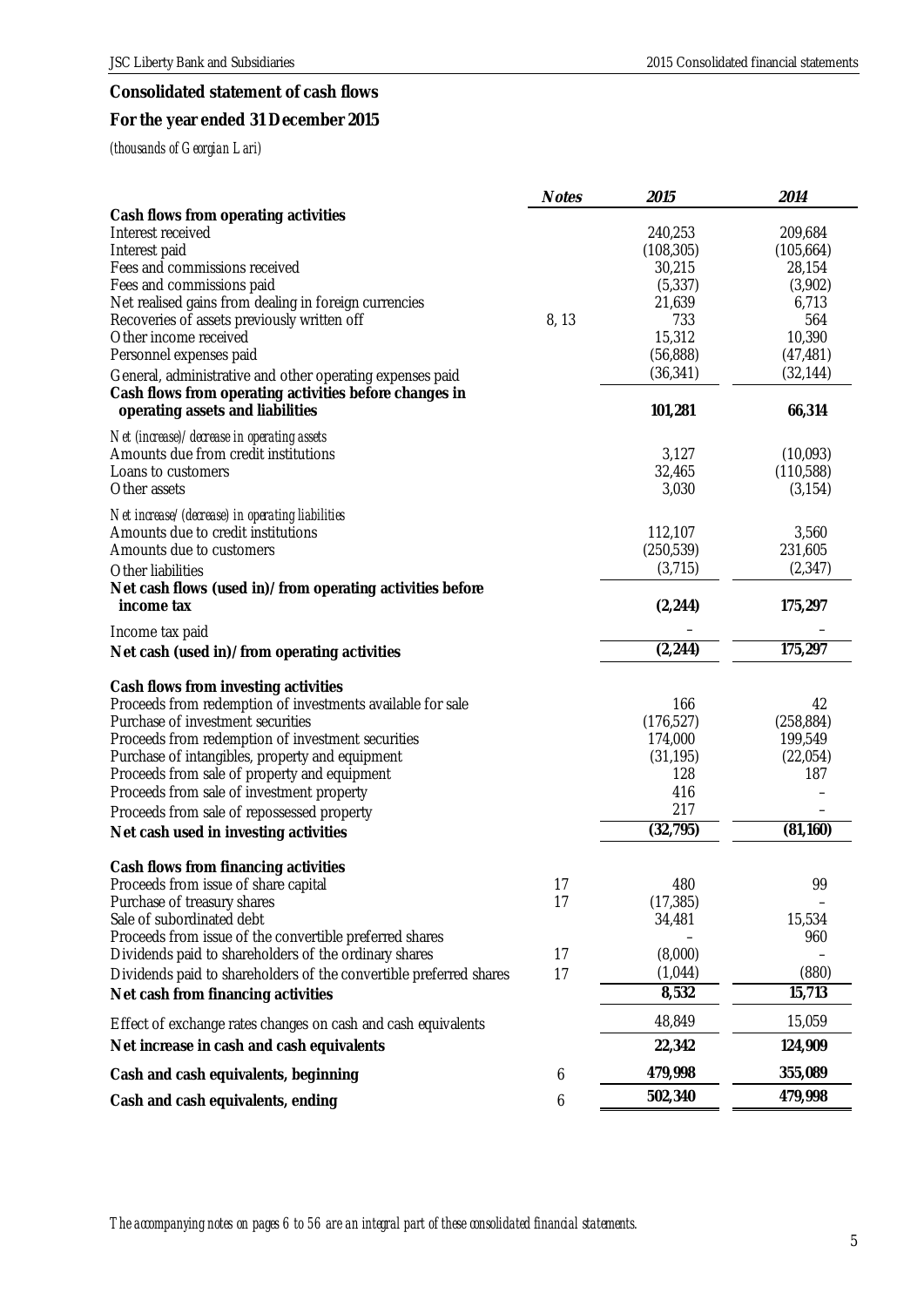## Consolidated statement of cash flows

## For the year ended 31 December 2015

*(thousands of Georgian Lari)*

| | *Notes* | *2015* | *2014* |
|---|---|---|---|
| **Cash flows from operating activities** | | | |
| Interest received | | 240,253 | 209,684 |
| Interest paid | | (108,305) | (105,664) |
| Fees and commissions received | | 30,215 | 28,154 |
| Fees and commissions paid | | (5,337) | (3,902) |
| Net realised gains from dealing in foreign currencies | | 21,639 | 6,713 |
| Recoveries of assets previously written off | 8, 13 | 733 | 564 |
| Other income received | | 15,312 | 10,390 |
| Personnel expenses paid | | (56,888) | (47,481) |
| General, administrative and other operating expenses paid | | (36,341) | (32,144) |
| **Cash flows from operating activities before changes in operating assets and liabilities** | | **101,281** | **66,314** |
| *Net (increase)/decrease in operating assets* | | | |
| Amounts due from credit institutions | | 3,127 | (10,093) |
| Loans to customers | | 32,465 | (110,588) |
| Other assets | | 3,030 | (3,154) |
| *Net increase/(decrease) in operating liabilities* | | | |
| Amounts due to credit institutions | | 112,107 | 3,560 |
| Amounts due to customers | | (250,539) | 231,605 |
| Other liabilities | | (3,715) | (2,347) |
| **Net cash flows (used in)/from operating activities before income tax** | | **(2,244)** | **175,297** |
| Income tax paid | | – | – |
| **Net cash (used in)/from operating activities** | | **(2,244)** | **175,297** |
| **Cash flows from investing activities** | | | |
| Proceeds from redemption of investments available for sale | | 166 | 42 |
| Purchase of investment securities | | (176,527) | (258,884) |
| Proceeds from redemption of investment securities | | 174,000 | 199,549 |
| Purchase of intangibles, property and equipment | | (31,195) | (22,054) |
| Proceeds from sale of property and equipment | | 128 | 187 |
| Proceeds from sale of investment property | | 416 | – |
| Proceeds from sale of repossessed property | | 217 | – |
| **Net cash used in investing activities** | | **(32,795)** | **(81,160)** |
| **Cash flows from financing activities** | | | |
| Proceeds from issue of share capital | 17 | 480 | 99 |
| Purchase of treasury shares | 17 | (17,385) | – |
| Sale of subordinated debt | | 34,481 | 15,534 |
| Proceeds from issue of the convertible preferred shares | | – | 960 |
| Dividends paid to shareholders of the ordinary shares | 17 | (8,000) | – |
| Dividends paid to shareholders of the convertible preferred shares | 17 | (1,044) | (880) |
| **Net cash from financing activities** | | **8,532** | **15,713** |
| Effect of exchange rates changes on cash and cash equivalents | | 48,849 | 15,059 |
| **Net increase in cash and cash equivalents** | | **22,342** | **124,909** |
| **Cash and cash equivalents, beginning** | 6 | **479,998** | **355,089** |
| **Cash and cash equivalents, ending** | 6 | **502,340** | **479,998** |

*The accompanying notes on pages 6 to 56 are an integral part of these consolidated financial statements.*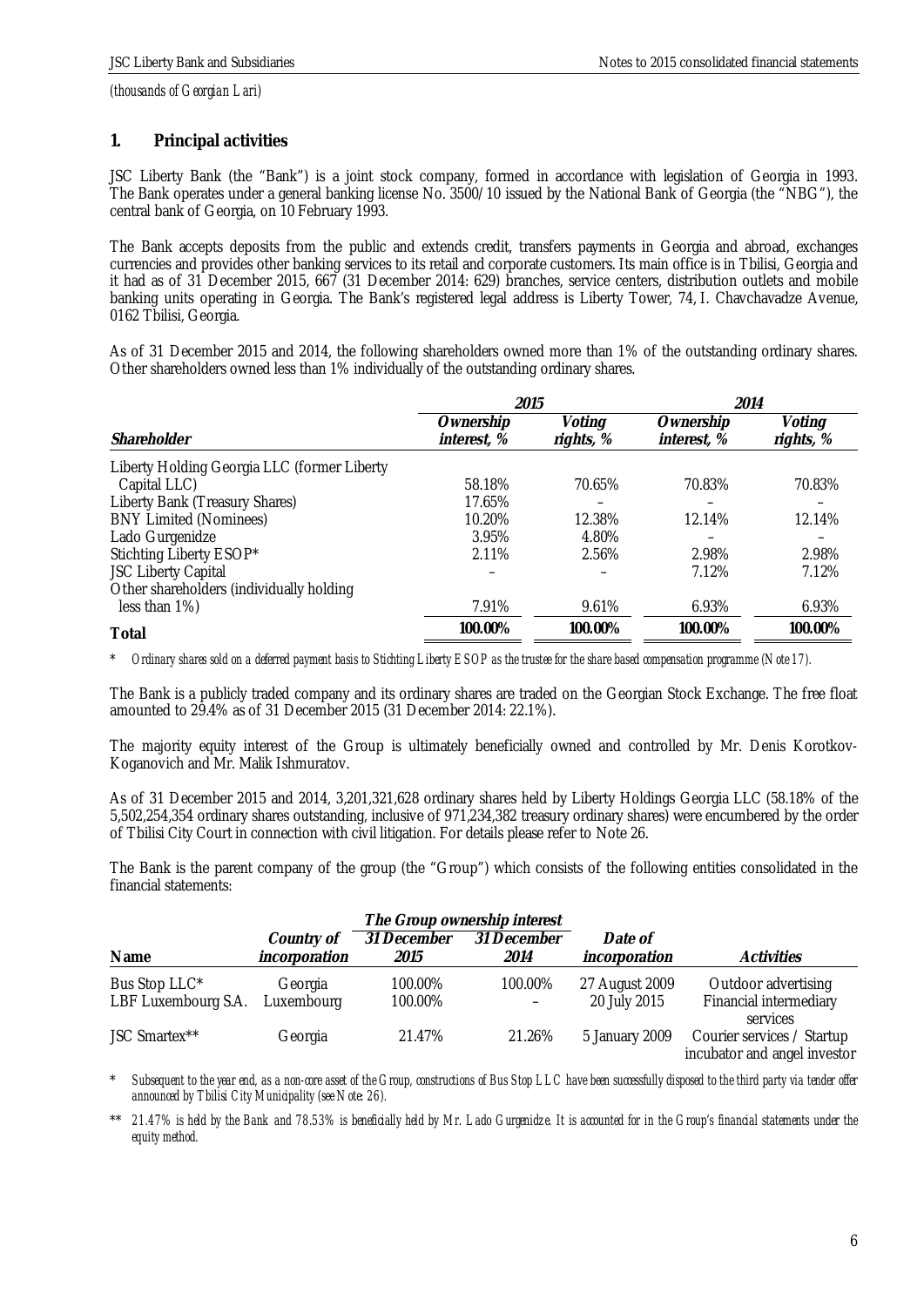(thousands of Georgian Lari)

## 1. Principal activities

JSC Liberty Bank (the "Bank") is a joint stock company, formed in accordance with legislation of Georgia in 1993. The Bank operates under a general banking license No. 3500/10 issued by the National Bank of Georgia (the "NBG"), the central bank of Georgia, on 10 February 1993.

The Bank accepts deposits from the public and extends credit, transfers payments in Georgia and abroad, exchanges currencies and provides other banking services to its retail and corporate customers. Its main office is in Tbilisi, Georgia and it had as of 31 December 2015, 667 (31 December 2014: 629) branches, service centers, distribution outlets and mobile banking units operating in Georgia. The Bank's registered legal address is Liberty Tower, 74, I. Chavchavadze Avenue, 0162 Tbilisi, Georgia.

As of 31 December 2015 and 2014, the following shareholders owned more than 1% of the outstanding ordinary shares. Other shareholders owned less than 1% individually of the outstanding ordinary shares.

| | *2015* | | *2014* | |
|---|---|---|---|---|
| ***Shareholder*** | ***Ownership interest, %*** | ***Voting rights, %*** | ***Ownership interest, %*** | ***Voting rights, %*** |
| Liberty Holding Georgia LLC (former Liberty Capital LLC) | 58.18% | 70.65% | 70.83% | 70.83% |
| Liberty Bank (Treasury Shares) | 17.65% | – | – | – |
| BNY Limited (Nominees) | 10.20% | 12.38% | 12.14% | 12.14% |
| Lado Gurgenidze | 3.95% | 4.80% | – | – |
| Stichting Liberty ESOP* | 2.11% | 2.56% | 2.98% | 2.98% |
| JSC Liberty Capital | – | – | 7.12% | 7.12% |
| Other shareholders (individually holding less than 1%) | 7.91% | 9.61% | 6.93% | 6.93% |
| **Total** | **100.00%** | **100.00%** | **100.00%** | **100.00%** |

\* *Ordinary shares sold on a deferred payment basis to Stichting Liberty ESOP as the trustee for the share based compensation programme (Note 17).*

The Bank is a publicly traded company and its ordinary shares are traded on the Georgian Stock Exchange. The free float amounted to 29.4% as of 31 December 2015 (31 December 2014: 22.1%).

The majority equity interest of the Group is ultimately beneficially owned and controlled by Mr. Denis Korotkov-Koganovich and Mr. Malik Ishmuratov.

As of 31 December 2015 and 2014, 3,201,321,628 ordinary shares held by Liberty Holdings Georgia LLC (58.18% of the 5,502,254,354 ordinary shares outstanding, inclusive of 971,234,382 treasury ordinary shares) were encumbered by the order of Tbilisi City Court in connection with civil litigation. For details please refer to Note 26.

The Bank is the parent company of the group (the "Group") which consists of the following entities consolidated in the financial statements:

| | | *The Group ownership interest* | | | |
|---|---|---|---|---|---|
| ***Name*** | ***Country of incorporation*** | ***31 December 2015*** | ***31 December 2014*** | ***Date of incorporation*** | ***Activities*** |
| Bus Stop LLC* | Georgia | 100.00% | 100.00% | 27 August 2009 | Outdoor advertising |
| LBF Luxembourg S.A. | Luxembourg | 100.00% | – | 20 July 2015 | Financial intermediary services |
| JSC Smartex** | Georgia | 21.47% | 21.26% | 5 January 2009 | Courier services / Startup incubator and angel investor |

\* *Subsequent to the year end, as a non-core asset of the Group, constructions of Bus Stop LLC have been successfully disposed to the third party via tender offer announced by Tbilisi City Municipality (see Note 26).*

\*\* *21.47% is held by the Bank and 78.53% is beneficially held by Mr. Lado Gurgenidze. It is accounted for in the Group's financial statements under the equity method.*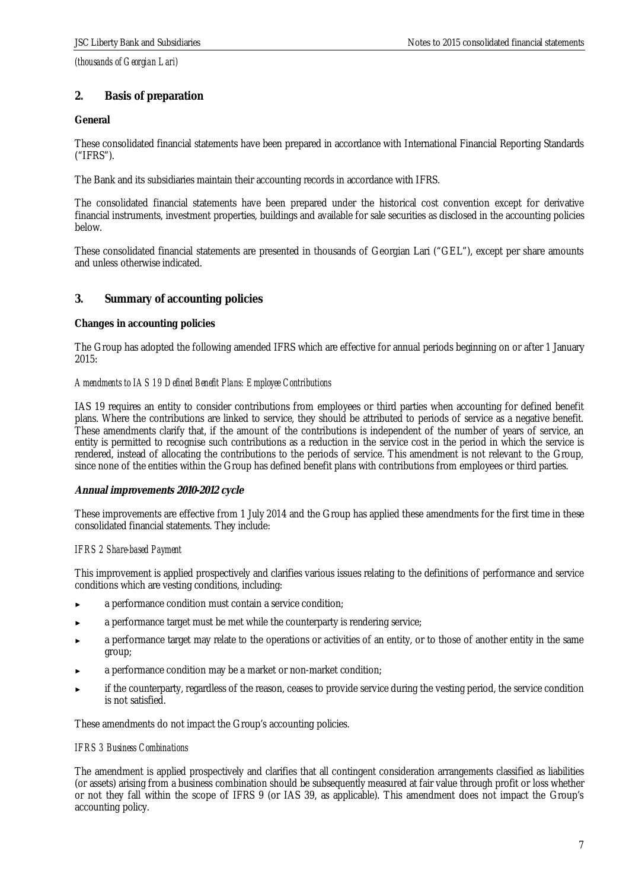*(thousands of Georgian Lari)*

## 2. Basis of preparation

**General**

These consolidated financial statements have been prepared in accordance with International Financial Reporting Standards ("IFRS").

The Bank and its subsidiaries maintain their accounting records in accordance with IFRS.

The consolidated financial statements have been prepared under the historical cost convention except for derivative financial instruments, investment properties, buildings and available for sale securities as disclosed in the accounting policies below.

These consolidated financial statements are presented in thousands of Georgian Lari ("GEL"), except per share amounts and unless otherwise indicated.

## 3. Summary of accounting policies

**Changes in accounting policies**

The Group has adopted the following amended IFRS which are effective for annual periods beginning on or after 1 January 2015:

*Amendments to IAS 19 Defined Benefit Plans: Employee Contributions*

IAS 19 requires an entity to consider contributions from employees or third parties when accounting for defined benefit plans. Where the contributions are linked to service, they should be attributed to periods of service as a negative benefit. These amendments clarify that, if the amount of the contributions is independent of the number of years of service, an entity is permitted to recognise such contributions as a reduction in the service cost in the period in which the service is rendered, instead of allocating the contributions to the periods of service. This amendment is not relevant to the Group, since none of the entities within the Group has defined benefit plans with contributions from employees or third parties.

***Annual improvements 2010-2012 cycle***

These improvements are effective from 1 July 2014 and the Group has applied these amendments for the first time in these consolidated financial statements. They include:

*IFRS 2 Share-based Payment*

This improvement is applied prospectively and clarifies various issues relating to the definitions of performance and service conditions which are vesting conditions, including:

- a performance condition must contain a service condition;
- a performance target must be met while the counterparty is rendering service;
- a performance target may relate to the operations or activities of an entity, or to those of another entity in the same group;
- a performance condition may be a market or non-market condition;
- if the counterparty, regardless of the reason, ceases to provide service during the vesting period, the service condition is not satisfied.

These amendments do not impact the Group's accounting policies.

*IFRS 3 Business Combinations*

The amendment is applied prospectively and clarifies that all contingent consideration arrangements classified as liabilities (or assets) arising from a business combination should be subsequently measured at fair value through profit or loss whether or not they fall within the scope of IFRS 9 (or IAS 39, as applicable). This amendment does not impact the Group's accounting policy.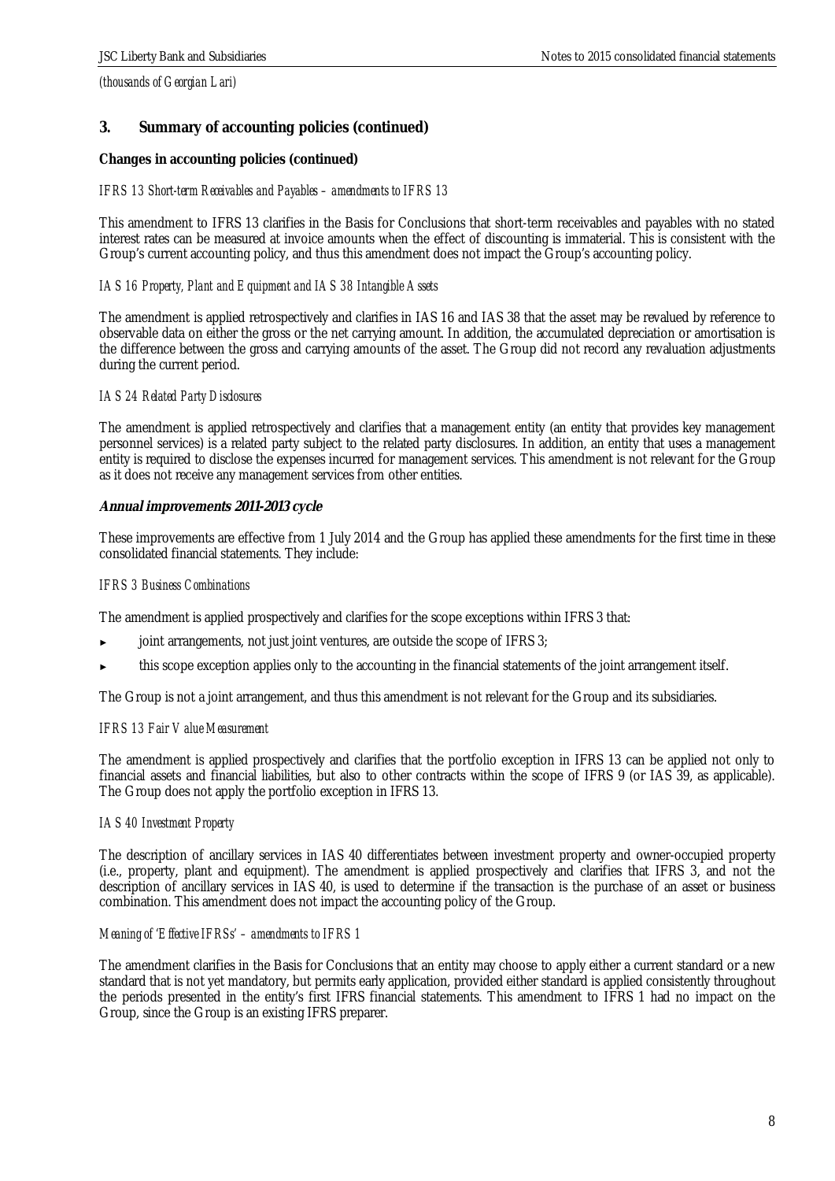*(thousands of Georgian Lari)*

## 3. Summary of accounting policies (continued)

**Changes in accounting policies (continued)**

*IFRS 13 Short-term Receivables and Payables – amendments to IFRS 13*

This amendment to IFRS 13 clarifies in the Basis for Conclusions that short-term receivables and payables with no stated interest rates can be measured at invoice amounts when the effect of discounting is immaterial. This is consistent with the Group's current accounting policy, and thus this amendment does not impact the Group's accounting policy.

*IAS 16 Property, Plant and Equipment and IAS 38 Intangible Assets*

The amendment is applied retrospectively and clarifies in IAS 16 and IAS 38 that the asset may be revalued by reference to observable data on either the gross or the net carrying amount. In addition, the accumulated depreciation or amortisation is the difference between the gross and carrying amounts of the asset. The Group did not record any revaluation adjustments during the current period.

*IAS 24 Related Party Disclosures*

The amendment is applied retrospectively and clarifies that a management entity (an entity that provides key management personnel services) is a related party subject to the related party disclosures. In addition, an entity that uses a management entity is required to disclose the expenses incurred for management services. This amendment is not relevant for the Group as it does not receive any management services from other entities.

***Annual improvements 2011-2013 cycle***

These improvements are effective from 1 July 2014 and the Group has applied these amendments for the first time in these consolidated financial statements. They include:

*IFRS 3 Business Combinations*

The amendment is applied prospectively and clarifies for the scope exceptions within IFRS 3 that:

- joint arrangements, not just joint ventures, are outside the scope of IFRS 3;
- this scope exception applies only to the accounting in the financial statements of the joint arrangement itself.

The Group is not a joint arrangement, and thus this amendment is not relevant for the Group and its subsidiaries.

*IFRS 13 Fair Value Measurement*

The amendment is applied prospectively and clarifies that the portfolio exception in IFRS 13 can be applied not only to financial assets and financial liabilities, but also to other contracts within the scope of IFRS 9 (or IAS 39, as applicable). The Group does not apply the portfolio exception in IFRS 13.

*IAS 40 Investment Property*

The description of ancillary services in IAS 40 differentiates between investment property and owner-occupied property (i.e., property, plant and equipment). The amendment is applied prospectively and clarifies that IFRS 3, and not the description of ancillary services in IAS 40, is used to determine if the transaction is the purchase of an asset or business combination. This amendment does not impact the accounting policy of the Group.

*Meaning of 'Effective IFRSs' – amendments to IFRS 1*

The amendment clarifies in the Basis for Conclusions that an entity may choose to apply either a current standard or a new standard that is not yet mandatory, but permits early application, provided either standard is applied consistently throughout the periods presented in the entity's first IFRS financial statements. This amendment to IFRS 1 had no impact on the Group, since the Group is an existing IFRS preparer.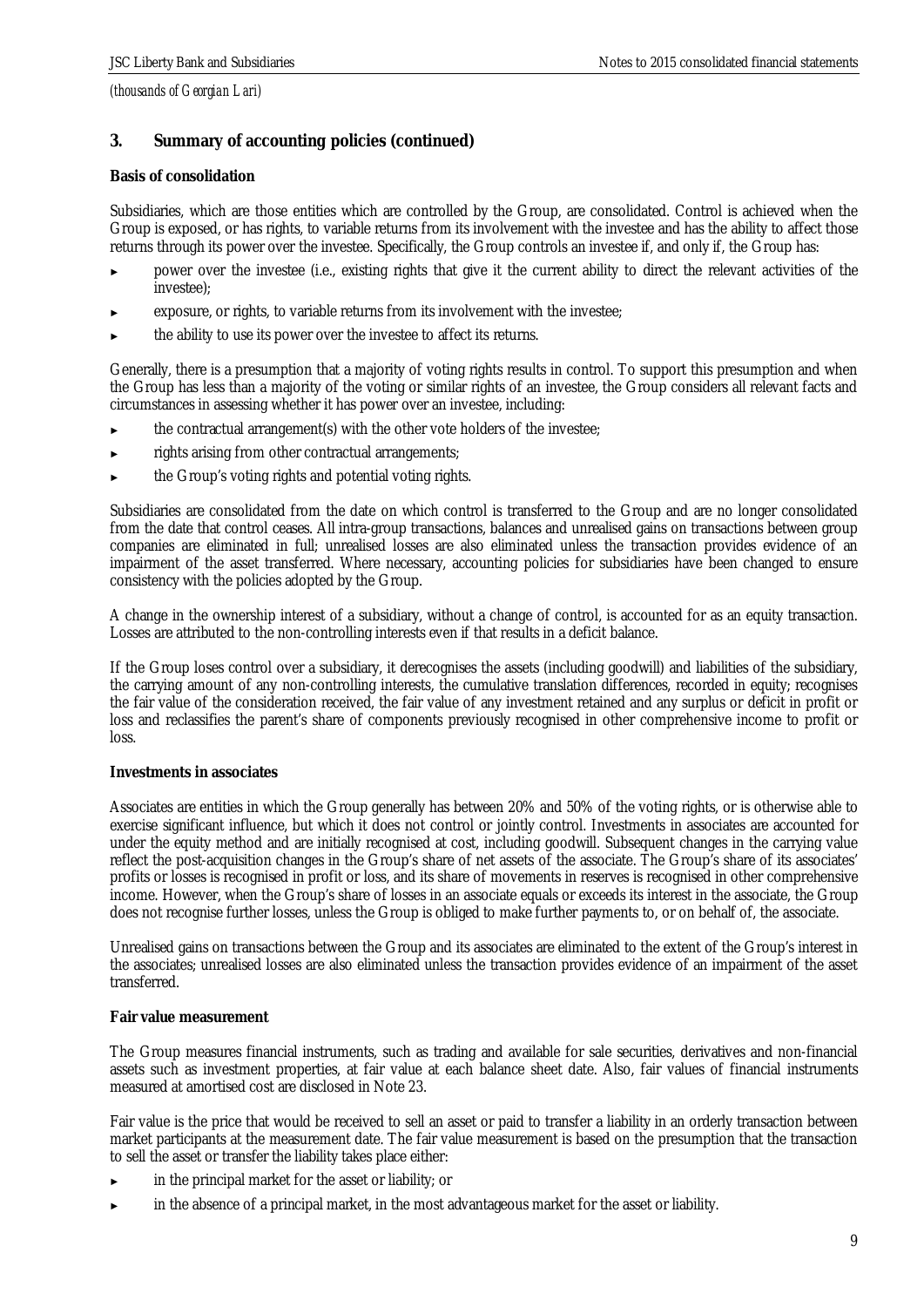*(thousands of Georgian Lari)*

## 3. Summary of accounting policies (continued)

**Basis of consolidation**

Subsidiaries, which are those entities which are controlled by the Group, are consolidated. Control is achieved when the Group is exposed, or has rights, to variable returns from its involvement with the investee and has the ability to affect those returns through its power over the investee. Specifically, the Group controls an investee if, and only if, the Group has:

- power over the investee (i.e., existing rights that give it the current ability to direct the relevant activities of the investee);
- exposure, or rights, to variable returns from its involvement with the investee;
- the ability to use its power over the investee to affect its returns.

Generally, there is a presumption that a majority of voting rights results in control. To support this presumption and when the Group has less than a majority of the voting or similar rights of an investee, the Group considers all relevant facts and circumstances in assessing whether it has power over an investee, including:

- the contractual arrangement(s) with the other vote holders of the investee;
- rights arising from other contractual arrangements;
- the Group's voting rights and potential voting rights.

Subsidiaries are consolidated from the date on which control is transferred to the Group and are no longer consolidated from the date that control ceases. All intra-group transactions, balances and unrealised gains on transactions between group companies are eliminated in full; unrealised losses are also eliminated unless the transaction provides evidence of an impairment of the asset transferred. Where necessary, accounting policies for subsidiaries have been changed to ensure consistency with the policies adopted by the Group.

A change in the ownership interest of a subsidiary, without a change of control, is accounted for as an equity transaction. Losses are attributed to the non-controlling interests even if that results in a deficit balance.

If the Group loses control over a subsidiary, it derecognises the assets (including goodwill) and liabilities of the subsidiary, the carrying amount of any non-controlling interests, the cumulative translation differences, recorded in equity; recognises the fair value of the consideration received, the fair value of any investment retained and any surplus or deficit in profit or loss and reclassifies the parent's share of components previously recognised in other comprehensive income to profit or loss.

**Investments in associates**

Associates are entities in which the Group generally has between 20% and 50% of the voting rights, or is otherwise able to exercise significant influence, but which it does not control or jointly control. Investments in associates are accounted for under the equity method and are initially recognised at cost, including goodwill. Subsequent changes in the carrying value reflect the post-acquisition changes in the Group's share of net assets of the associate. The Group's share of its associates' profits or losses is recognised in profit or loss, and its share of movements in reserves is recognised in other comprehensive income. However, when the Group's share of losses in an associate equals or exceeds its interest in the associate, the Group does not recognise further losses, unless the Group is obliged to make further payments to, or on behalf of, the associate.

Unrealised gains on transactions between the Group and its associates are eliminated to the extent of the Group's interest in the associates; unrealised losses are also eliminated unless the transaction provides evidence of an impairment of the asset transferred.

**Fair value measurement**

The Group measures financial instruments, such as trading and available for sale securities, derivatives and non-financial assets such as investment properties, at fair value at each balance sheet date. Also, fair values of financial instruments measured at amortised cost are disclosed in Note 23.

Fair value is the price that would be received to sell an asset or paid to transfer a liability in an orderly transaction between market participants at the measurement date. The fair value measurement is based on the presumption that the transaction to sell the asset or transfer the liability takes place either:

- in the principal market for the asset or liability; or
- in the absence of a principal market, in the most advantageous market for the asset or liability.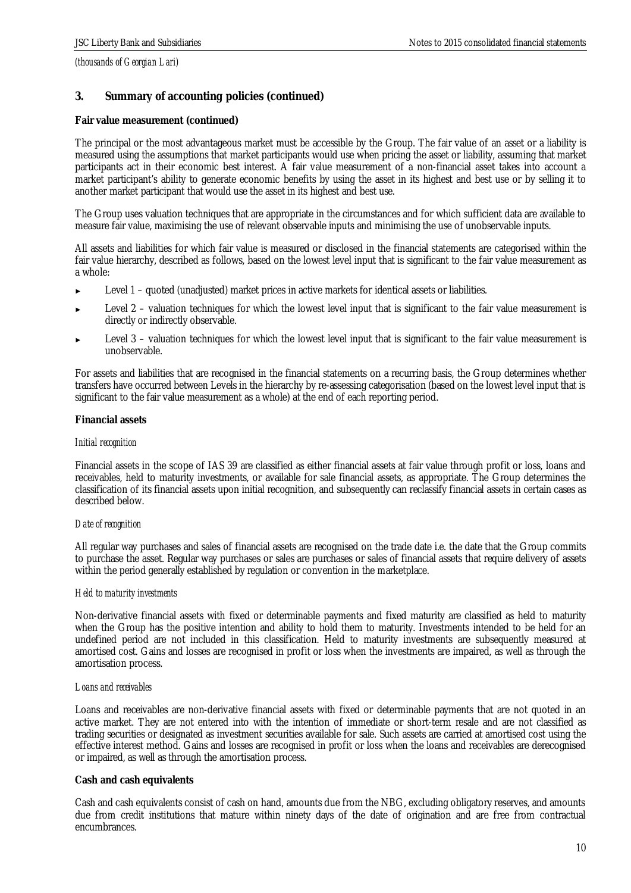*(thousands of Georgian Lari)*

## 3. Summary of accounting policies (continued)

**Fair value measurement (continued)**

The principal or the most advantageous market must be accessible by the Group. The fair value of an asset or a liability is measured using the assumptions that market participants would use when pricing the asset or liability, assuming that market participants act in their economic best interest. A fair value measurement of a non-financial asset takes into account a market participant's ability to generate economic benefits by using the asset in its highest and best use or by selling it to another market participant that would use the asset in its highest and best use.

The Group uses valuation techniques that are appropriate in the circumstances and for which sufficient data are available to measure fair value, maximising the use of relevant observable inputs and minimising the use of unobservable inputs.

All assets and liabilities for which fair value is measured or disclosed in the financial statements are categorised within the fair value hierarchy, described as follows, based on the lowest level input that is significant to the fair value measurement as a whole:

- Level 1 – quoted (unadjusted) market prices in active markets for identical assets or liabilities.
- Level 2 – valuation techniques for which the lowest level input that is significant to the fair value measurement is directly or indirectly observable.
- Level 3 – valuation techniques for which the lowest level input that is significant to the fair value measurement is unobservable.

For assets and liabilities that are recognised in the financial statements on a recurring basis, the Group determines whether transfers have occurred between Levels in the hierarchy by re-assessing categorisation (based on the lowest level input that is significant to the fair value measurement as a whole) at the end of each reporting period.

**Financial assets**

*Initial recognition*

Financial assets in the scope of IAS 39 are classified as either financial assets at fair value through profit or loss, loans and receivables, held to maturity investments, or available for sale financial assets, as appropriate. The Group determines the classification of its financial assets upon initial recognition, and subsequently can reclassify financial assets in certain cases as described below.

*Date of recognition*

All regular way purchases and sales of financial assets are recognised on the trade date i.e. the date that the Group commits to purchase the asset. Regular way purchases or sales are purchases or sales of financial assets that require delivery of assets within the period generally established by regulation or convention in the marketplace.

*Held to maturity investments*

Non-derivative financial assets with fixed or determinable payments and fixed maturity are classified as held to maturity when the Group has the positive intention and ability to hold them to maturity. Investments intended to be held for an undefined period are not included in this classification. Held to maturity investments are subsequently measured at amortised cost. Gains and losses are recognised in profit or loss when the investments are impaired, as well as through the amortisation process.

*Loans and receivables*

Loans and receivables are non-derivative financial assets with fixed or determinable payments that are not quoted in an active market. They are not entered into with the intention of immediate or short-term resale and are not classified as trading securities or designated as investment securities available for sale. Such assets are carried at amortised cost using the effective interest method. Gains and losses are recognised in profit or loss when the loans and receivables are derecognised or impaired, as well as through the amortisation process.

**Cash and cash equivalents**

Cash and cash equivalents consist of cash on hand, amounts due from the NBG, excluding obligatory reserves, and amounts due from credit institutions that mature within ninety days of the date of origination and are free from contractual encumbrances.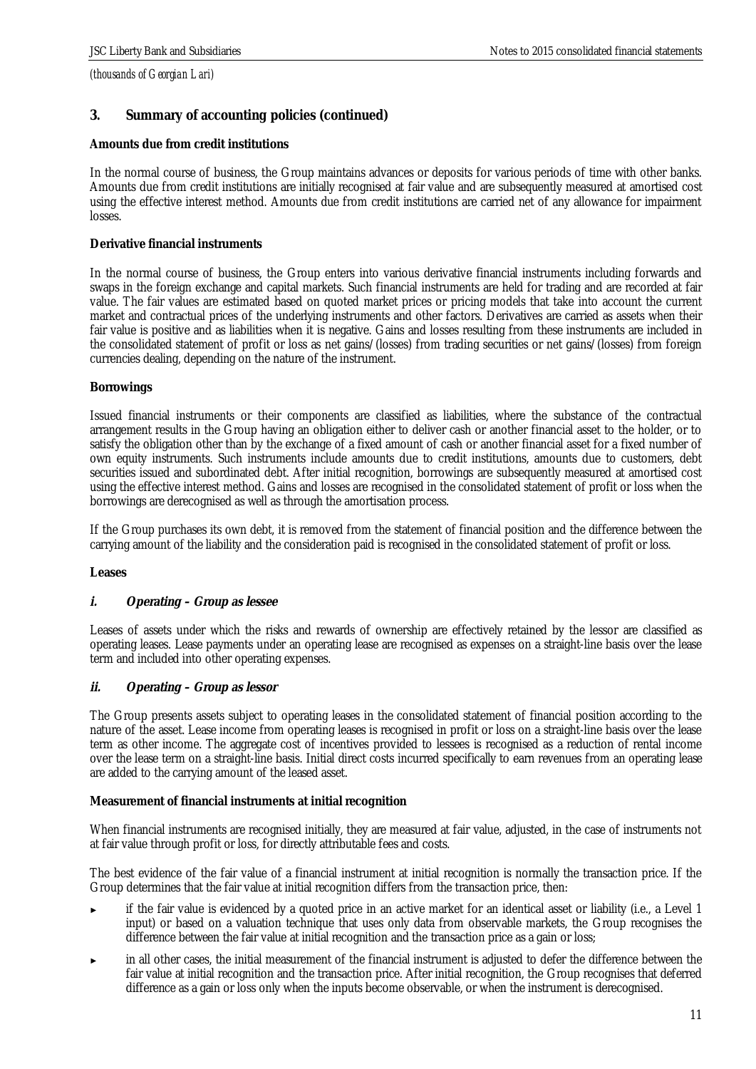*(thousands of Georgian Lari)*

## 3. Summary of accounting policies (continued)

**Amounts due from credit institutions**

In the normal course of business, the Group maintains advances or deposits for various periods of time with other banks. Amounts due from credit institutions are initially recognised at fair value and are subsequently measured at amortised cost using the effective interest method. Amounts due from credit institutions are carried net of any allowance for impairment losses.

**Derivative financial instruments**

In the normal course of business, the Group enters into various derivative financial instruments including forwards and swaps in the foreign exchange and capital markets. Such financial instruments are held for trading and are recorded at fair value. The fair values are estimated based on quoted market prices or pricing models that take into account the current market and contractual prices of the underlying instruments and other factors. Derivatives are carried as assets when their fair value is positive and as liabilities when it is negative. Gains and losses resulting from these instruments are included in the consolidated statement of profit or loss as net gains/(losses) from trading securities or net gains/(losses) from foreign currencies dealing, depending on the nature of the instrument.

**Borrowings**

Issued financial instruments or their components are classified as liabilities, where the substance of the contractual arrangement results in the Group having an obligation either to deliver cash or another financial asset to the holder, or to satisfy the obligation other than by the exchange of a fixed amount of cash or another financial asset for a fixed number of own equity instruments. Such instruments include amounts due to credit institutions, amounts due to customers, debt securities issued and subordinated debt. After initial recognition, borrowings are subsequently measured at amortised cost using the effective interest method. Gains and losses are recognised in the consolidated statement of profit or loss when the borrowings are derecognised as well as through the amortisation process.

If the Group purchases its own debt, it is removed from the statement of financial position and the difference between the carrying amount of the liability and the consideration paid is recognised in the consolidated statement of profit or loss.

**Leases**

***i. Operating – Group as lessee***

Leases of assets under which the risks and rewards of ownership are effectively retained by the lessor are classified as operating leases. Lease payments under an operating lease are recognised as expenses on a straight-line basis over the lease term and included into other operating expenses.

***ii. Operating – Group as lessor***

The Group presents assets subject to operating leases in the consolidated statement of financial position according to the nature of the asset. Lease income from operating leases is recognised in profit or loss on a straight-line basis over the lease term as other income. The aggregate cost of incentives provided to lessees is recognised as a reduction of rental income over the lease term on a straight-line basis. Initial direct costs incurred specifically to earn revenues from an operating lease are added to the carrying amount of the leased asset.

**Measurement of financial instruments at initial recognition**

When financial instruments are recognised initially, they are measured at fair value, adjusted, in the case of instruments not at fair value through profit or loss, for directly attributable fees and costs.

The best evidence of the fair value of a financial instrument at initial recognition is normally the transaction price. If the Group determines that the fair value at initial recognition differs from the transaction price, then:

- if the fair value is evidenced by a quoted price in an active market for an identical asset or liability (i.e., a Level 1 input) or based on a valuation technique that uses only data from observable markets, the Group recognises the difference between the fair value at initial recognition and the transaction price as a gain or loss;
- in all other cases, the initial measurement of the financial instrument is adjusted to defer the difference between the fair value at initial recognition and the transaction price. After initial recognition, the Group recognises that deferred difference as a gain or loss only when the inputs become observable, or when the instrument is derecognised.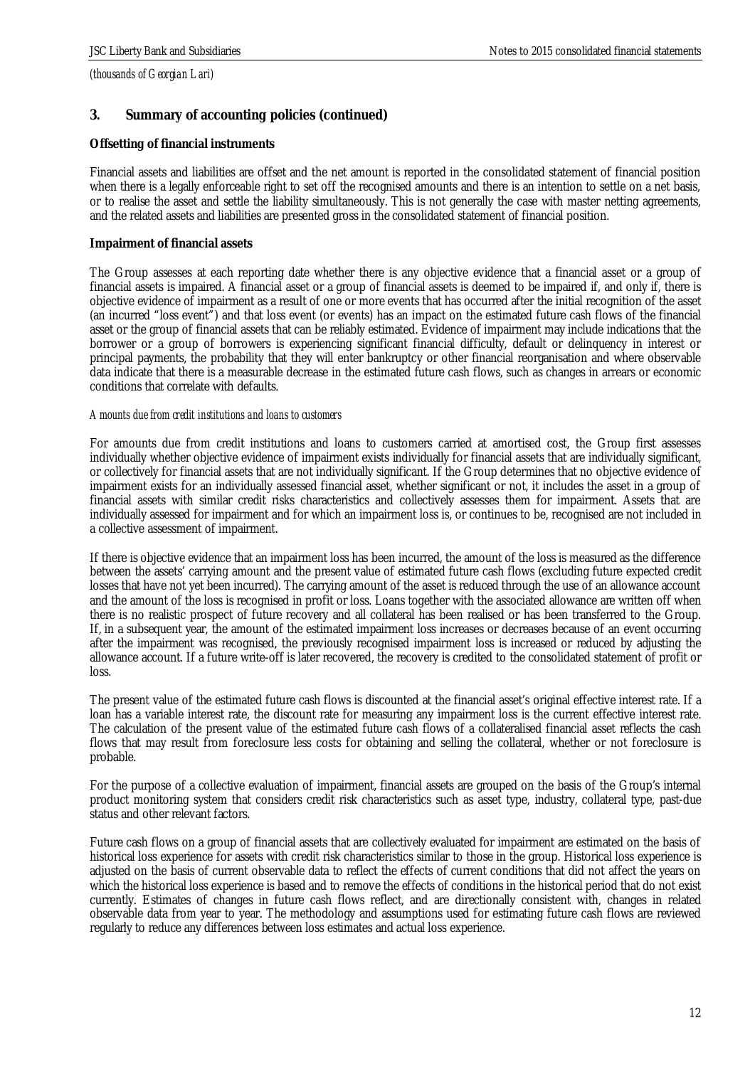*(thousands of Georgian Lari)*

## 3. Summary of accounting policies (continued)

**Offsetting of financial instruments**

Financial assets and liabilities are offset and the net amount is reported in the consolidated statement of financial position when there is a legally enforceable right to set off the recognised amounts and there is an intention to settle on a net basis, or to realise the asset and settle the liability simultaneously. This is not generally the case with master netting agreements, and the related assets and liabilities are presented gross in the consolidated statement of financial position.

**Impairment of financial assets**

The Group assesses at each reporting date whether there is any objective evidence that a financial asset or a group of financial assets is impaired. A financial asset or a group of financial assets is deemed to be impaired if, and only if, there is objective evidence of impairment as a result of one or more events that has occurred after the initial recognition of the asset (an incurred "loss event") and that loss event (or events) has an impact on the estimated future cash flows of the financial asset or the group of financial assets that can be reliably estimated. Evidence of impairment may include indications that the borrower or a group of borrowers is experiencing significant financial difficulty, default or delinquency in interest or principal payments, the probability that they will enter bankruptcy or other financial reorganisation and where observable data indicate that there is a measurable decrease in the estimated future cash flows, such as changes in arrears or economic conditions that correlate with defaults.

*Amounts due from credit institutions and loans to customers*

For amounts due from credit institutions and loans to customers carried at amortised cost, the Group first assesses individually whether objective evidence of impairment exists individually for financial assets that are individually significant, or collectively for financial assets that are not individually significant. If the Group determines that no objective evidence of impairment exists for an individually assessed financial asset, whether significant or not, it includes the asset in a group of financial assets with similar credit risks characteristics and collectively assesses them for impairment. Assets that are individually assessed for impairment and for which an impairment loss is, or continues to be, recognised are not included in a collective assessment of impairment.

If there is objective evidence that an impairment loss has been incurred, the amount of the loss is measured as the difference between the assets' carrying amount and the present value of estimated future cash flows (excluding future expected credit losses that have not yet been incurred). The carrying amount of the asset is reduced through the use of an allowance account and the amount of the loss is recognised in profit or loss. Loans together with the associated allowance are written off when there is no realistic prospect of future recovery and all collateral has been realised or has been transferred to the Group. If, in a subsequent year, the amount of the estimated impairment loss increases or decreases because of an event occurring after the impairment was recognised, the previously recognised impairment loss is increased or reduced by adjusting the allowance account. If a future write-off is later recovered, the recovery is credited to the consolidated statement of profit or loss.

The present value of the estimated future cash flows is discounted at the financial asset's original effective interest rate. If a loan has a variable interest rate, the discount rate for measuring any impairment loss is the current effective interest rate. The calculation of the present value of the estimated future cash flows of a collateralised financial asset reflects the cash flows that may result from foreclosure less costs for obtaining and selling the collateral, whether or not foreclosure is probable.

For the purpose of a collective evaluation of impairment, financial assets are grouped on the basis of the Group's internal product monitoring system that considers credit risk characteristics such as asset type, industry, collateral type, past-due status and other relevant factors.

Future cash flows on a group of financial assets that are collectively evaluated for impairment are estimated on the basis of historical loss experience for assets with credit risk characteristics similar to those in the group. Historical loss experience is adjusted on the basis of current observable data to reflect the effects of current conditions that did not affect the years on which the historical loss experience is based and to remove the effects of conditions in the historical period that do not exist currently. Estimates of changes in future cash flows reflect, and are directionally consistent with, changes in related observable data from year to year. The methodology and assumptions used for estimating future cash flows are reviewed regularly to reduce any differences between loss estimates and actual loss experience.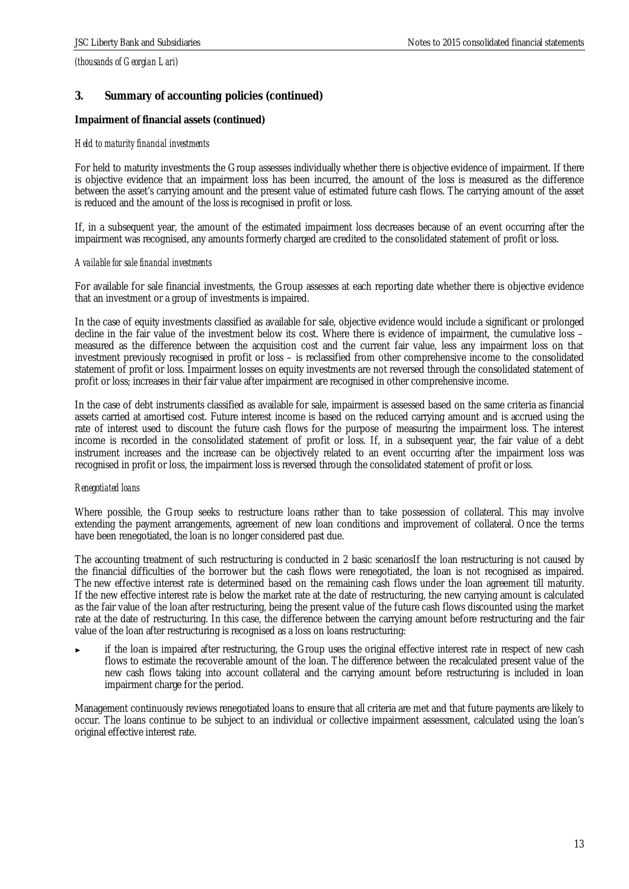*(thousands of Georgian Lari)*

## 3. Summary of accounting policies (continued)

**Impairment of financial assets (continued)**

*Held to maturity financial investments*

For held to maturity investments the Group assesses individually whether there is objective evidence of impairment. If there is objective evidence that an impairment loss has been incurred, the amount of the loss is measured as the difference between the asset's carrying amount and the present value of estimated future cash flows. The carrying amount of the asset is reduced and the amount of the loss is recognised in profit or loss.

If, in a subsequent year, the amount of the estimated impairment loss decreases because of an event occurring after the impairment was recognised, any amounts formerly charged are credited to the consolidated statement of profit or loss.

*Available for sale financial investments*

For available for sale financial investments, the Group assesses at each reporting date whether there is objective evidence that an investment or a group of investments is impaired.

In the case of equity investments classified as available for sale, objective evidence would include a significant or prolonged decline in the fair value of the investment below its cost. Where there is evidence of impairment, the cumulative loss – measured as the difference between the acquisition cost and the current fair value, less any impairment loss on that investment previously recognised in profit or loss – is reclassified from other comprehensive income to the consolidated statement of profit or loss. Impairment losses on equity investments are not reversed through the consolidated statement of profit or loss; increases in their fair value after impairment are recognised in other comprehensive income.

In the case of debt instruments classified as available for sale, impairment is assessed based on the same criteria as financial assets carried at amortised cost. Future interest income is based on the reduced carrying amount and is accrued using the rate of interest used to discount the future cash flows for the purpose of measuring the impairment loss. The interest income is recorded in the consolidated statement of profit or loss. If, in a subsequent year, the fair value of a debt instrument increases and the increase can be objectively related to an event occurring after the impairment loss was recognised in profit or loss, the impairment loss is reversed through the consolidated statement of profit or loss.

*Renegotiated loans*

Where possible, the Group seeks to restructure loans rather than to take possession of collateral. This may involve extending the payment arrangements, agreement of new loan conditions and improvement of collateral. Once the terms have been renegotiated, the loan is no longer considered past due.

The accounting treatment of such restructuring is conducted in 2 basic scenariosIf the loan restructuring is not caused by the financial difficulties of the borrower but the cash flows were renegotiated, the loan is not recognised as impaired. The new effective interest rate is determined based on the remaining cash flows under the loan agreement till maturity. If the new effective interest rate is below the market rate at the date of restructuring, the new carrying amount is calculated as the fair value of the loan after restructuring, being the present value of the future cash flows discounted using the market rate at the date of restructuring. In this case, the difference between the carrying amount before restructuring and the fair value of the loan after restructuring is recognised as a loss on loans restructuring:

- if the loan is impaired after restructuring, the Group uses the original effective interest rate in respect of new cash flows to estimate the recoverable amount of the loan. The difference between the recalculated present value of the new cash flows taking into account collateral and the carrying amount before restructuring is included in loan impairment charge for the period.

Management continuously reviews renegotiated loans to ensure that all criteria are met and that future payments are likely to occur. The loans continue to be subject to an individual or collective impairment assessment, calculated using the loan's original effective interest rate.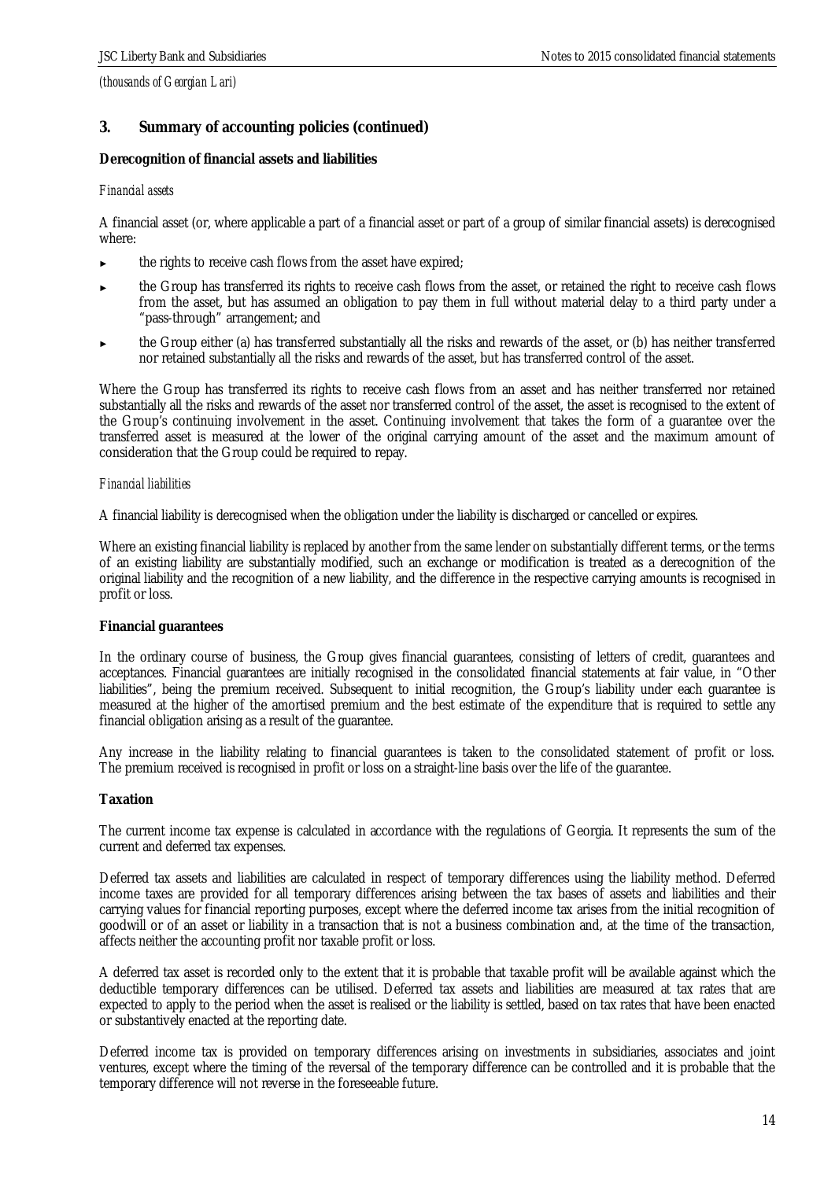*(thousands of Georgian Lari)*

## 3. Summary of accounting policies (continued)

**Derecognition of financial assets and liabilities**

*Financial assets*

A financial asset (or, where applicable a part of a financial asset or part of a group of similar financial assets) is derecognised where:

- the rights to receive cash flows from the asset have expired;
- the Group has transferred its rights to receive cash flows from the asset, or retained the right to receive cash flows from the asset, but has assumed an obligation to pay them in full without material delay to a third party under a "pass-through" arrangement; and
- the Group either (a) has transferred substantially all the risks and rewards of the asset, or (b) has neither transferred nor retained substantially all the risks and rewards of the asset, but has transferred control of the asset.

Where the Group has transferred its rights to receive cash flows from an asset and has neither transferred nor retained substantially all the risks and rewards of the asset nor transferred control of the asset, the asset is recognised to the extent of the Group's continuing involvement in the asset. Continuing involvement that takes the form of a guarantee over the transferred asset is measured at the lower of the original carrying amount of the asset and the maximum amount of consideration that the Group could be required to repay.

*Financial liabilities*

A financial liability is derecognised when the obligation under the liability is discharged or cancelled or expires.

Where an existing financial liability is replaced by another from the same lender on substantially different terms, or the terms of an existing liability are substantially modified, such an exchange or modification is treated as a derecognition of the original liability and the recognition of a new liability, and the difference in the respective carrying amounts is recognised in profit or loss.

**Financial guarantees**

In the ordinary course of business, the Group gives financial guarantees, consisting of letters of credit, guarantees and acceptances. Financial guarantees are initially recognised in the consolidated financial statements at fair value, in "Other liabilities", being the premium received. Subsequent to initial recognition, the Group's liability under each guarantee is measured at the higher of the amortised premium and the best estimate of the expenditure that is required to settle any financial obligation arising as a result of the guarantee.

Any increase in the liability relating to financial guarantees is taken to the consolidated statement of profit or loss. The premium received is recognised in profit or loss on a straight-line basis over the life of the guarantee.

**Taxation**

The current income tax expense is calculated in accordance with the regulations of Georgia. It represents the sum of the current and deferred tax expenses.

Deferred tax assets and liabilities are calculated in respect of temporary differences using the liability method. Deferred income taxes are provided for all temporary differences arising between the tax bases of assets and liabilities and their carrying values for financial reporting purposes, except where the deferred income tax arises from the initial recognition of goodwill or of an asset or liability in a transaction that is not a business combination and, at the time of the transaction, affects neither the accounting profit nor taxable profit or loss.

A deferred tax asset is recorded only to the extent that it is probable that taxable profit will be available against which the deductible temporary differences can be utilised. Deferred tax assets and liabilities are measured at tax rates that are expected to apply to the period when the asset is realised or the liability is settled, based on tax rates that have been enacted or substantively enacted at the reporting date.

Deferred income tax is provided on temporary differences arising on investments in subsidiaries, associates and joint ventures, except where the timing of the reversal of the temporary difference can be controlled and it is probable that the temporary difference will not reverse in the foreseeable future.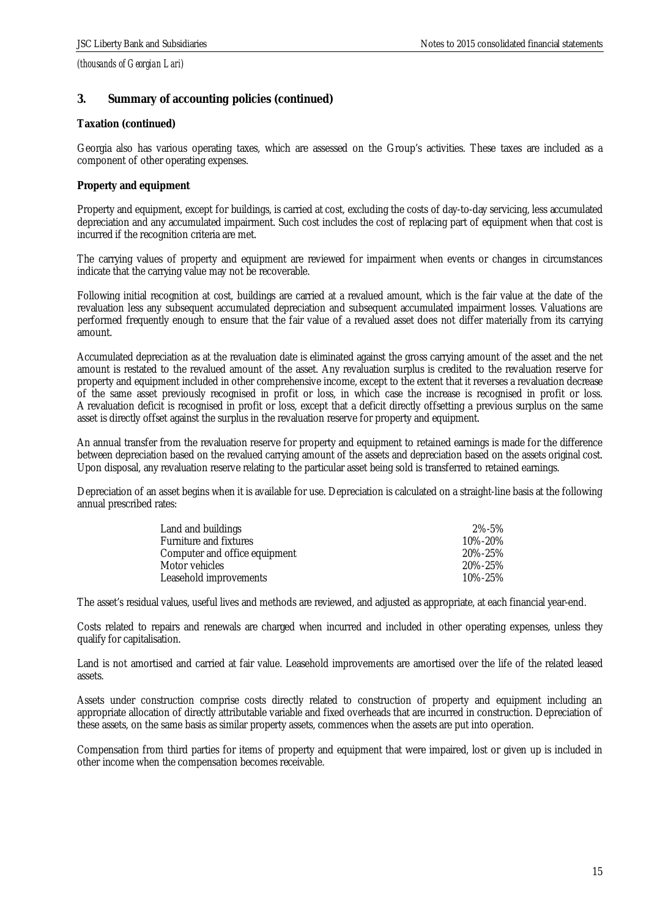*(thousands of Georgian Lari)*

## 3. Summary of accounting policies (continued)

**Taxation (continued)**

Georgia also has various operating taxes, which are assessed on the Group's activities. These taxes are included as a component of other operating expenses.

**Property and equipment**

Property and equipment, except for buildings, is carried at cost, excluding the costs of day-to-day servicing, less accumulated depreciation and any accumulated impairment. Such cost includes the cost of replacing part of equipment when that cost is incurred if the recognition criteria are met.

The carrying values of property and equipment are reviewed for impairment when events or changes in circumstances indicate that the carrying value may not be recoverable.

Following initial recognition at cost, buildings are carried at a revalued amount, which is the fair value at the date of the revaluation less any subsequent accumulated depreciation and subsequent accumulated impairment losses. Valuations are performed frequently enough to ensure that the fair value of a revalued asset does not differ materially from its carrying amount.

Accumulated depreciation as at the revaluation date is eliminated against the gross carrying amount of the asset and the net amount is restated to the revalued amount of the asset. Any revaluation surplus is credited to the revaluation reserve for property and equipment included in other comprehensive income, except to the extent that it reverses a revaluation decrease of the same asset previously recognised in profit or loss, in which case the increase is recognised in profit or loss. A revaluation deficit is recognised in profit or loss, except that a deficit directly offsetting a previous surplus on the same asset is directly offset against the surplus in the revaluation reserve for property and equipment.

An annual transfer from the revaluation reserve for property and equipment to retained earnings is made for the difference between depreciation based on the revalued carrying amount of the assets and depreciation based on the assets original cost. Upon disposal, any revaluation reserve relating to the particular asset being sold is transferred to retained earnings.

Depreciation of an asset begins when it is available for use. Depreciation is calculated on a straight-line basis at the following annual prescribed rates:

| | |
|---|---|
| Land and buildings | 2%-5% |
| Furniture and fixtures | 10%-20% |
| Computer and office equipment | 20%-25% |
| Motor vehicles | 20%-25% |
| Leasehold improvements | 10%-25% |

The asset's residual values, useful lives and methods are reviewed, and adjusted as appropriate, at each financial year-end.

Costs related to repairs and renewals are charged when incurred and included in other operating expenses, unless they qualify for capitalisation.

Land is not amortised and carried at fair value. Leasehold improvements are amortised over the life of the related leased assets.

Assets under construction comprise costs directly related to construction of property and equipment including an appropriate allocation of directly attributable variable and fixed overheads that are incurred in construction. Depreciation of these assets, on the same basis as similar property assets, commences when the assets are put into operation.

Compensation from third parties for items of property and equipment that were impaired, lost or given up is included in other income when the compensation becomes receivable.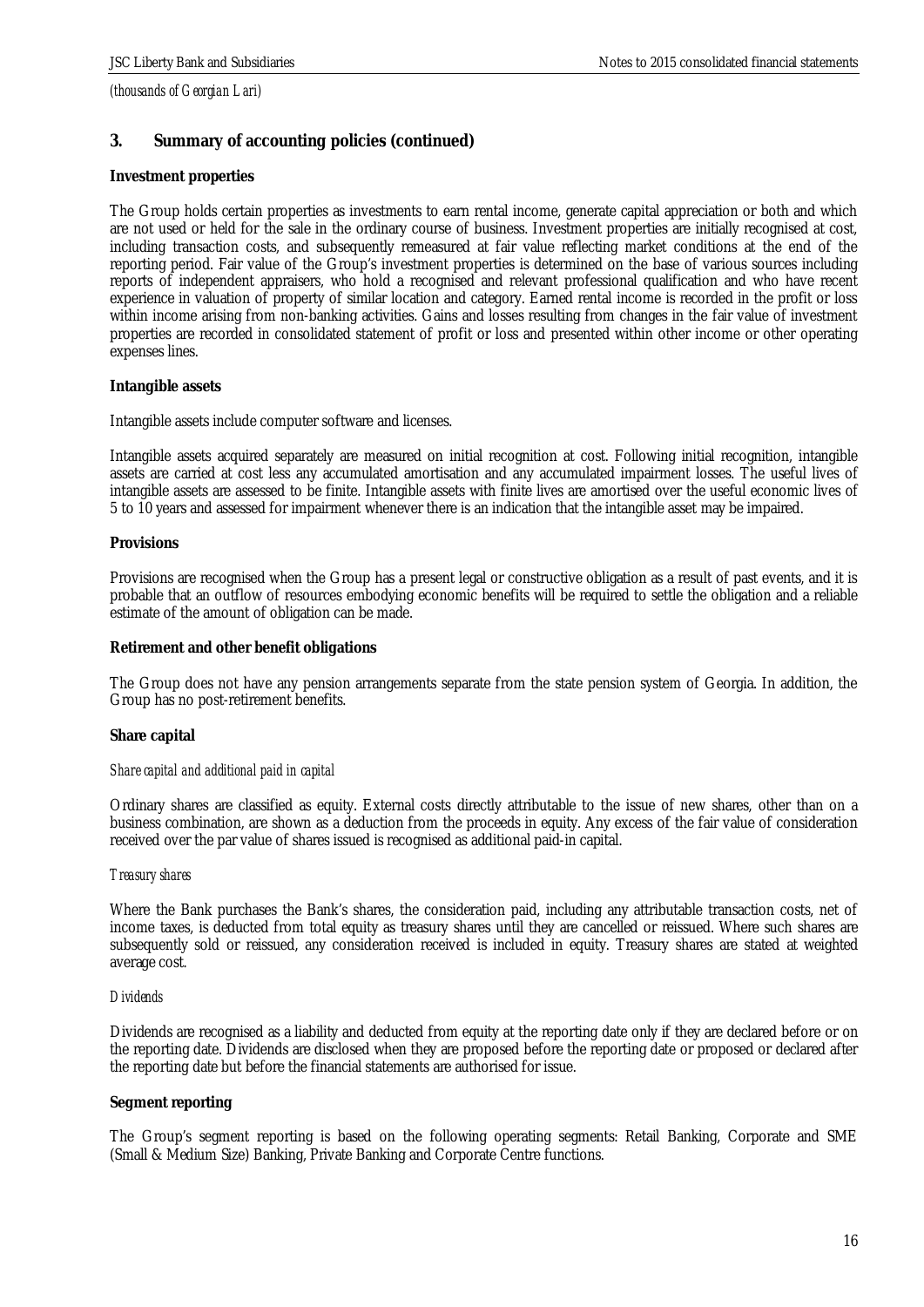## 3. Summary of accounting policies (continued)

**Investment properties**

The Group holds certain properties as investments to earn rental income, generate capital appreciation or both and which are not used or held for the sale in the ordinary course of business. Investment properties are initially recognised at cost, including transaction costs, and subsequently remeasured at fair value reflecting market conditions at the end of the reporting period. Fair value of the Group's investment properties is determined on the base of various sources including reports of independent appraisers, who hold a recognised and relevant professional qualification and who have recent experience in valuation of property of similar location and category. Earned rental income is recorded in the profit or loss within income arising from non-banking activities. Gains and losses resulting from changes in the fair value of investment properties are recorded in consolidated statement of profit or loss and presented within other income or other operating expenses lines.

**Intangible assets**

Intangible assets include computer software and licenses.

Intangible assets acquired separately are measured on initial recognition at cost. Following initial recognition, intangible assets are carried at cost less any accumulated amortisation and any accumulated impairment losses. The useful lives of intangible assets are assessed to be finite. Intangible assets with finite lives are amortised over the useful economic lives of 5 to 10 years and assessed for impairment whenever there is an indication that the intangible asset may be impaired.

**Provisions**

Provisions are recognised when the Group has a present legal or constructive obligation as a result of past events, and it is probable that an outflow of resources embodying economic benefits will be required to settle the obligation and a reliable estimate of the amount of obligation can be made.

**Retirement and other benefit obligations**

The Group does not have any pension arrangements separate from the state pension system of Georgia. In addition, the Group has no post-retirement benefits.

**Share capital**

*Share capital and additional paid in capital*

Ordinary shares are classified as equity. External costs directly attributable to the issue of new shares, other than on a business combination, are shown as a deduction from the proceeds in equity. Any excess of the fair value of consideration received over the par value of shares issued is recognised as additional paid-in capital.

*Treasury shares*

Where the Bank purchases the Bank's shares, the consideration paid, including any attributable transaction costs, net of income taxes, is deducted from total equity as treasury shares until they are cancelled or reissued. Where such shares are subsequently sold or reissued, any consideration received is included in equity. Treasury shares are stated at weighted average cost.

*Dividends*

Dividends are recognised as a liability and deducted from equity at the reporting date only if they are declared before or on the reporting date. Dividends are disclosed when they are proposed before the reporting date or proposed or declared after the reporting date but before the financial statements are authorised for issue.

**Segment reporting**

The Group's segment reporting is based on the following operating segments: Retail Banking, Corporate and SME (Small & Medium Size) Banking, Private Banking and Corporate Centre functions.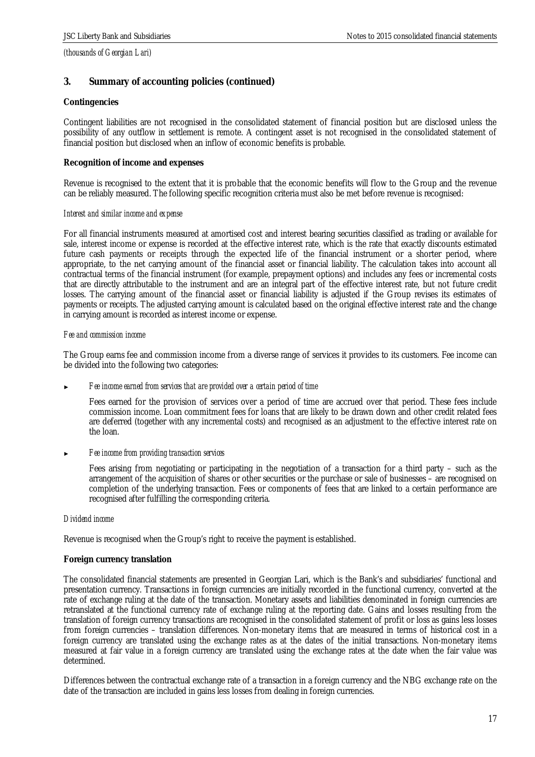*(thousands of Georgian Lari)*

## 3. Summary of accounting policies (continued)

**Contingencies**

Contingent liabilities are not recognised in the consolidated statement of financial position but are disclosed unless the possibility of any outflow in settlement is remote. A contingent asset is not recognised in the consolidated statement of financial position but disclosed when an inflow of economic benefits is probable.

**Recognition of income and expenses**

Revenue is recognised to the extent that it is probable that the economic benefits will flow to the Group and the revenue can be reliably measured. The following specific recognition criteria must also be met before revenue is recognised:

*Interest and similar income and expense*

For all financial instruments measured at amortised cost and interest bearing securities classified as trading or available for sale, interest income or expense is recorded at the effective interest rate, which is the rate that exactly discounts estimated future cash payments or receipts through the expected life of the financial instrument or a shorter period, where appropriate, to the net carrying amount of the financial asset or financial liability. The calculation takes into account all contractual terms of the financial instrument (for example, prepayment options) and includes any fees or incremental costs that are directly attributable to the instrument and are an integral part of the effective interest rate, but not future credit losses. The carrying amount of the financial asset or financial liability is adjusted if the Group revises its estimates of payments or receipts. The adjusted carrying amount is calculated based on the original effective interest rate and the change in carrying amount is recorded as interest income or expense.

*Fee and commission income*

The Group earns fee and commission income from a diverse range of services it provides to its customers. Fee income can be divided into the following two categories:

► *Fee income earned from services that are provided over a certain period of time*

  Fees earned for the provision of services over a period of time are accrued over that period. These fees include commission income. Loan commitment fees for loans that are likely to be drawn down and other credit related fees are deferred (together with any incremental costs) and recognised as an adjustment to the effective interest rate on the loan.

► *Fee income from providing transaction services*

  Fees arising from negotiating or participating in the negotiation of a transaction for a third party – such as the arrangement of the acquisition of shares or other securities or the purchase or sale of businesses – are recognised on completion of the underlying transaction. Fees or components of fees that are linked to a certain performance are recognised after fulfilling the corresponding criteria.

*Dividend income*

Revenue is recognised when the Group's right to receive the payment is established.

**Foreign currency translation**

The consolidated financial statements are presented in Georgian Lari, which is the Bank's and subsidiaries' functional and presentation currency. Transactions in foreign currencies are initially recorded in the functional currency, converted at the rate of exchange ruling at the date of the transaction. Monetary assets and liabilities denominated in foreign currencies are retranslated at the functional currency rate of exchange ruling at the reporting date. Gains and losses resulting from the translation of foreign currency transactions are recognised in the consolidated statement of profit or loss as gains less losses from foreign currencies – translation differences. Non-monetary items that are measured in terms of historical cost in a foreign currency are translated using the exchange rates as at the dates of the initial transactions. Non-monetary items measured at fair value in a foreign currency are translated using the exchange rates at the date when the fair value was determined.

Differences between the contractual exchange rate of a transaction in a foreign currency and the NBG exchange rate on the date of the transaction are included in gains less losses from dealing in foreign currencies.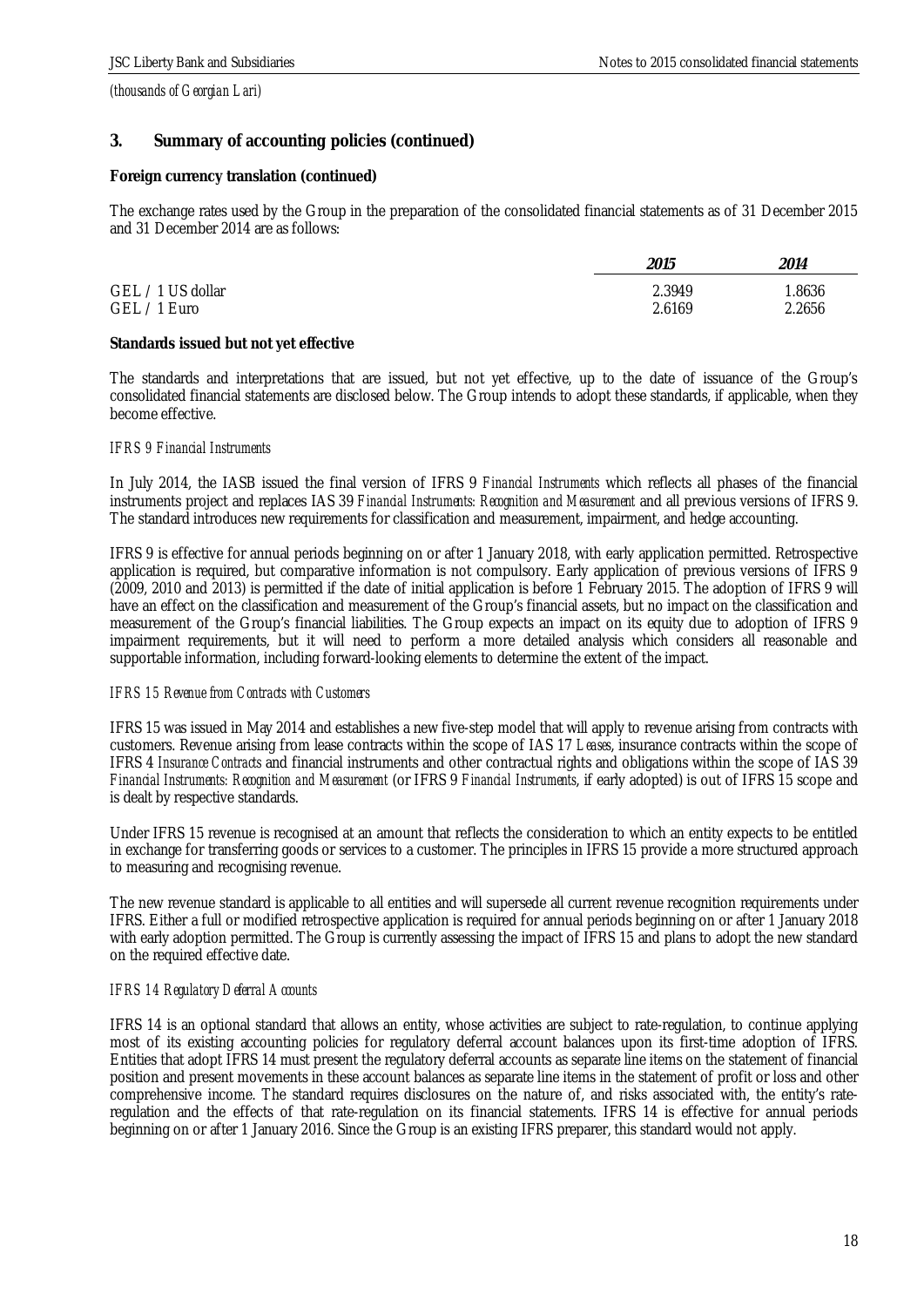*(thousands of Georgian Lari)*

## 3. Summary of accounting policies (continued)

**Foreign currency translation (continued)**

The exchange rates used by the Group in the preparation of the consolidated financial statements as of 31 December 2015 and 31 December 2014 are as follows:

| | *2015* | *2014* |
|---|---|---|
| GEL / 1 US dollar | 2.3949 | 1.8636 |
| GEL / 1 Euro | 2.6169 | 2.2656 |

**Standards issued but not yet effective**

The standards and interpretations that are issued, but not yet effective, up to the date of issuance of the Group's consolidated financial statements are disclosed below. The Group intends to adopt these standards, if applicable, when they become effective.

*IFRS 9 Financial Instruments*

In July 2014, the IASB issued the final version of IFRS 9 *Financial Instruments* which reflects all phases of the financial instruments project and replaces IAS 39 *Financial Instruments: Recognition and Measurement* and all previous versions of IFRS 9. The standard introduces new requirements for classification and measurement, impairment, and hedge accounting.

IFRS 9 is effective for annual periods beginning on or after 1 January 2018, with early application permitted. Retrospective application is required, but comparative information is not compulsory. Early application of previous versions of IFRS 9 (2009, 2010 and 2013) is permitted if the date of initial application is before 1 February 2015. The adoption of IFRS 9 will have an effect on the classification and measurement of the Group's financial assets, but no impact on the classification and measurement of the Group's financial liabilities. The Group expects an impact on its equity due to adoption of IFRS 9 impairment requirements, but it will need to perform a more detailed analysis which considers all reasonable and supportable information, including forward-looking elements to determine the extent of the impact.

*IFRS 15 Revenue from Contracts with Customers*

IFRS 15 was issued in May 2014 and establishes a new five-step model that will apply to revenue arising from contracts with customers. Revenue arising from lease contracts within the scope of IAS 17 *Leases*, insurance contracts within the scope of IFRS 4 *Insurance Contracts* and financial instruments and other contractual rights and obligations within the scope of IAS 39 *Financial Instruments: Recognition and Measurement* (or IFRS 9 *Financial Instruments*, if early adopted) is out of IFRS 15 scope and is dealt by respective standards.

Under IFRS 15 revenue is recognised at an amount that reflects the consideration to which an entity expects to be entitled in exchange for transferring goods or services to a customer. The principles in IFRS 15 provide a more structured approach to measuring and recognising revenue.

The new revenue standard is applicable to all entities and will supersede all current revenue recognition requirements under IFRS. Either a full or modified retrospective application is required for annual periods beginning on or after 1 January 2018 with early adoption permitted. The Group is currently assessing the impact of IFRS 15 and plans to adopt the new standard on the required effective date.

*IFRS 14 Regulatory Deferral Accounts*

IFRS 14 is an optional standard that allows an entity, whose activities are subject to rate-regulation, to continue applying most of its existing accounting policies for regulatory deferral account balances upon its first-time adoption of IFRS. Entities that adopt IFRS 14 must present the regulatory deferral accounts as separate line items on the statement of financial position and present movements in these account balances as separate line items in the statement of profit or loss and other comprehensive income. The standard requires disclosures on the nature of, and risks associated with, the entity's rate-regulation and the effects of that rate-regulation on its financial statements. IFRS 14 is effective for annual periods beginning on or after 1 January 2016. Since the Group is an existing IFRS preparer, this standard would not apply.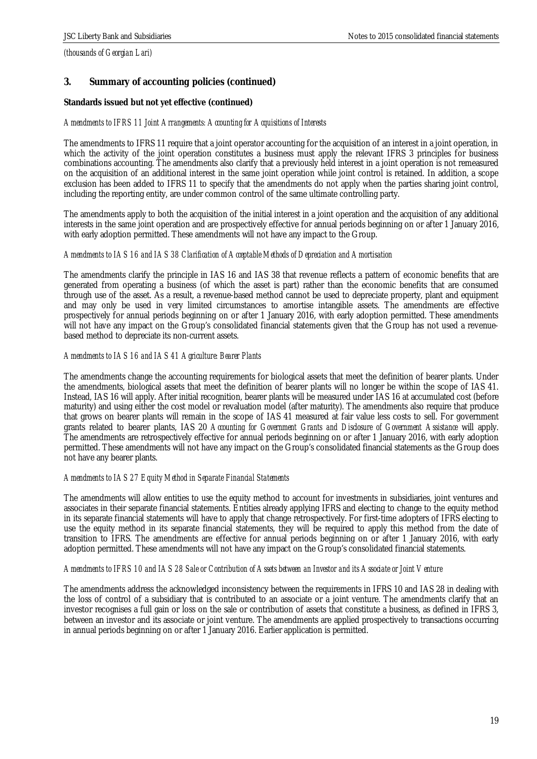*(thousands of Georgian Lari)*

## 3. Summary of accounting policies (continued)

**Standards issued but not yet effective (continued)**

*Amendments to IFRS 11 Joint Arrangements: Accounting for Acquisitions of Interests*

The amendments to IFRS 11 require that a joint operator accounting for the acquisition of an interest in a joint operation, in which the activity of the joint operation constitutes a business must apply the relevant IFRS 3 principles for business combinations accounting. The amendments also clarify that a previously held interest in a joint operation is not remeasured on the acquisition of an additional interest in the same joint operation while joint control is retained. In addition, a scope exclusion has been added to IFRS 11 to specify that the amendments do not apply when the parties sharing joint control, including the reporting entity, are under common control of the same ultimate controlling party.

The amendments apply to both the acquisition of the initial interest in a joint operation and the acquisition of any additional interests in the same joint operation and are prospectively effective for annual periods beginning on or after 1 January 2016, with early adoption permitted. These amendments will not have any impact to the Group.

*Amendments to IAS 16 and IAS 38 Clarification of Acceptable Methods of Depreciation and Amortisation*

The amendments clarify the principle in IAS 16 and IAS 38 that revenue reflects a pattern of economic benefits that are generated from operating a business (of which the asset is part) rather than the economic benefits that are consumed through use of the asset. As a result, a revenue-based method cannot be used to depreciate property, plant and equipment and may only be used in very limited circumstances to amortise intangible assets. The amendments are effective prospectively for annual periods beginning on or after 1 January 2016, with early adoption permitted. These amendments will not have any impact on the Group's consolidated financial statements given that the Group has not used a revenue-based method to depreciate its non-current assets.

*Amendments to IAS 16 and IAS 41 Agriculture: Bearer Plants*

The amendments change the accounting requirements for biological assets that meet the definition of bearer plants. Under the amendments, biological assets that meet the definition of bearer plants will no longer be within the scope of IAS 41. Instead, IAS 16 will apply. After initial recognition, bearer plants will be measured under IAS 16 at accumulated cost (before maturity) and using either the cost model or revaluation model (after maturity). The amendments also require that produce that grows on bearer plants will remain in the scope of IAS 41 measured at fair value less costs to sell. For government grants related to bearer plants, IAS 20 *Accounting for Government Grants and Disclosure of Government Assistance* will apply. The amendments are retrospectively effective for annual periods beginning on or after 1 January 2016, with early adoption permitted. These amendments will not have any impact on the Group's consolidated financial statements as the Group does not have any bearer plants.

*Amendments to IAS 27 Equity Method in Separate Financial Statements*

The amendments will allow entities to use the equity method to account for investments in subsidiaries, joint ventures and associates in their separate financial statements. Entities already applying IFRS and electing to change to the equity method in its separate financial statements will have to apply that change retrospectively. For first-time adopters of IFRS electing to use the equity method in its separate financial statements, they will be required to apply this method from the date of transition to IFRS. The amendments are effective for annual periods beginning on or after 1 January 2016, with early adoption permitted. These amendments will not have any impact on the Group's consolidated financial statements.

*Amendments to IFRS 10 and IAS 28 Sale or Contribution of Assets between an Investor and its Associate or Joint Venture*

The amendments address the acknowledged inconsistency between the requirements in IFRS 10 and IAS 28 in dealing with the loss of control of a subsidiary that is contributed to an associate or a joint venture. The amendments clarify that an investor recognises a full gain or loss on the sale or contribution of assets that constitute a business, as defined in IFRS 3, between an investor and its associate or joint venture. The amendments are applied prospectively to transactions occurring in annual periods beginning on or after 1 January 2016. Earlier application is permitted.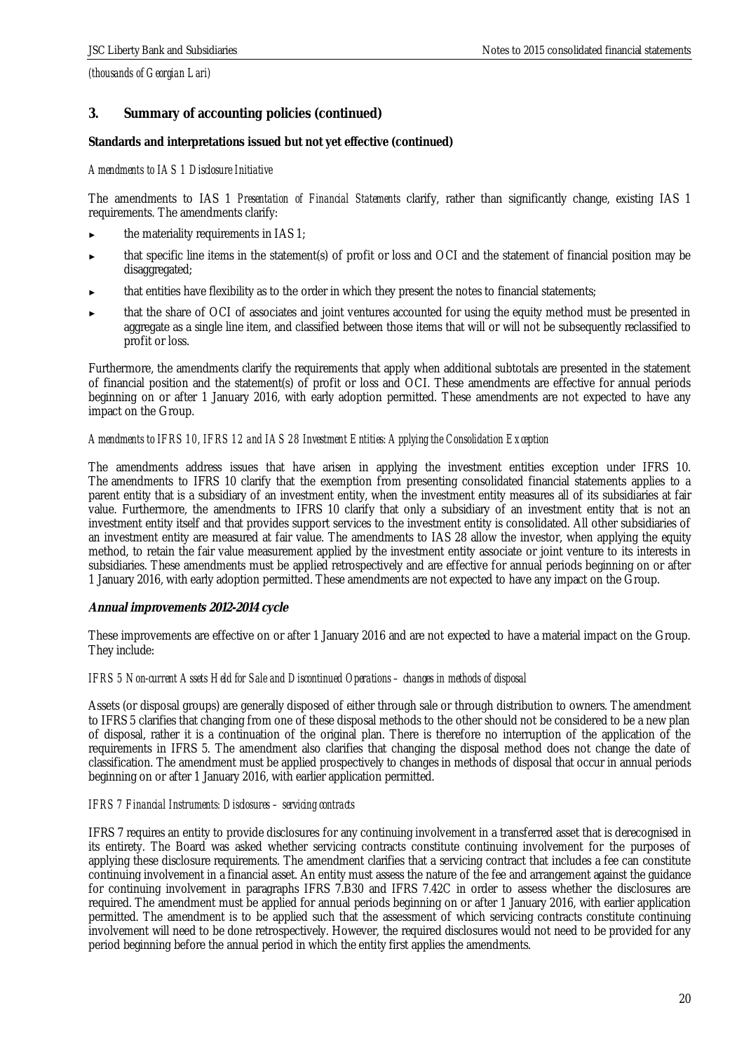## 3. Summary of accounting policies (continued)

**Standards and interpretations issued but not yet effective (continued)**

*Amendments to IAS 1 Disclosure Initiative*

The amendments to IAS 1 *Presentation of Financial Statements* clarify, rather than significantly change, existing IAS 1 requirements. The amendments clarify:

- the materiality requirements in IAS 1;
- that specific line items in the statement(s) of profit or loss and OCI and the statement of financial position may be disaggregated;
- that entities have flexibility as to the order in which they present the notes to financial statements;
- that the share of OCI of associates and joint ventures accounted for using the equity method must be presented in aggregate as a single line item, and classified between those items that will or will not be subsequently reclassified to profit or loss.

Furthermore, the amendments clarify the requirements that apply when additional subtotals are presented in the statement of financial position and the statement(s) of profit or loss and OCI. These amendments are effective for annual periods beginning on or after 1 January 2016, with early adoption permitted. These amendments are not expected to have any impact on the Group.

*Amendments to IFRS 10, IFRS 12 and IAS 28 Investment Entities: Applying the Consolidation Exception*

The amendments address issues that have arisen in applying the investment entities exception under IFRS 10. The amendments to IFRS 10 clarify that the exemption from presenting consolidated financial statements applies to a parent entity that is a subsidiary of an investment entity, when the investment entity measures all of its subsidiaries at fair value. Furthermore, the amendments to IFRS 10 clarify that only a subsidiary of an investment entity that is not an investment entity itself and that provides support services to the investment entity is consolidated. All other subsidiaries of an investment entity are measured at fair value. The amendments to IAS 28 allow the investor, when applying the equity method, to retain the fair value measurement applied by the investment entity associate or joint venture to its interests in subsidiaries. These amendments must be applied retrospectively and are effective for annual periods beginning on or after 1 January 2016, with early adoption permitted. These amendments are not expected to have any impact on the Group.

***Annual improvements 2012-2014 cycle***

These improvements are effective on or after 1 January 2016 and are not expected to have a material impact on the Group. They include:

*IFRS 5 Non-current Assets Held for Sale and Discontinued Operations – changes in methods of disposal*

Assets (or disposal groups) are generally disposed of either through sale or through distribution to owners. The amendment to IFRS 5 clarifies that changing from one of these disposal methods to the other should not be considered to be a new plan of disposal, rather it is a continuation of the original plan. There is therefore no interruption of the application of the requirements in IFRS 5. The amendment also clarifies that changing the disposal method does not change the date of classification. The amendment must be applied prospectively to changes in methods of disposal that occur in annual periods beginning on or after 1 January 2016, with earlier application permitted.

*IFRS 7 Financial Instruments: Disclosures – servicing contracts*

IFRS 7 requires an entity to provide disclosures for any continuing involvement in a transferred asset that is derecognised in its entirety. The Board was asked whether servicing contracts constitute continuing involvement for the purposes of applying these disclosure requirements. The amendment clarifies that a servicing contract that includes a fee can constitute continuing involvement in a financial asset. An entity must assess the nature of the fee and arrangement against the guidance for continuing involvement in paragraphs IFRS 7.B30 and IFRS 7.42C in order to assess whether the disclosures are required. The amendment must be applied for annual periods beginning on or after 1 January 2016, with earlier application permitted. The amendment is to be applied such that the assessment of which servicing contracts constitute continuing involvement will need to be done retrospectively. However, the required disclosures would not need to be provided for any period beginning before the annual period in which the entity first applies the amendments.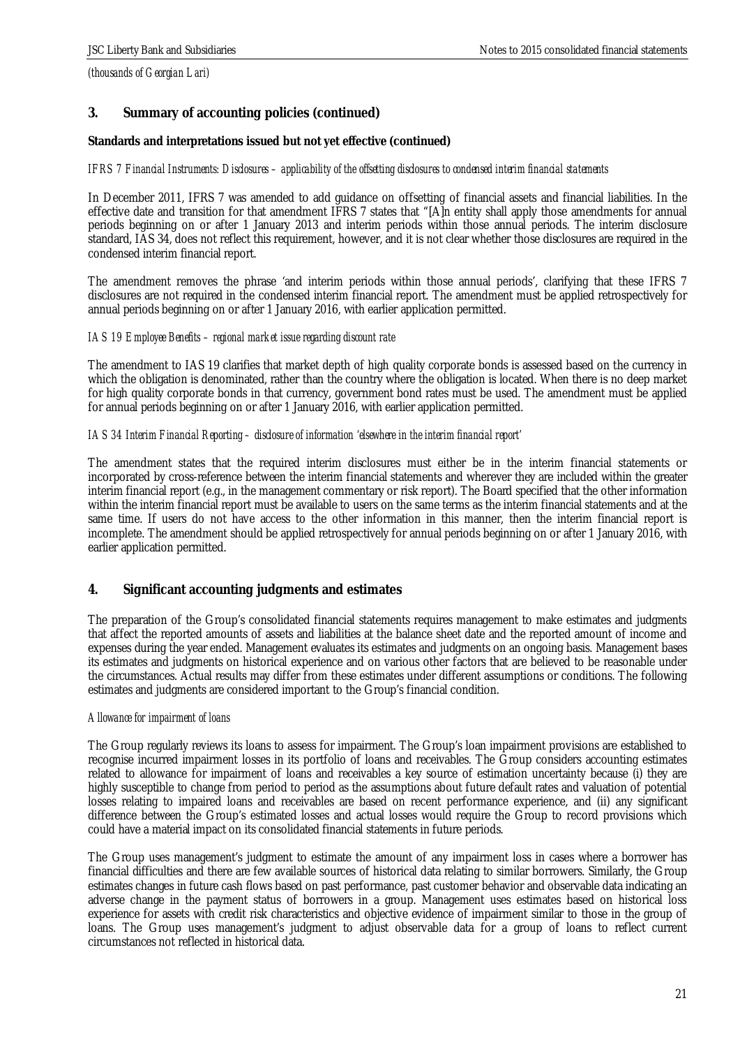*(thousands of Georgian Lari)*

## 3. Summary of accounting policies (continued)

**Standards and interpretations issued but not yet effective (continued)**

*IFRS 7 Financial Instruments: Disclosures – applicability of the offsetting disclosures to condensed interim financial statements*

In December 2011, IFRS 7 was amended to add guidance on offsetting of financial assets and financial liabilities. In the effective date and transition for that amendment IFRS 7 states that "[A]n entity shall apply those amendments for annual periods beginning on or after 1 January 2013 and interim periods within those annual periods. The interim disclosure standard, IAS 34, does not reflect this requirement, however, and it is not clear whether those disclosures are required in the condensed interim financial report.

The amendment removes the phrase 'and interim periods within those annual periods', clarifying that these IFRS 7 disclosures are not required in the condensed interim financial report. The amendment must be applied retrospectively for annual periods beginning on or after 1 January 2016, with earlier application permitted.

*IAS 19 Employee Benefits – regional market issue regarding discount rate*

The amendment to IAS 19 clarifies that market depth of high quality corporate bonds is assessed based on the currency in which the obligation is denominated, rather than the country where the obligation is located. When there is no deep market for high quality corporate bonds in that currency, government bond rates must be used. The amendment must be applied for annual periods beginning on or after 1 January 2016, with earlier application permitted.

*IAS 34 Interim Financial Reporting – disclosure of information 'elsewhere in the interim financial report'*

The amendment states that the required interim disclosures must either be in the interim financial statements or incorporated by cross-reference between the interim financial statements and wherever they are included within the greater interim financial report (e.g., in the management commentary or risk report). The Board specified that the other information within the interim financial report must be available to users on the same terms as the interim financial statements and at the same time. If users do not have access to the other information in this manner, then the interim financial report is incomplete. The amendment should be applied retrospectively for annual periods beginning on or after 1 January 2016, with earlier application permitted.

## 4. Significant accounting judgments and estimates

The preparation of the Group's consolidated financial statements requires management to make estimates and judgments that affect the reported amounts of assets and liabilities at the balance sheet date and the reported amount of income and expenses during the year ended. Management evaluates its estimates and judgments on an ongoing basis. Management bases its estimates and judgments on historical experience and on various other factors that are believed to be reasonable under the circumstances. Actual results may differ from these estimates under different assumptions or conditions. The following estimates and judgments are considered important to the Group's financial condition.

*Allowance for impairment of loans*

The Group regularly reviews its loans to assess for impairment. The Group's loan impairment provisions are established to recognise incurred impairment losses in its portfolio of loans and receivables. The Group considers accounting estimates related to allowance for impairment of loans and receivables a key source of estimation uncertainty because (i) they are highly susceptible to change from period to period as the assumptions about future default rates and valuation of potential losses relating to impaired loans and receivables are based on recent performance experience, and (ii) any significant difference between the Group's estimated losses and actual losses would require the Group to record provisions which could have a material impact on its consolidated financial statements in future periods.

The Group uses management's judgment to estimate the amount of any impairment loss in cases where a borrower has financial difficulties and there are few available sources of historical data relating to similar borrowers. Similarly, the Group estimates changes in future cash flows based on past performance, past customer behavior and observable data indicating an adverse change in the payment status of borrowers in a group. Management uses estimates based on historical loss experience for assets with credit risk characteristics and objective evidence of impairment similar to those in the group of loans. The Group uses management's judgment to adjust observable data for a group of loans to reflect current circumstances not reflected in historical data.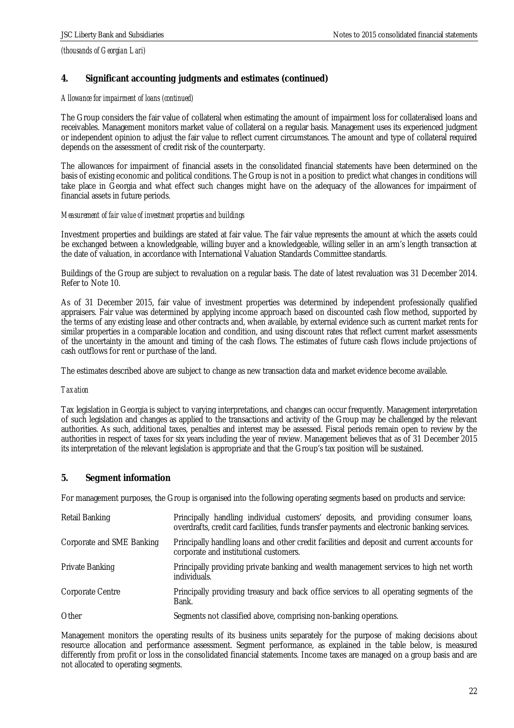*(thousands of Georgian Lari)*

## 4. Significant accounting judgments and estimates (continued)

*Allowance for impairment of loans (continued)*

The Group considers the fair value of collateral when estimating the amount of impairment loss for collateralised loans and receivables. Management monitors market value of collateral on a regular basis. Management uses its experienced judgment or independent opinion to adjust the fair value to reflect current circumstances. The amount and type of collateral required depends on the assessment of credit risk of the counterparty.

The allowances for impairment of financial assets in the consolidated financial statements have been determined on the basis of existing economic and political conditions. The Group is not in a position to predict what changes in conditions will take place in Georgia and what effect such changes might have on the adequacy of the allowances for impairment of financial assets in future periods.

*Measurement of fair value of investment properties and buildings*

Investment properties and buildings are stated at fair value. The fair value represents the amount at which the assets could be exchanged between a knowledgeable, willing buyer and a knowledgeable, willing seller in an arm's length transaction at the date of valuation, in accordance with International Valuation Standards Committee standards.

Buildings of the Group are subject to revaluation on a regular basis. The date of latest revaluation was 31 December 2014. Refer to Note 10.

As of 31 December 2015, fair value of investment properties was determined by independent professionally qualified appraisers. Fair value was determined by applying income approach based on discounted cash flow method, supported by the terms of any existing lease and other contracts and, when available, by external evidence such as current market rents for similar properties in a comparable location and condition, and using discount rates that reflect current market assessments of the uncertainty in the amount and timing of the cash flows. The estimates of future cash flows include projections of cash outflows for rent or purchase of the land.

The estimates described above are subject to change as new transaction data and market evidence become available.

*Taxation*

Tax legislation in Georgia is subject to varying interpretations, and changes can occur frequently. Management interpretation of such legislation and changes as applied to the transactions and activity of the Group may be challenged by the relevant authorities. As such, additional taxes, penalties and interest may be assessed. Fiscal periods remain open to review by the authorities in respect of taxes for six years including the year of review. Management believes that as of 31 December 2015 its interpretation of the relevant legislation is appropriate and that the Group's tax position will be sustained.

## 5. Segment information

For management purposes, the Group is organised into the following operating segments based on products and service:

| | |
|---|---|
| Retail Banking | Principally handling individual customers' deposits, and providing consumer loans, overdrafts, credit card facilities, funds transfer payments and electronic banking services. |
| Corporate and SME Banking | Principally handling loans and other credit facilities and deposit and current accounts for corporate and institutional customers. |
| Private Banking | Principally providing private banking and wealth management services to high net worth individuals. |
| Corporate Centre | Principally providing treasury and back office services to all operating segments of the Bank. |
| Other | Segments not classified above, comprising non-banking operations. |

Management monitors the operating results of its business units separately for the purpose of making decisions about resource allocation and performance assessment. Segment performance, as explained in the table below, is measured differently from profit or loss in the consolidated financial statements. Income taxes are managed on a group basis and are not allocated to operating segments.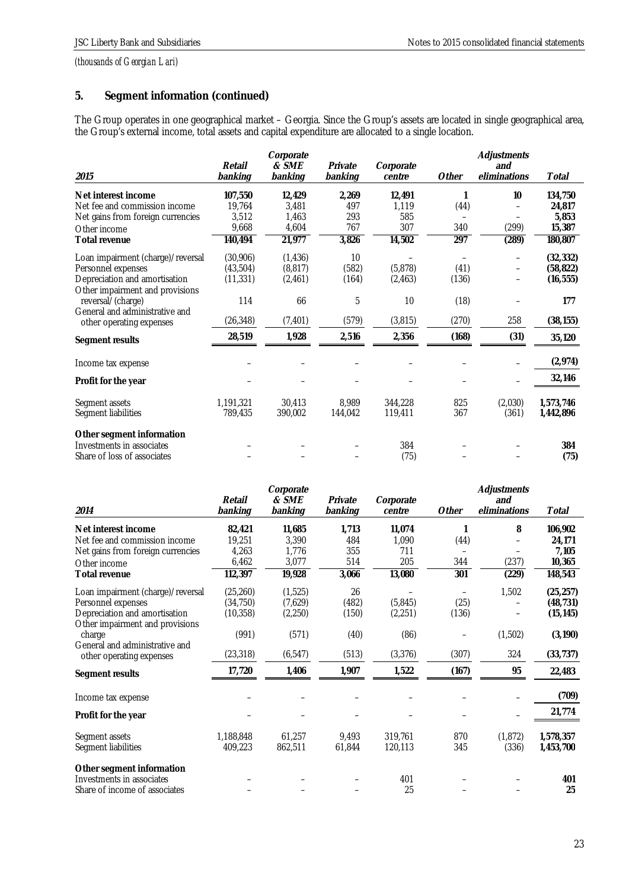*(thousands of Georgian Lari)*

## 5. Segment information (continued)

The Group operates in one geographical market – Georgia. Since the Group's assets are located in single geographical area, the Group's external income, total assets and capital expenditure are allocated to a single location.

| 2015 | Retail banking | Corporate & SME banking | Private banking | Corporate centre | Other | Adjustments and eliminations | Total |
|---|---|---|---|---|---|---|---|
| **Net interest income** | **107,550** | **12,429** | **2,269** | **12,491** | **1** | **10** | **134,750** |
| Net fee and commission income | 19,764 | 3,481 | 497 | 1,119 | (44) | – | **24,817** |
| Net gains from foreign currencies | 3,512 | 1,463 | 293 | 585 | – | – | **5,853** |
| Other income | 9,668 | 4,604 | 767 | 307 | 340 | (299) | **15,387** |
| **Total revenue** | **140,494** | **21,977** | **3,826** | **14,502** | **297** | **(289)** | **180,807** |
| Loan impairment (charge)/reversal | (30,906) | (1,436) | 10 | – | – | – | **(32,332)** |
| Personnel expenses | (43,504) | (8,817) | (582) | (5,878) | (41) | – | **(58,822)** |
| Depreciation and amortisation | (11,331) | (2,461) | (164) | (2,463) | (136) | – | **(16,555)** |
| Other impairment and provisions reversal/(charge) | 114 | 66 | 5 | 10 | (18) | – | **177** |
| General and administrative and other operating expenses | (26,348) | (7,401) | (579) | (3,815) | (270) | 258 | **(38,155)** |
| **Segment results** | **28,519** | **1,928** | **2,516** | **2,356** | **(168)** | **(31)** | **35,120** |
| Income tax expense | – | – | – | – | – | – | **(2,974)** |
| **Profit for the year** | – | – | – | – | – | – | **32,146** |
| Segment assets | 1,191,321 | 30,413 | 8,989 | 344,228 | 825 | (2,030) | **1,573,746** |
| Segment liabilities | 789,435 | 390,002 | 144,042 | 119,411 | 367 | (361) | **1,442,896** |
| **Other segment information** | | | | | | | |
| Investments in associates | – | – | – | 384 | – | – | **384** |
| Share of loss of associates | – | – | – | (75) | – | – | **(75)** |

| 2014 | Retail banking | Corporate & SME banking | Private banking | Corporate centre | Other | Adjustments and eliminations | Total |
|---|---|---|---|---|---|---|---|
| **Net interest income** | **82,421** | **11,685** | **1,713** | **11,074** | **1** | **8** | **106,902** |
| Net fee and commission income | 19,251 | 3,390 | 484 | 1,090 | (44) | – | **24,171** |
| Net gains from foreign currencies | 4,263 | 1,776 | 355 | 711 | – | – | **7,105** |
| Other income | 6,462 | 3,077 | 514 | 205 | 344 | (237) | **10,365** |
| **Total revenue** | **112,397** | **19,928** | **3,066** | **13,080** | **301** | **(229)** | **148,543** |
| Loan impairment (charge)/reversal | (25,260) | (1,525) | 26 | – | – | 1,502 | **(25,257)** |
| Personnel expenses | (34,750) | (7,629) | (482) | (5,845) | (25) | – | **(48,731)** |
| Depreciation and amortisation | (10,358) | (2,250) | (150) | (2,251) | (136) | – | **(15,145)** |
| Other impairment and provisions charge | (991) | (571) | (40) | (86) | – | (1,502) | **(3,190)** |
| General and administrative and other operating expenses | (23,318) | (6,547) | (513) | (3,376) | (307) | 324 | **(33,737)** |
| **Segment results** | **17,720** | **1,406** | **1,907** | **1,522** | **(167)** | **95** | **22,483** |
| Income tax expense | – | – | – | – | – | – | **(709)** |
| **Profit for the year** | – | – | – | – | – | – | **21,774** |
| Segment assets | 1,188,848 | 61,257 | 9,493 | 319,761 | 870 | (1,872) | **1,578,357** |
| Segment liabilities | 409,223 | 862,511 | 61,844 | 120,113 | 345 | (336) | **1,453,700** |
| **Other segment information** | | | | | | | |
| Investments in associates | – | – | – | 401 | – | – | **401** |
| Share of income of associates | – | – | – | 25 | – | – | **25** |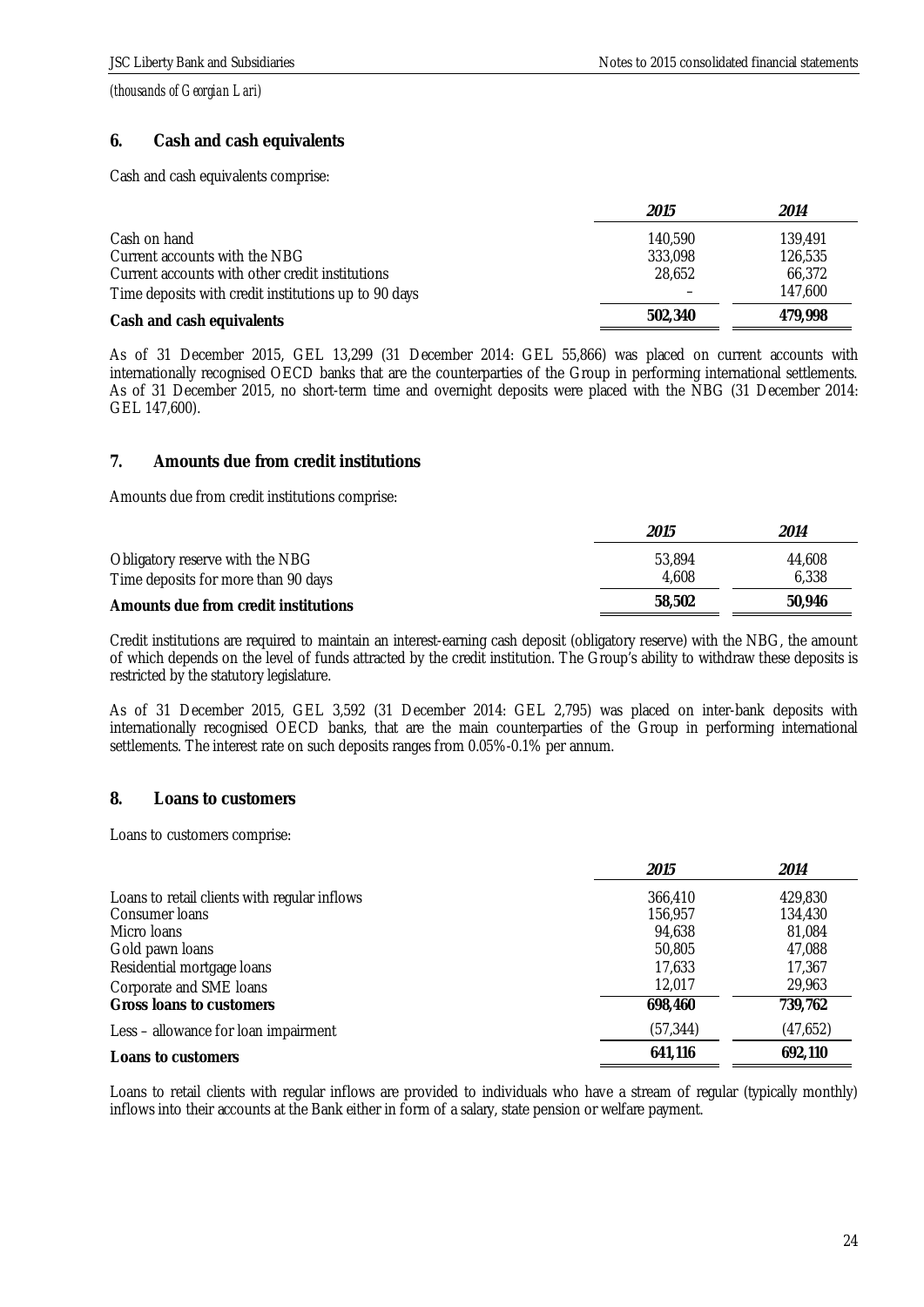*(thousands of Georgian Lari)*

## 6. Cash and cash equivalents

Cash and cash equivalents comprise:

| | *2015* | *2014* |
|---|---|---|
| Cash on hand | 140,590 | 139,491 |
| Current accounts with the NBG | 333,098 | 126,535 |
| Current accounts with other credit institutions | 28,652 | 66,372 |
| Time deposits with credit institutions up to 90 days | – | 147,600 |
| **Cash and cash equivalents** | **502,340** | **479,998** |

As of 31 December 2015, GEL 13,299 (31 December 2014: GEL 55,866) was placed on current accounts with internationally recognised OECD banks that are the counterparties of the Group in performing international settlements. As of 31 December 2015, no short-term time and overnight deposits were placed with the NBG (31 December 2014: GEL 147,600).

## 7. Amounts due from credit institutions

Amounts due from credit institutions comprise:

| | *2015* | *2014* |
|---|---|---|
| Obligatory reserve with the NBG | 53,894 | 44,608 |
| Time deposits for more than 90 days | 4,608 | 6,338 |
| **Amounts due from credit institutions** | **58,502** | **50,946** |

Credit institutions are required to maintain an interest-earning cash deposit (obligatory reserve) with the NBG, the amount of which depends on the level of funds attracted by the credit institution. The Group's ability to withdraw these deposits is restricted by the statutory legislature.

As of 31 December 2015, GEL 3,592 (31 December 2014: GEL 2,795) was placed on inter-bank deposits with internationally recognised OECD banks, that are the main counterparties of the Group in performing international settlements. The interest rate on such deposits ranges from 0.05%-0.1% per annum.

## 8. Loans to customers

Loans to customers comprise:

| | *2015* | *2014* |
|---|---|---|
| Loans to retail clients with regular inflows | 366,410 | 429,830 |
| Consumer loans | 156,957 | 134,430 |
| Micro loans | 94,638 | 81,084 |
| Gold pawn loans | 50,805 | 47,088 |
| Residential mortgage loans | 17,633 | 17,367 |
| Corporate and SME loans | 12,017 | 29,963 |
| **Gross loans to customers** | **698,460** | **739,762** |
| Less – allowance for loan impairment | (57,344) | (47,652) |
| **Loans to customers** | **641,116** | **692,110** |

Loans to retail clients with regular inflows are provided to individuals who have a stream of regular (typically monthly) inflows into their accounts at the Bank either in form of a salary, state pension or welfare payment.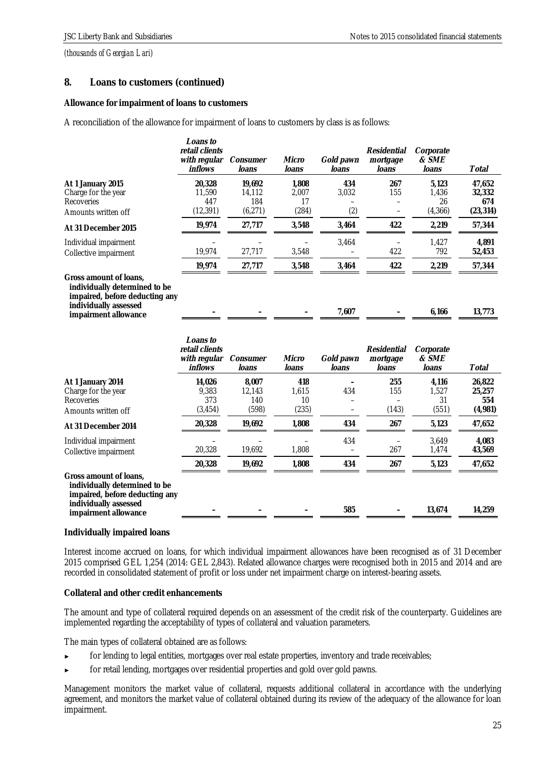*(thousands of Georgian Lari)*

## 8. Loans to customers (continued)

### Allowance for impairment of loans to customers

A reconciliation of the allowance for impairment of loans to customers by class is as follows:

| | *Loans to retail clients with regular inflows* | *Consumer loans* | *Micro loans* | *Gold pawn loans* | *Residential mortgage loans* | *Corporate & SME loans* | *Total* |
|---|---|---|---|---|---|---|---|
| **At 1 January 2015** | **20,328** | **19,692** | **1,808** | **434** | **267** | **5,123** | **47,652** |
| Charge for the year | 11,590 | 14,112 | 2,007 | 3,032 | 155 | 1,436 | **32,332** |
| Recoveries | 447 | 184 | 17 | – | – | 26 | **674** |
| Amounts written off | (12,391) | (6,271) | (284) | (2) | – | (4,366) | **(23,314)** |
| **At 31 December 2015** | **19,974** | **27,717** | **3,548** | **3,464** | **422** | **2,219** | **57,344** |
| Individual impairment | – | – | – | 3,464 | – | 1,427 | **4,891** |
| Collective impairment | 19,974 | 27,717 | 3,548 | – | 422 | 792 | **52,453** |
| | **19,974** | **27,717** | **3,548** | **3,464** | **422** | **2,219** | **57,344** |
| **Gross amount of loans, individually determined to be impaired, before deducting any individually assessed impairment allowance** | **–** | **–** | **–** | **7,607** | **–** | **6,166** | **13,773** |

| | *Loans to retail clients with regular inflows* | *Consumer loans* | *Micro loans* | *Gold pawn loans* | *Residential mortgage loans* | *Corporate & SME loans* | *Total* |
|---|---|---|---|---|---|---|---|
| **At 1 January 2014** | **14,026** | **8,007** | **418** | **–** | **255** | **4,116** | **26,822** |
| Charge for the year | 9,383 | 12,143 | 1,615 | 434 | 155 | 1,527 | **25,257** |
| Recoveries | 373 | 140 | 10 | – | – | 31 | **554** |
| Amounts written off | (3,454) | (598) | (235) | – | (143) | (551) | **(4,981)** |
| **At 31 December 2014** | **20,328** | **19,692** | **1,808** | **434** | **267** | **5,123** | **47,652** |
| Individual impairment | – | – | – | 434 | – | 3,649 | **4,083** |
| Collective impairment | 20,328 | 19,692 | 1,808 | – | 267 | 1,474 | **43,569** |
| | **20,328** | **19,692** | **1,808** | **434** | **267** | **5,123** | **47,652** |
| **Gross amount of loans, individually determined to be impaired, before deducting any individually assessed impairment allowance** | **–** | **–** | **–** | **585** | **–** | **13,674** | **14,259** |

### Individually impaired loans

Interest income accrued on loans, for which individual impairment allowances have been recognised as of 31 December 2015 comprised GEL 1,254 (2014: GEL 2,843). Related allowance charges were recognised both in 2015 and 2014 and are recorded in consolidated statement of profit or loss under net impairment charge on interest-bearing assets.

### Collateral and other credit enhancements

The amount and type of collateral required depends on an assessment of the credit risk of the counterparty. Guidelines are implemented regarding the acceptability of types of collateral and valuation parameters.

The main types of collateral obtained are as follows:

- for lending to legal entities, mortgages over real estate properties, inventory and trade receivables;
- for retail lending, mortgages over residential properties and gold over gold pawns.

Management monitors the market value of collateral, requests additional collateral in accordance with the underlying agreement, and monitors the market value of collateral obtained during its review of the adequacy of the allowance for loan impairment.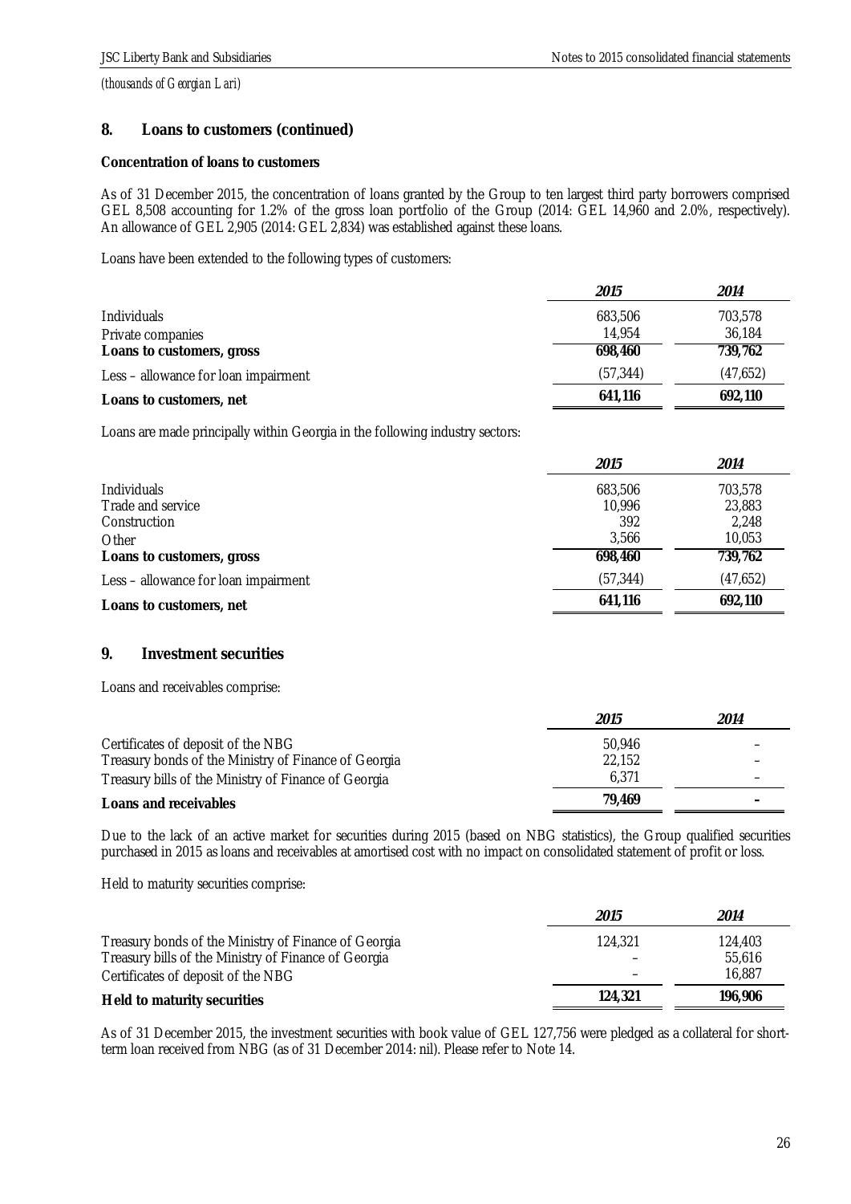*(thousands of Georgian Lari)*

## 8. Loans to customers (continued)

**Concentration of loans to customers**

As of 31 December 2015, the concentration of loans granted by the Group to ten largest third party borrowers comprised GEL 8,508 accounting for 1.2% of the gross loan portfolio of the Group (2014: GEL 14,960 and 2.0%, respectively). An allowance of GEL 2,905 (2014: GEL 2,834) was established against these loans.

Loans have been extended to the following types of customers:

| | *2015* | *2014* |
|---|---|---|
| Individuals | 683,506 | 703,578 |
| Private companies | 14,954 | 36,184 |
| **Loans to customers, gross** | **698,460** | **739,762** |
| Less – allowance for loan impairment | (57,344) | (47,652) |
| **Loans to customers, net** | **641,116** | **692,110** |

Loans are made principally within Georgia in the following industry sectors:

| | *2015* | *2014* |
|---|---|---|
| Individuals | 683,506 | 703,578 |
| Trade and service | 10,996 | 23,883 |
| Construction | 392 | 2,248 |
| Other | 3,566 | 10,053 |
| **Loans to customers, gross** | **698,460** | **739,762** |
| Less – allowance for loan impairment | (57,344) | (47,652) |
| **Loans to customers, net** | **641,116** | **692,110** |

## 9. Investment securities

Loans and receivables comprise:

| | *2015* | *2014* |
|---|---|---|
| Certificates of deposit of the NBG | 50,946 | – |
| Treasury bonds of the Ministry of Finance of Georgia | 22,152 | – |
| Treasury bills of the Ministry of Finance of Georgia | 6,371 | – |
| **Loans and receivables** | **79,469** | **–** |

Due to the lack of an active market for securities during 2015 (based on NBG statistics), the Group qualified securities purchased in 2015 as loans and receivables at amortised cost with no impact on consolidated statement of profit or loss.

Held to maturity securities comprise:

| | *2015* | *2014* |
|---|---|---|
| Treasury bonds of the Ministry of Finance of Georgia | 124,321 | 124,403 |
| Treasury bills of the Ministry of Finance of Georgia | – | 55,616 |
| Certificates of deposit of the NBG | – | 16,887 |
| **Held to maturity securities** | **124,321** | **196,906** |

As of 31 December 2015, the investment securities with book value of GEL 127,756 were pledged as a collateral for short-term loan received from NBG (as of 31 December 2014: nil). Please refer to Note 14.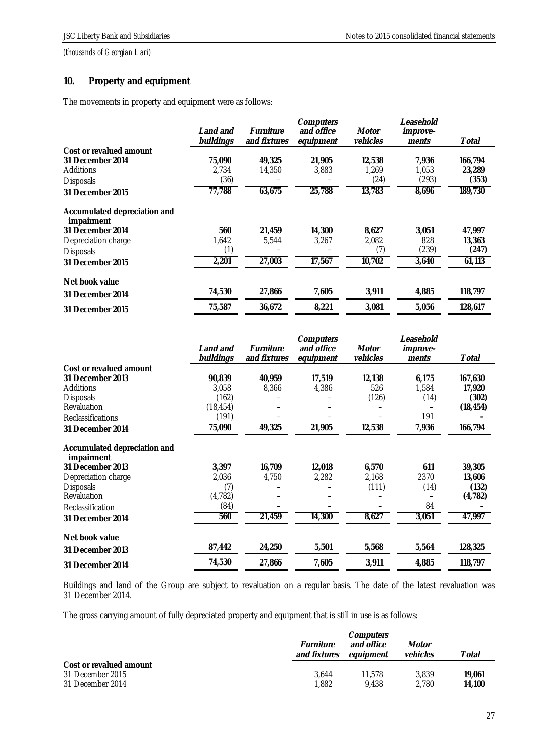*(thousands of Georgian Lari)*

## 10. Property and equipment

The movements in property and equipment were as follows:

| | *Land and buildings* | *Furniture and fixtures* | *Computers and office equipment* | *Motor vehicles* | *Leasehold improve-ments* | *Total* |
|---|---|---|---|---|---|---|
| **Cost or revalued amount** | | | | | | |
| **31 December 2014** | **75,090** | **49,325** | **21,905** | **12,538** | **7,936** | **166,794** |
| Additions | 2,734 | 14,350 | 3,883 | 1,269 | 1,053 | **23,289** |
| Disposals | (36) | – | – | (24) | (293) | **(353)** |
| **31 December 2015** | **77,788** | **63,675** | **25,788** | **13,783** | **8,696** | **189,730** |
| **Accumulated depreciation and impairment** | | | | | | |
| **31 December 2014** | **560** | **21,459** | **14,300** | **8,627** | **3,051** | **47,997** |
| Depreciation charge | 1,642 | 5,544 | 3,267 | 2,082 | 828 | **13,363** |
| Disposals | (1) | – | – | (7) | (239) | **(247)** |
| **31 December 2015** | **2,201** | **27,003** | **17,567** | **10,702** | **3,640** | **61,113** |
| **Net book value** | | | | | | |
| **31 December 2014** | **74,530** | **27,866** | **7,605** | **3,911** | **4,885** | **118,797** |
| **31 December 2015** | **75,587** | **36,672** | **8,221** | **3,081** | **5,056** | **128,617** |

| | *Land and buildings* | *Furniture and fixtures* | *Computers and office equipment* | *Motor vehicles* | *Leasehold improve-ments* | *Total* |
|---|---|---|---|---|---|---|
| **Cost or revalued amount** | | | | | | |
| **31 December 2013** | **90,839** | **40,959** | **17,519** | **12,138** | **6,175** | **167,630** |
| Additions | 3,058 | 8,366 | 4,386 | 526 | 1,584 | **17,920** |
| Disposals | (162) | – | – | (126) | (14) | **(302)** |
| Revaluation | (18,454) | – | – | – | – | **(18,454)** |
| Reclassifications | (191) | – | – | – | 191 | **–** |
| **31 December 2014** | **75,090** | **49,325** | **21,905** | **12,538** | **7,936** | **166,794** |
| **Accumulated depreciation and impairment** | | | | | | |
| **31 December 2013** | **3,397** | **16,709** | **12,018** | **6,570** | **611** | **39,305** |
| Depreciation charge | 2,036 | 4,750 | 2,282 | 2,168 | 2370 | **13,606** |
| Disposals | (7) | – | – | (111) | (14) | **(132)** |
| Revaluation | (4,782) | – | – | – | – | **(4,782)** |
| Reclassification | (84) | – | – | – | 84 | **–** |
| **31 December 2014** | **560** | **21,459** | **14,300** | **8,627** | **3,051** | **47,997** |
| **Net book value** | | | | | | |
| **31 December 2013** | **87,442** | **24,250** | **5,501** | **5,568** | **5,564** | **128,325** |
| **31 December 2014** | **74,530** | **27,866** | **7,605** | **3,911** | **4,885** | **118,797** |

Buildings and land of the Group are subject to revaluation on a regular basis. The date of the latest revaluation was 31 December 2014.

The gross carrying amount of fully depreciated property and equipment that is still in use is as follows:

| | *Furniture and fixtures* | *Computers and office equipment* | *Motor vehicles* | *Total* |
|---|---|---|---|---|
| **Cost or revalued amount** | | | | |
| 31 December 2015 | 3,644 | 11,578 | 3,839 | **19,061** |
| 31 December 2014 | 1,882 | 9,438 | 2,780 | **14,100** |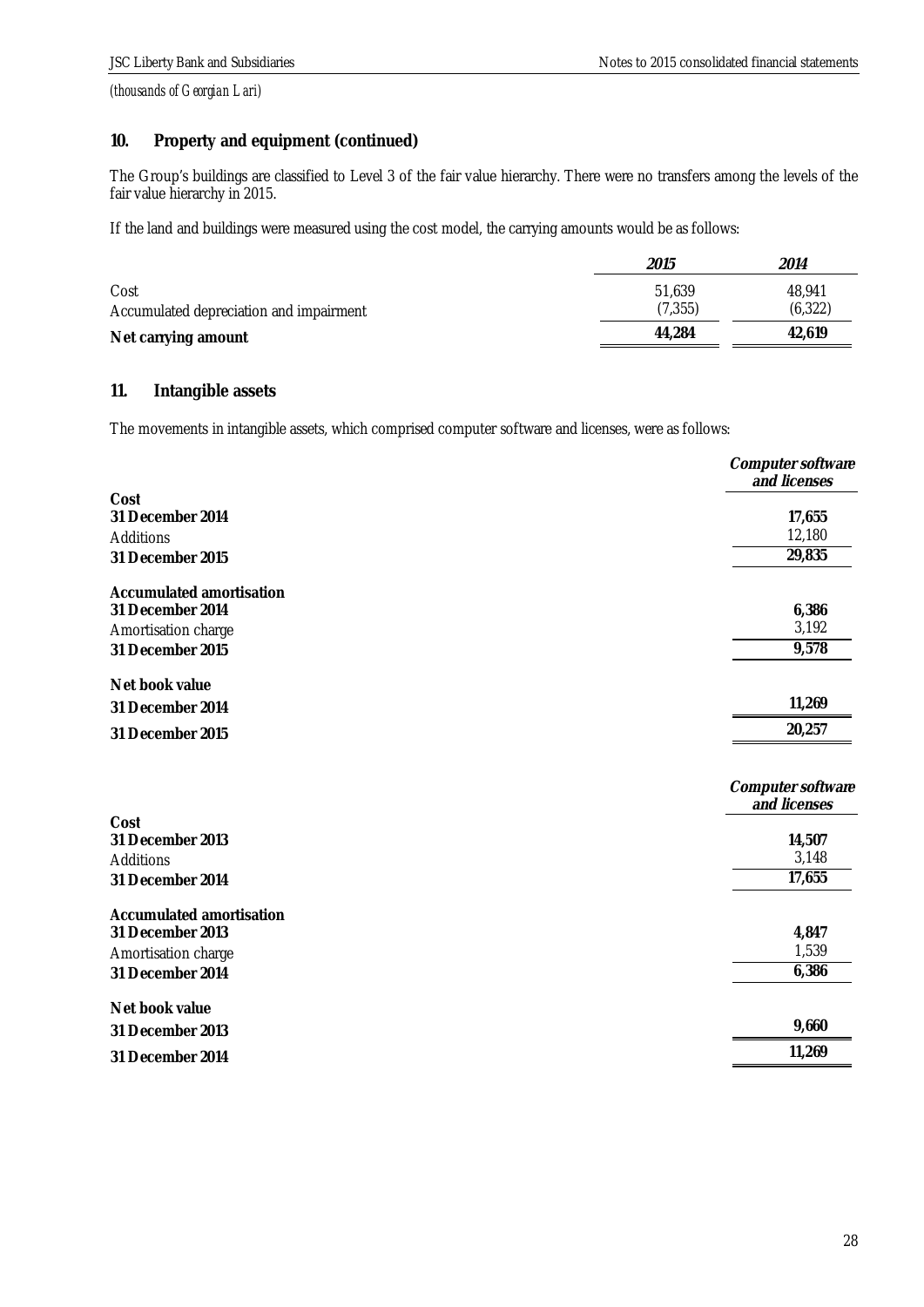*(thousands of Georgian Lari)*

## 10. Property and equipment (continued)

The Group's buildings are classified to Level 3 of the fair value hierarchy. There were no transfers among the levels of the fair value hierarchy in 2015.

If the land and buildings were measured using the cost model, the carrying amounts would be as follows:

| | *2015* | *2014* |
|---|---|---|
| Cost | 51,639 | 48,941 |
| Accumulated depreciation and impairment | (7,355) | (6,322) |
| **Net carrying amount** | **44,284** | **42,619** |

## 11. Intangible assets

The movements in intangible assets, which comprised computer software and licenses, were as follows:

| | *Computer software and licenses* |
|---|---|
| **Cost** | |
| **31 December 2014** | **17,655** |
| Additions | 12,180 |
| **31 December 2015** | **29,835** |
| **Accumulated amortisation** | |
| **31 December 2014** | **6,386** |
| Amortisation charge | 3,192 |
| **31 December 2015** | **9,578** |
| **Net book value** | |
| **31 December 2014** | **11,269** |
| **31 December 2015** | **20,257** |

| | *Computer software and licenses* |
|---|---|
| **Cost** | |
| **31 December 2013** | **14,507** |
| Additions | 3,148 |
| **31 December 2014** | **17,655** |
| **Accumulated amortisation** | |
| **31 December 2013** | **4,847** |
| Amortisation charge | 1,539 |
| **31 December 2014** | **6,386** |
| **Net book value** | |
| **31 December 2013** | **9,660** |
| **31 December 2014** | **11,269** |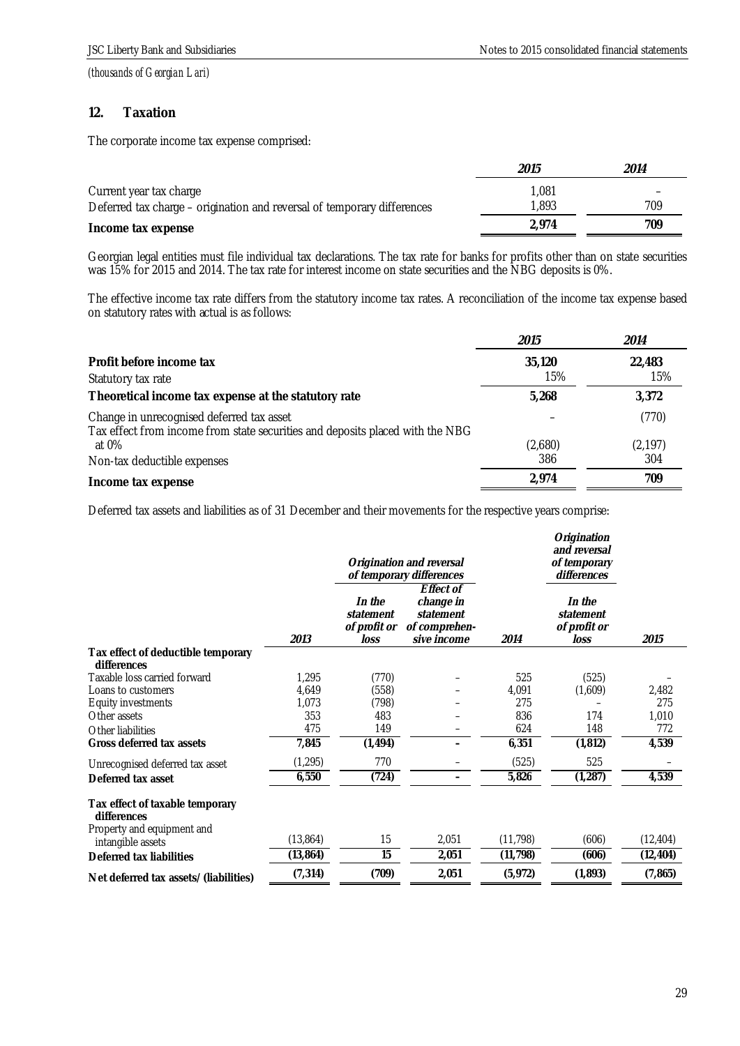*(thousands of Georgian Lari)*

## 12. Taxation

The corporate income tax expense comprised:

| | *2015* | *2014* |
|---|---|---|
| Current year tax charge | 1,081 | – |
| Deferred tax charge – origination and reversal of temporary differences | 1,893 | 709 |
| **Income tax expense** | **2,974** | **709** |

Georgian legal entities must file individual tax declarations. The tax rate for banks for profits other than on state securities was 15% for 2015 and 2014. The tax rate for interest income on state securities and the NBG deposits is 0%.

The effective income tax rate differs from the statutory income tax rates. A reconciliation of the income tax expense based on statutory rates with actual is as follows:

| | *2015* | *2014* |
|---|---|---|
| **Profit before income tax** | **35,120** | **22,483** |
| Statutory tax rate | 15% | 15% |
| **Theoretical income tax expense at the statutory rate** | **5,268** | **3,372** |
| Change in unrecognised deferred tax asset | – | (770) |
| Tax effect from income from state securities and deposits placed with the NBG at 0% | (2,680) | (2,197) |
| Non-tax deductible expenses | 386 | 304 |
| **Income tax expense** | **2,974** | **709** |

Deferred tax assets and liabilities as of 31 December and their movements for the respective years comprise:

| | | *Origination and reversal of temporary differences* | | | *Origination and reversal of temporary differences* | |
|---|---|---|---|---|---|---|
| | *2013* | *In the statement of profit or loss* | *Effect of change in statement of comprehensive income* | *2014* | *In the statement of profit or loss* | *2015* |
| **Tax effect of deductible temporary differences** | | | | | | |
| Taxable loss carried forward | 1,295 | (770) | – | 525 | (525) | – |
| Loans to customers | 4,649 | (558) | – | 4,091 | (1,609) | 2,482 |
| Equity investments | 1,073 | (798) | – | 275 | – | 275 |
| Other assets | 353 | 483 | – | 836 | 174 | 1,010 |
| Other liabilities | 475 | 149 | – | 624 | 148 | 772 |
| **Gross deferred tax assets** | **7,845** | **(1,494)** | **–** | **6,351** | **(1,812)** | **4,539** |
| Unrecognised deferred tax asset | (1,295) | 770 | – | (525) | 525 | – |
| **Deferred tax asset** | **6,550** | **(724)** | **–** | **5,826** | **(1,287)** | **4,539** |
| **Tax effect of taxable temporary differences** | | | | | | |
| Property and equipment and intangible assets | (13,864) | 15 | 2,051 | (11,798) | (606) | (12,404) |
| **Deferred tax liabilities** | **(13,864)** | **15** | **2,051** | **(11,798)** | **(606)** | **(12,404)** |
| **Net deferred tax assets/ (liabilities)** | **(7,314)** | **(709)** | **2,051** | **(5,972)** | **(1,893)** | **(7,865)** |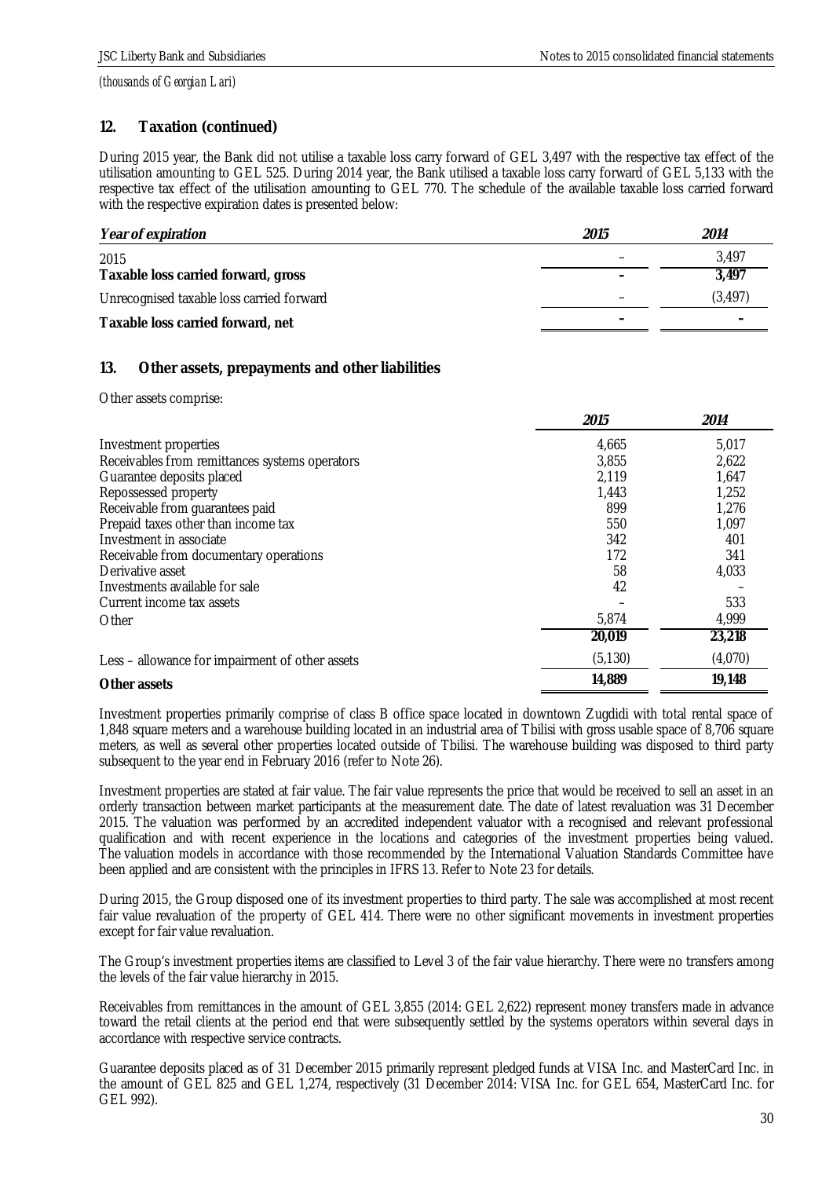*(thousands of Georgian Lari)*

## 12. Taxation (continued)

During 2015 year, the Bank did not utilise a taxable loss carry forward of GEL 3,497 with the respective tax effect of the utilisation amounting to GEL 525. During 2014 year, the Bank utilised a taxable loss carry forward of GEL 5,133 with the respective tax effect of the utilisation amounting to GEL 770. The schedule of the available taxable loss carried forward with the respective expiration dates is presented below:

| ***Year of expiration*** | ***2015*** | ***2014*** |
|---|---|---|
| 2015 | – | 3,497 |
| **Taxable loss carried forward, gross** | **–** | **3,497** |
| Unrecognised taxable loss carried forward | – | (3,497) |
| **Taxable loss carried forward, net** | **–** | **–** |

## 13. Other assets, prepayments and other liabilities

Other assets comprise:

| | ***2015*** | ***2014*** |
|---|---|---|
| Investment properties | 4,665 | 5,017 |
| Receivables from remittances systems operators | 3,855 | 2,622 |
| Guarantee deposits placed | 2,119 | 1,647 |
| Repossessed property | 1,443 | 1,252 |
| Receivable from guarantees paid | 899 | 1,276 |
| Prepaid taxes other than income tax | 550 | 1,097 |
| Investment in associate | 342 | 401 |
| Receivable from documentary operations | 172 | 341 |
| Derivative asset | 58 | 4,033 |
| Investments available for sale | 42 | – |
| Current income tax assets | – | 533 |
| Other | 5,874 | 4,999 |
| | **20,019** | **23,218** |
| Less – allowance for impairment of other assets | (5,130) | (4,070) |
| **Other assets** | **14,889** | **19,148** |

Investment properties primarily comprise of class B office space located in downtown Zugdidi with total rental space of 1,848 square meters and a warehouse building located in an industrial area of Tbilisi with gross usable space of 8,706 square meters, as well as several other properties located outside of Tbilisi. The warehouse building was disposed to third party subsequent to the year end in February 2016 (refer to Note 26).

Investment properties are stated at fair value. The fair value represents the price that would be received to sell an asset in an orderly transaction between market participants at the measurement date. The date of latest revaluation was 31 December 2015. The valuation was performed by an accredited independent valuator with a recognised and relevant professional qualification and with recent experience in the locations and categories of the investment properties being valued. The valuation models in accordance with those recommended by the International Valuation Standards Committee have been applied and are consistent with the principles in IFRS 13. Refer to Note 23 for details.

During 2015, the Group disposed one of its investment properties to third party. The sale was accomplished at most recent fair value revaluation of the property of GEL 414. There were no other significant movements in investment properties except for fair value revaluation.

The Group's investment properties items are classified to Level 3 of the fair value hierarchy. There were no transfers among the levels of the fair value hierarchy in 2015.

Receivables from remittances in the amount of GEL 3,855 (2014: GEL 2,622) represent money transfers made in advance toward the retail clients at the period end that were subsequently settled by the systems operators within several days in accordance with respective service contracts.

Guarantee deposits placed as of 31 December 2015 primarily represent pledged funds at VISA Inc. and MasterCard Inc. in the amount of GEL 825 and GEL 1,274, respectively (31 December 2014: VISA Inc. for GEL 654, MasterCard Inc. for GEL 992).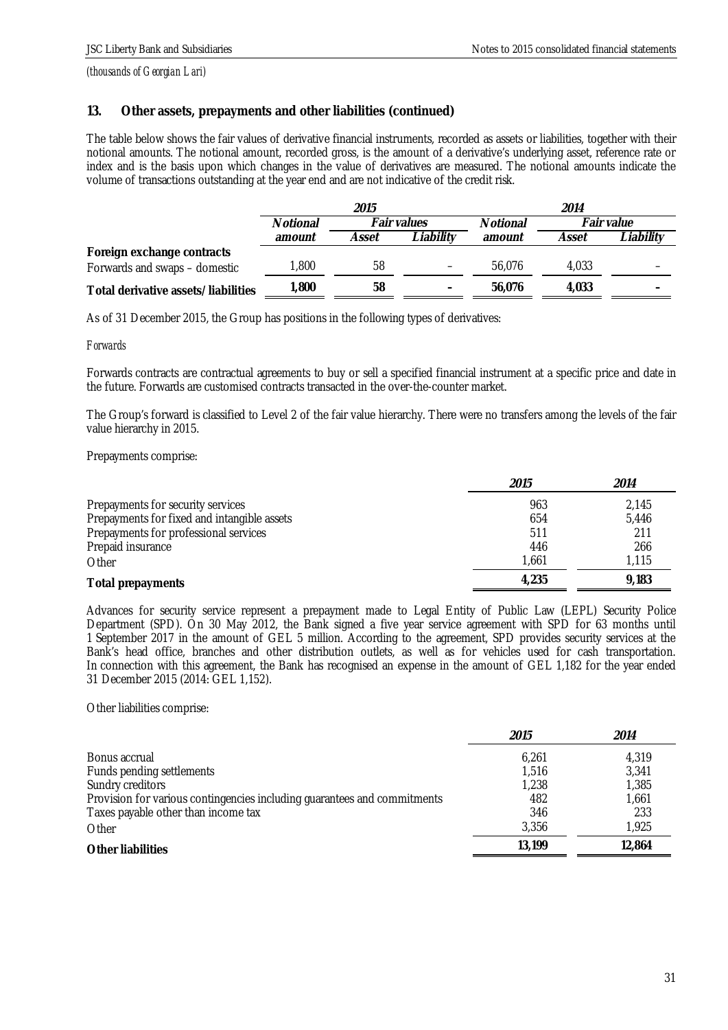*(thousands of Georgian Lari)*

## 13. Other assets, prepayments and other liabilities (continued)

The table below shows the fair values of derivative financial instruments, recorded as assets or liabilities, together with their notional amounts. The notional amount, recorded gross, is the amount of a derivative's underlying asset, reference rate or index and is the basis upon which changes in the value of derivatives are measured. The notional amounts indicate the volume of transactions outstanding at the year end and are not indicative of the credit risk.

| | *2015* | | | *2014* | | |
|---|---|---|---|---|---|---|
| | *Notional amount* | *Fair values* | | *Notional amount* | *Fair value* | |
| | | *Asset* | *Liability* | | *Asset* | *Liability* |
| **Foreign exchange contracts** | | | | | | |
| Forwards and swaps – domestic | 1,800 | 58 | – | 56,076 | 4,033 | – |
| **Total derivative assets/liabilities** | **1,800** | **58** | **–** | **56,076** | **4,033** | **–** |

As of 31 December 2015, the Group has positions in the following types of derivatives:

*Forwards*

Forwards contracts are contractual agreements to buy or sell a specified financial instrument at a specific price and date in the future. Forwards are customised contracts transacted in the over-the-counter market.

The Group's forward is classified to Level 2 of the fair value hierarchy. There were no transfers among the levels of the fair value hierarchy in 2015.

Prepayments comprise:

| | *2015* | *2014* |
|---|---|---|
| Prepayments for security services | 963 | 2,145 |
| Prepayments for fixed and intangible assets | 654 | 5,446 |
| Prepayments for professional services | 511 | 211 |
| Prepaid insurance | 446 | 266 |
| Other | 1,661 | 1,115 |
| **Total prepayments** | **4,235** | **9,183** |

Advances for security service represent a prepayment made to Legal Entity of Public Law (LEPL) Security Police Department (SPD). On 30 May 2012, the Bank signed a five year service agreement with SPD for 63 months until 1 September 2017 in the amount of GEL 5 million. According to the agreement, SPD provides security services at the Bank's head office, branches and other distribution outlets, as well as for vehicles used for cash transportation. In connection with this agreement, the Bank has recognised an expense in the amount of GEL 1,182 for the year ended 31 December 2015 (2014: GEL 1,152).

Other liabilities comprise:

| | *2015* | *2014* |
|---|---|---|
| Bonus accrual | 6,261 | 4,319 |
| Funds pending settlements | 1,516 | 3,341 |
| Sundry creditors | 1,238 | 1,385 |
| Provision for various contingencies including guarantees and commitments | 482 | 1,661 |
| Taxes payable other than income tax | 346 | 233 |
| Other | 3,356 | 1,925 |
| **Other liabilities** | **13,199** | **12,864** |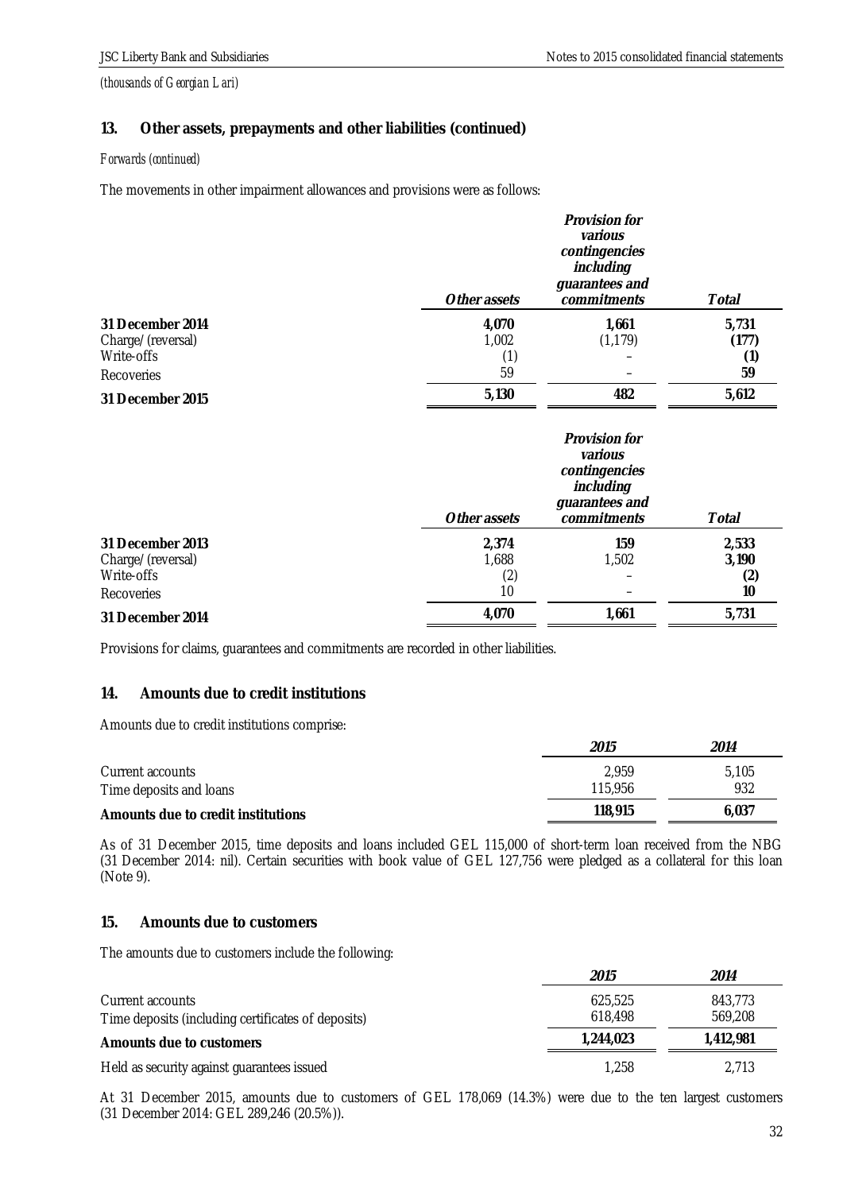*(thousands of Georgian Lari)*

## 13. Other assets, prepayments and other liabilities (continued)

*Forwards (continued)*

The movements in other impairment allowances and provisions were as follows:

| | *Other assets* | *Provision for various contingencies including guarantees and commitments* | *Total* |
|---|---|---|---|
| **31 December 2014** | **4,070** | **1,661** | **5,731** |
| Charge/(reversal) | 1,002 | (1,179) | **(177)** |
| Write-offs | (1) | – | **(1)** |
| Recoveries | 59 | – | **59** |
| **31 December 2015** | **5,130** | **482** | **5,612** |

| | *Other assets* | *Provision for various contingencies including guarantees and commitments* | *Total* |
|---|---|---|---|
| **31 December 2013** | **2,374** | **159** | **2,533** |
| Charge/(reversal) | 1,688 | 1,502 | **3,190** |
| Write-offs | (2) | – | **(2)** |
| Recoveries | 10 | – | **10** |
| **31 December 2014** | **4,070** | **1,661** | **5,731** |

Provisions for claims, guarantees and commitments are recorded in other liabilities.

## 14. Amounts due to credit institutions

Amounts due to credit institutions comprise:

| | *2015* | *2014* |
|---|---|---|
| Current accounts | 2,959 | 5,105 |
| Time deposits and loans | 115,956 | 932 |
| **Amounts due to credit institutions** | **118,915** | **6,037** |

As of 31 December 2015, time deposits and loans included GEL 115,000 of short-term loan received from the NBG (31 December 2014: nil). Certain securities with book value of GEL 127,756 were pledged as a collateral for this loan (Note 9).

## 15. Amounts due to customers

The amounts due to customers include the following:

| | *2015* | *2014* |
|---|---|---|
| Current accounts | 625,525 | 843,773 |
| Time deposits (including certificates of deposits) | 618,498 | 569,208 |
| **Amounts due to customers** | **1,244,023** | **1,412,981** |
| Held as security against guarantees issued | 1,258 | 2,713 |

At 31 December 2015, amounts due to customers of GEL 178,069 (14.3%) were due to the ten largest customers (31 December 2014: GEL 289,246 (20.5%)).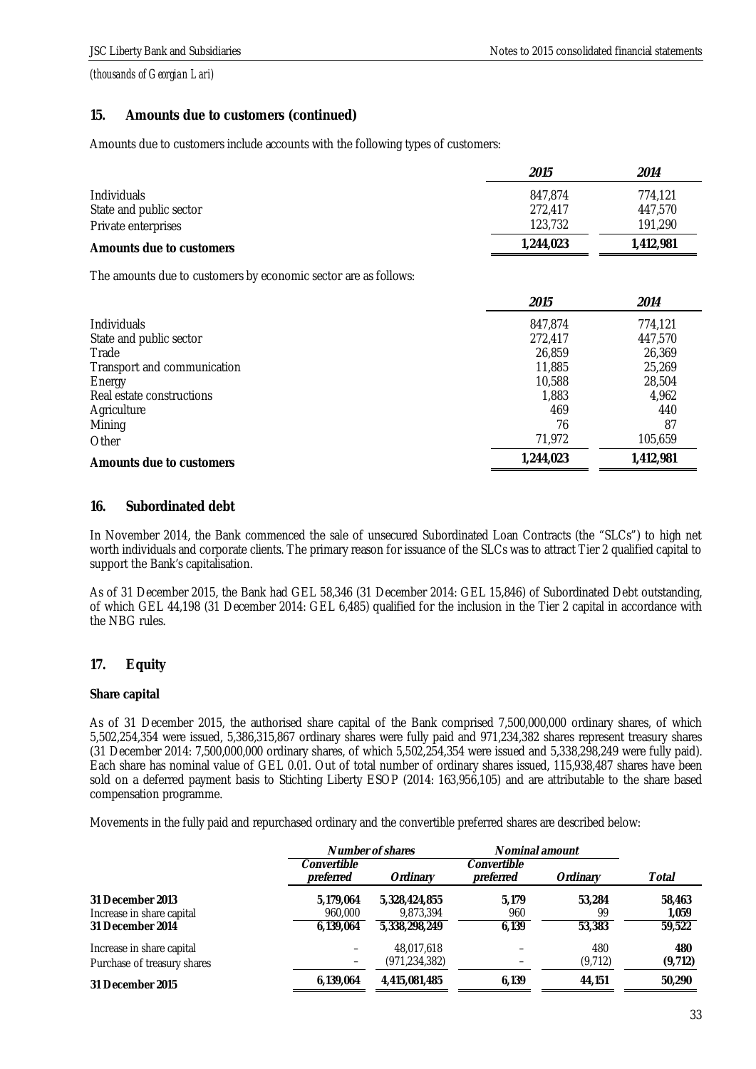*(thousands of Georgian Lari)*

## 15. Amounts due to customers (continued)

Amounts due to customers include accounts with the following types of customers:

| | *2015* | *2014* |
|---|---|---|
| Individuals | 847,874 | 774,121 |
| State and public sector | 272,417 | 447,570 |
| Private enterprises | 123,732 | 191,290 |
| **Amounts due to customers** | **1,244,023** | **1,412,981** |

The amounts due to customers by economic sector are as follows:

| | *2015* | *2014* |
|---|---|---|
| Individuals | 847,874 | 774,121 |
| State and public sector | 272,417 | 447,570 |
| Trade | 26,859 | 26,369 |
| Transport and communication | 11,885 | 25,269 |
| Energy | 10,588 | 28,504 |
| Real estate constructions | 1,883 | 4,962 |
| Agriculture | 469 | 440 |
| Mining | 76 | 87 |
| Other | 71,972 | 105,659 |
| **Amounts due to customers** | **1,244,023** | **1,412,981** |

## 16. Subordinated debt

In November 2014, the Bank commenced the sale of unsecured Subordinated Loan Contracts (the "SLCs") to high net worth individuals and corporate clients. The primary reason for issuance of the SLCs was to attract Tier 2 qualified capital to support the Bank's capitalisation.

As of 31 December 2015, the Bank had GEL 58,346 (31 December 2014: GEL 15,846) of Subordinated Debt outstanding, of which GEL 44,198 (31 December 2014: GEL 6,485) qualified for the inclusion in the Tier 2 capital in accordance with the NBG rules.

## 17. Equity

**Share capital**

As of 31 December 2015, the authorised share capital of the Bank comprised 7,500,000,000 ordinary shares, of which 5,502,254,354 were issued, 5,386,315,867 ordinary shares were fully paid and 971,234,382 shares represent treasury shares (31 December 2014: 7,500,000,000 ordinary shares, of which 5,502,254,354 were issued and 5,338,298,249 were fully paid). Each share has nominal value of GEL 0.01. Out of total number of ordinary shares issued, 115,938,487 shares have been sold on a deferred payment basis to Stichting Liberty ESOP (2014: 163,956,105) and are attributable to the share based compensation programme.

Movements in the fully paid and repurchased ordinary and the convertible preferred shares are described below:

| | *Number of shares* | | *Nominal amount* | | |
|---|---|---|---|---|---|
| | *Convertible preferred* | *Ordinary* | *Convertible preferred* | *Ordinary* | *Total* |
| **31 December 2013** | **5,179,064** | **5,328,424,855** | **5,179** | **53,284** | **58,463** |
| Increase in share capital | 960,000 | 9,873,394 | 960 | 99 | **1,059** |
| **31 December 2014** | **6,139,064** | **5,338,298,249** | **6,139** | **53,383** | **59,522** |
| Increase in share capital | – | 48,017,618 | – | 480 | **480** |
| Purchase of treasury shares | – | (971,234,382) | – | (9,712) | **(9,712)** |
| **31 December 2015** | **6,139,064** | **4,415,081,485** | **6,139** | **44,151** | **50,290** |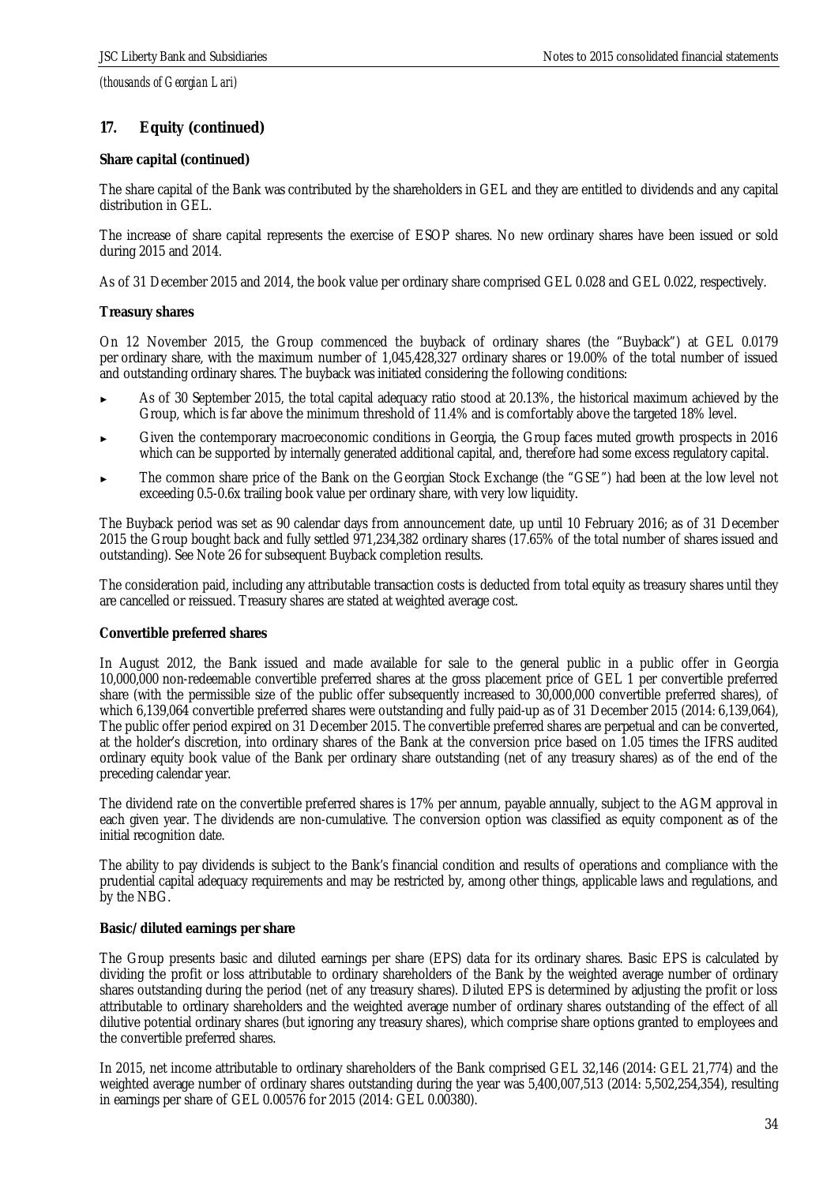*(thousands of Georgian Lari)*

## 17. Equity (continued)

**Share capital (continued)**

The share capital of the Bank was contributed by the shareholders in GEL and they are entitled to dividends and any capital distribution in GEL.

The increase of share capital represents the exercise of ESOP shares. No new ordinary shares have been issued or sold during 2015 and 2014.

As of 31 December 2015 and 2014, the book value per ordinary share comprised GEL 0.028 and GEL 0.022, respectively.

**Treasury shares**

On 12 November 2015, the Group commenced the buyback of ordinary shares (the "Buyback") at GEL 0.0179 per ordinary share, with the maximum number of 1,045,428,327 ordinary shares or 19.00% of the total number of issued and outstanding ordinary shares. The buyback was initiated considering the following conditions:

- As of 30 September 2015, the total capital adequacy ratio stood at 20.13%, the historical maximum achieved by the Group, which is far above the minimum threshold of 11.4% and is comfortably above the targeted 18% level.
- Given the contemporary macroeconomic conditions in Georgia, the Group faces muted growth prospects in 2016 which can be supported by internally generated additional capital, and, therefore had some excess regulatory capital.
- The common share price of the Bank on the Georgian Stock Exchange (the "GSE") had been at the low level not exceeding 0.5-0.6x trailing book value per ordinary share, with very low liquidity.

The Buyback period was set as 90 calendar days from announcement date, up until 10 February 2016; as of 31 December 2015 the Group bought back and fully settled 971,234,382 ordinary shares (17.65% of the total number of shares issued and outstanding). See Note 26 for subsequent Buyback completion results.

The consideration paid, including any attributable transaction costs is deducted from total equity as treasury shares until they are cancelled or reissued. Treasury shares are stated at weighted average cost.

**Convertible preferred shares**

In August 2012, the Bank issued and made available for sale to the general public in a public offer in Georgia 10,000,000 non-redeemable convertible preferred shares at the gross placement price of GEL 1 per convertible preferred share (with the permissible size of the public offer subsequently increased to 30,000,000 convertible preferred shares), of which 6,139,064 convertible preferred shares were outstanding and fully paid-up as of 31 December 2015 (2014: 6,139,064), The public offer period expired on 31 December 2015. The convertible preferred shares are perpetual and can be converted, at the holder's discretion, into ordinary shares of the Bank at the conversion price based on 1.05 times the IFRS audited ordinary equity book value of the Bank per ordinary share outstanding (net of any treasury shares) as of the end of the preceding calendar year.

The dividend rate on the convertible preferred shares is 17% per annum, payable annually, subject to the AGM approval in each given year. The dividends are non-cumulative. The conversion option was classified as equity component as of the initial recognition date.

The ability to pay dividends is subject to the Bank's financial condition and results of operations and compliance with the prudential capital adequacy requirements and may be restricted by, among other things, applicable laws and regulations, and by the NBG.

**Basic/diluted earnings per share**

The Group presents basic and diluted earnings per share (EPS) data for its ordinary shares. Basic EPS is calculated by dividing the profit or loss attributable to ordinary shareholders of the Bank by the weighted average number of ordinary shares outstanding during the period (net of any treasury shares). Diluted EPS is determined by adjusting the profit or loss attributable to ordinary shareholders and the weighted average number of ordinary shares outstanding of the effect of all dilutive potential ordinary shares (but ignoring any treasury shares), which comprise share options granted to employees and the convertible preferred shares.

In 2015, net income attributable to ordinary shareholders of the Bank comprised GEL 32,146 (2014: GEL 21,774) and the weighted average number of ordinary shares outstanding during the year was 5,400,007,513 (2014: 5,502,254,354), resulting in earnings per share of GEL 0.00576 for 2015 (2014: GEL 0.00380).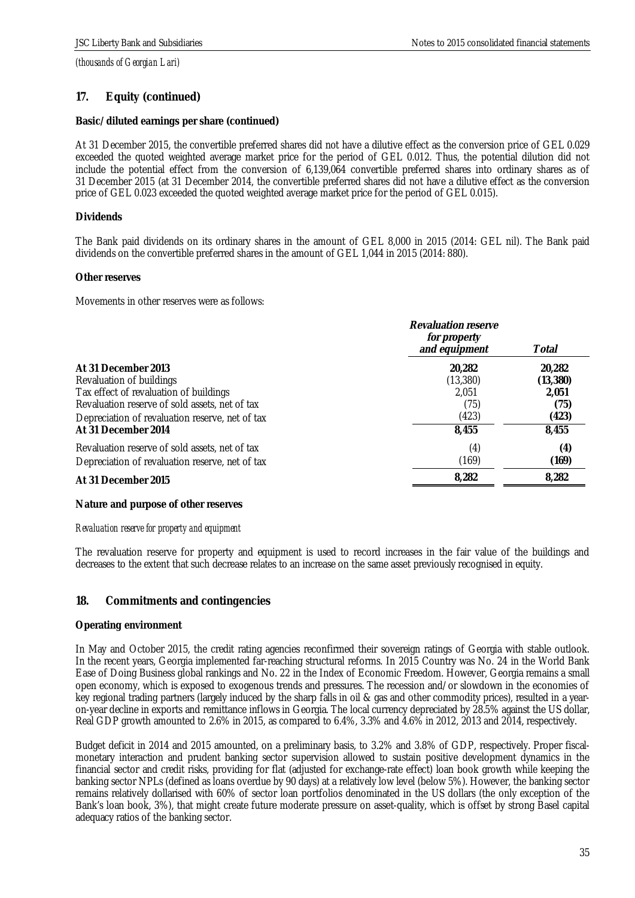*(thousands of Georgian Lari)*

## 17. Equity (continued)

**Basic/diluted earnings per share (continued)**

At 31 December 2015, the convertible preferred shares did not have a dilutive effect as the conversion price of GEL 0.029 exceeded the quoted weighted average market price for the period of GEL 0.012. Thus, the potential dilution did not include the potential effect from the conversion of 6,139,064 convertible preferred shares into ordinary shares as of 31 December 2015 (at 31 December 2014, the convertible preferred shares did not have a dilutive effect as the conversion price of GEL 0.023 exceeded the quoted weighted average market price for the period of GEL 0.015).

**Dividends**

The Bank paid dividends on its ordinary shares in the amount of GEL 8,000 in 2015 (2014: GEL nil). The Bank paid dividends on the convertible preferred shares in the amount of GEL 1,044 in 2015 (2014: 880).

**Other reserves**

Movements in other reserves were as follows:

| | *Revaluation reserve for property and equipment* | *Total* |
|---|---|---|
| **At 31 December 2013** | **20,282** | **20,282** |
| Revaluation of buildings | (13,380) | **(13,380)** |
| Tax effect of revaluation of buildings | 2,051 | **2,051** |
| Revaluation reserve of sold assets, net of tax | (75) | **(75)** |
| Depreciation of revaluation reserve, net of tax | (423) | **(423)** |
| **At 31 December 2014** | **8,455** | **8,455** |
| Revaluation reserve of sold assets, net of tax | (4) | **(4)** |
| Depreciation of revaluation reserve, net of tax | (169) | **(169)** |
| **At 31 December 2015** | **8,282** | **8,282** |

**Nature and purpose of other reserves**

*Revaluation reserve for property and equipment*

The revaluation reserve for property and equipment is used to record increases in the fair value of the buildings and decreases to the extent that such decrease relates to an increase on the same asset previously recognised in equity.

## 18. Commitments and contingencies

**Operating environment**

In May and October 2015, the credit rating agencies reconfirmed their sovereign ratings of Georgia with stable outlook. In the recent years, Georgia implemented far-reaching structural reforms. In 2015 Country was No. 24 in the World Bank Ease of Doing Business global rankings and No. 22 in the Index of Economic Freedom. However, Georgia remains a small open economy, which is exposed to exogenous trends and pressures. The recession and/or slowdown in the economies of key regional trading partners (largely induced by the sharp falls in oil & gas and other commodity prices), resulted in a year-on-year decline in exports and remittance inflows in Georgia. The local currency depreciated by 28.5% against the US dollar, Real GDP growth amounted to 2.6% in 2015, as compared to 6.4%, 3.3% and 4.6% in 2012, 2013 and 2014, respectively.

Budget deficit in 2014 and 2015 amounted, on a preliminary basis, to 3.2% and 3.8% of GDP, respectively. Proper fiscal-monetary interaction and prudent banking sector supervision allowed to sustain positive development dynamics in the financial sector and credit risks, providing for flat (adjusted for exchange-rate effect) loan book growth while keeping the banking sector NPLs (defined as loans overdue by 90 days) at a relatively low level (below 5%). However, the banking sector remains relatively dollarised with 60% of sector loan portfolios denominated in the US dollars (the only exception of the Bank's loan book, 3%), that might create future moderate pressure on asset-quality, which is offset by strong Basel capital adequacy ratios of the banking sector.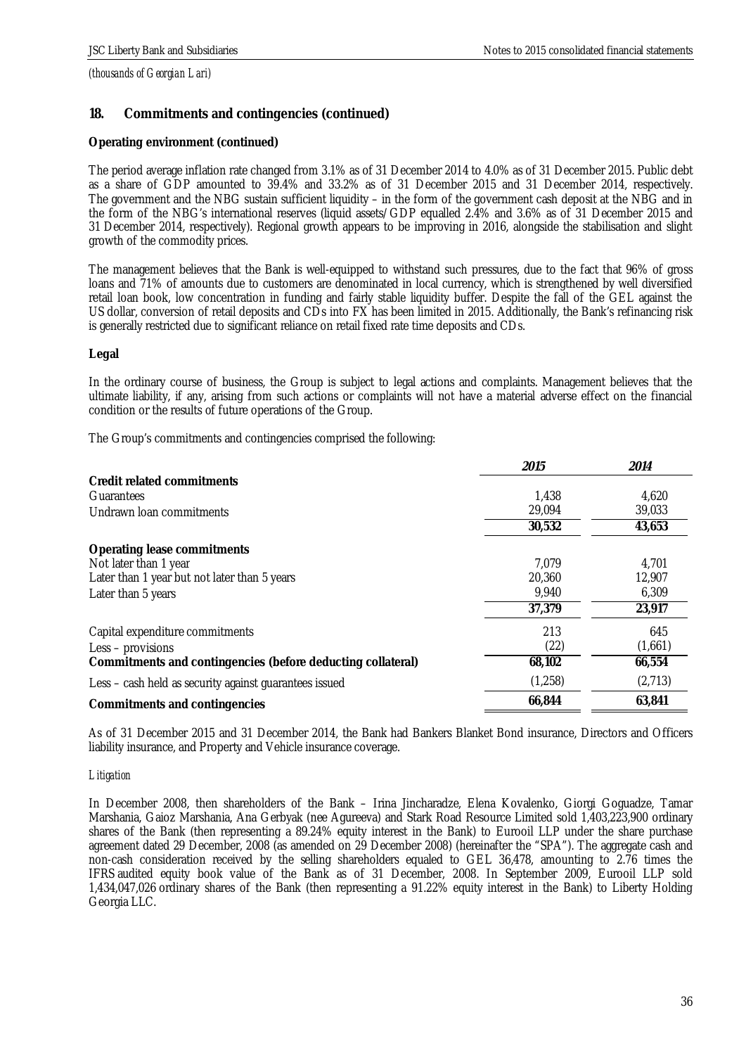*(thousands of Georgian Lari)*

## 18. Commitments and contingencies (continued)

**Operating environment (continued)**

The period average inflation rate changed from 3.1% as of 31 December 2014 to 4.0% as of 31 December 2015. Public debt as a share of GDP amounted to 39.4% and 33.2% as of 31 December 2015 and 31 December 2014, respectively. The government and the NBG sustain sufficient liquidity – in the form of the government cash deposit at the NBG and in the form of the NBG's international reserves (liquid assets/GDP equalled 2.4% and 3.6% as of 31 December 2015 and 31 December 2014, respectively). Regional growth appears to be improving in 2016, alongside the stabilisation and slight growth of the commodity prices.

The management believes that the Bank is well-equipped to withstand such pressures, due to the fact that 96% of gross loans and 71% of amounts due to customers are denominated in local currency, which is strengthened by well diversified retail loan book, low concentration in funding and fairly stable liquidity buffer. Despite the fall of the GEL against the US dollar, conversion of retail deposits and CDs into FX has been limited in 2015. Additionally, the Bank's refinancing risk is generally restricted due to significant reliance on retail fixed rate time deposits and CDs.

**Legal**

In the ordinary course of business, the Group is subject to legal actions and complaints. Management believes that the ultimate liability, if any, arising from such actions or complaints will not have a material adverse effect on the financial condition or the results of future operations of the Group.

The Group's commitments and contingencies comprised the following:

| | *2015* | *2014* |
|---|---|---|
| **Credit related commitments** | | |
| Guarantees | 1,438 | 4,620 |
| Undrawn loan commitments | 29,094 | 39,033 |
| | **30,532** | **43,653** |
| **Operating lease commitments** | | |
| Not later than 1 year | 7,079 | 4,701 |
| Later than 1 year but not later than 5 years | 20,360 | 12,907 |
| Later than 5 years | 9,940 | 6,309 |
| | **37,379** | **23,917** |
| Capital expenditure commitments | 213 | 645 |
| Less – provisions | (22) | (1,661) |
| **Commitments and contingencies (before deducting collateral)** | **68,102** | **66,554** |
| Less – cash held as security against guarantees issued | (1,258) | (2,713) |
| **Commitments and contingencies** | **66,844** | **63,841** |

As of 31 December 2015 and 31 December 2014, the Bank had Bankers Blanket Bond insurance, Directors and Officers liability insurance, and Property and Vehicle insurance coverage.

*Litigation*

In December 2008, then shareholders of the Bank – Irina Jincharadze, Elena Kovalenko, Giorgi Goguadze, Tamar Marshania, Gaioz Marshania, Ana Gerbyak (nee Agureeva) and Stark Road Resource Limited sold 1,403,223,900 ordinary shares of the Bank (then representing a 89.24% equity interest in the Bank) to Eurooil LLP under the share purchase agreement dated 29 December, 2008 (as amended on 29 December 2008) (hereinafter the "SPA"). The aggregate cash and non-cash consideration received by the selling shareholders equaled to GEL 36,478, amounting to 2.76 times the IFRS audited equity book value of the Bank as of 31 December, 2008. In September 2009, Eurooil LLP sold 1,434,047,026 ordinary shares of the Bank (then representing a 91.22% equity interest in the Bank) to Liberty Holding Georgia LLC.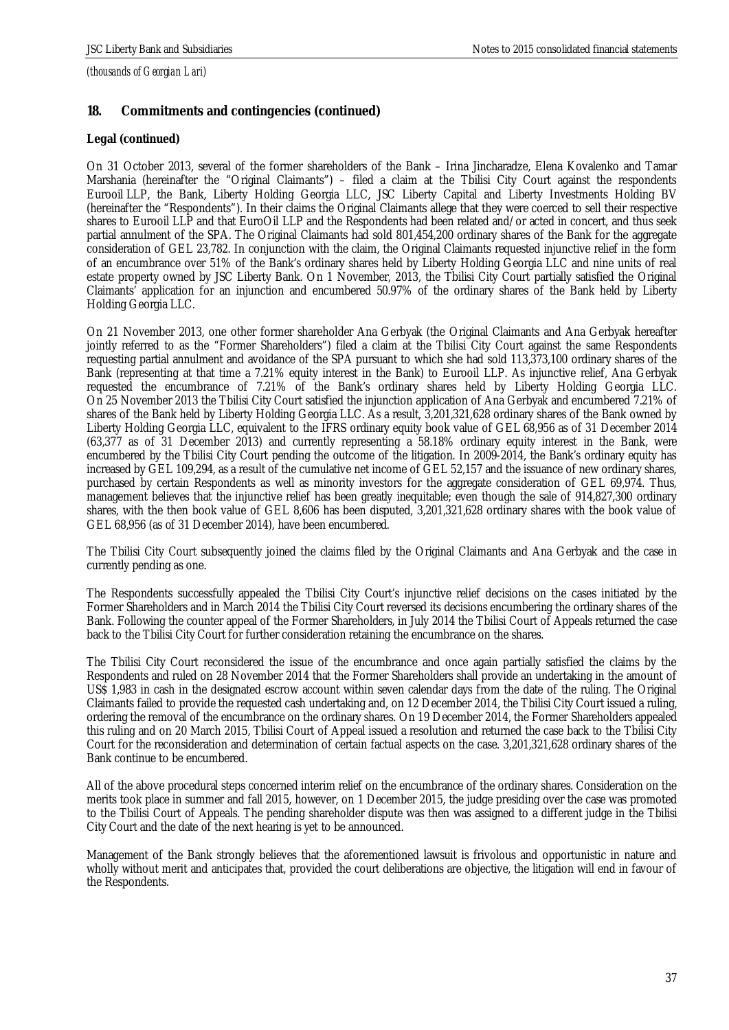*(thousands of Georgian Lari)*

## 18. Commitments and contingencies (continued)

**Legal (continued)**

On 31 October 2013, several of the former shareholders of the Bank – Irina Jincharadze, Elena Kovalenko and Tamar Marshania (hereinafter the "Original Claimants") – filed a claim at the Tbilisi City Court against the respondents Eurooil LLP, the Bank, Liberty Holding Georgia LLC, JSC Liberty Capital and Liberty Investments Holding BV (hereinafter the "Respondents"). In their claims the Original Claimants allege that they were coerced to sell their respective shares to Eurooil LLP and that EuroOil LLP and the Respondents had been related and/or acted in concert, and thus seek partial annulment of the SPA. The Original Claimants had sold 801,454,200 ordinary shares of the Bank for the aggregate consideration of GEL 23,782. In conjunction with the claim, the Original Claimants requested injunctive relief in the form of an encumbrance over 51% of the Bank's ordinary shares held by Liberty Holding Georgia LLC and nine units of real estate property owned by JSC Liberty Bank. On 1 November, 2013, the Tbilisi City Court partially satisfied the Original Claimants' application for an injunction and encumbered 50.97% of the ordinary shares of the Bank held by Liberty Holding Georgia LLC.

On 21 November 2013, one other former shareholder Ana Gerbyak (the Original Claimants and Ana Gerbyak hereafter jointly referred to as the "Former Shareholders") filed a claim at the Tbilisi City Court against the same Respondents requesting partial annulment and avoidance of the SPA pursuant to which she had sold 113,373,100 ordinary shares of the Bank (representing at that time a 7.21% equity interest in the Bank) to Eurooil LLP. As injunctive relief, Ana Gerbyak requested the encumbrance of 7.21% of the Bank's ordinary shares held by Liberty Holding Georgia LLC. On 25 November 2013 the Tbilisi City Court satisfied the injunction application of Ana Gerbyak and encumbered 7.21% of shares of the Bank held by Liberty Holding Georgia LLC. As a result, 3,201,321,628 ordinary shares of the Bank owned by Liberty Holding Georgia LLC, equivalent to the IFRS ordinary equity book value of GEL 68,956 as of 31 December 2014 (63,377 as of 31 December 2013) and currently representing a 58.18% ordinary equity interest in the Bank, were encumbered by the Tbilisi City Court pending the outcome of the litigation. In 2009-2014, the Bank's ordinary equity has increased by GEL 109,294, as a result of the cumulative net income of GEL 52,157 and the issuance of new ordinary shares, purchased by certain Respondents as well as minority investors for the aggregate consideration of GEL 69,974. Thus, management believes that the injunctive relief has been greatly inequitable; even though the sale of 914,827,300 ordinary shares, with the then book value of GEL 8,606 has been disputed, 3,201,321,628 ordinary shares with the book value of GEL 68,956 (as of 31 December 2014), have been encumbered.

The Tbilisi City Court subsequently joined the claims filed by the Original Claimants and Ana Gerbyak and the case in currently pending as one.

The Respondents successfully appealed the Tbilisi City Court's injunctive relief decisions on the cases initiated by the Former Shareholders and in March 2014 the Tbilisi City Court reversed its decisions encumbering the ordinary shares of the Bank. Following the counter appeal of the Former Shareholders, in July 2014 the Tbilisi Court of Appeals returned the case back to the Tbilisi City Court for further consideration retaining the encumbrance on the shares.

The Tbilisi City Court reconsidered the issue of the encumbrance and once again partially satisfied the claims by the Respondents and ruled on 28 November 2014 that the Former Shareholders shall provide an undertaking in the amount of US$ 1,983 in cash in the designated escrow account within seven calendar days from the date of the ruling. The Original Claimants failed to provide the requested cash undertaking and, on 12 December 2014, the Tbilisi City Court issued a ruling, ordering the removal of the encumbrance on the ordinary shares. On 19 December 2014, the Former Shareholders appealed this ruling and on 20 March 2015, Tbilisi Court of Appeal issued a resolution and returned the case back to the Tbilisi City Court for the reconsideration and determination of certain factual aspects on the case. 3,201,321,628 ordinary shares of the Bank continue to be encumbered.

All of the above procedural steps concerned interim relief on the encumbrance of the ordinary shares. Consideration on the merits took place in summer and fall 2015, however, on 1 December 2015, the judge presiding over the case was promoted to the Tbilisi Court of Appeals. The pending shareholder dispute was then was assigned to a different judge in the Tbilisi City Court and the date of the next hearing is yet to be announced.

Management of the Bank strongly believes that the aforementioned lawsuit is frivolous and opportunistic in nature and wholly without merit and anticipates that, provided the court deliberations are objective, the litigation will end in favour of the Respondents.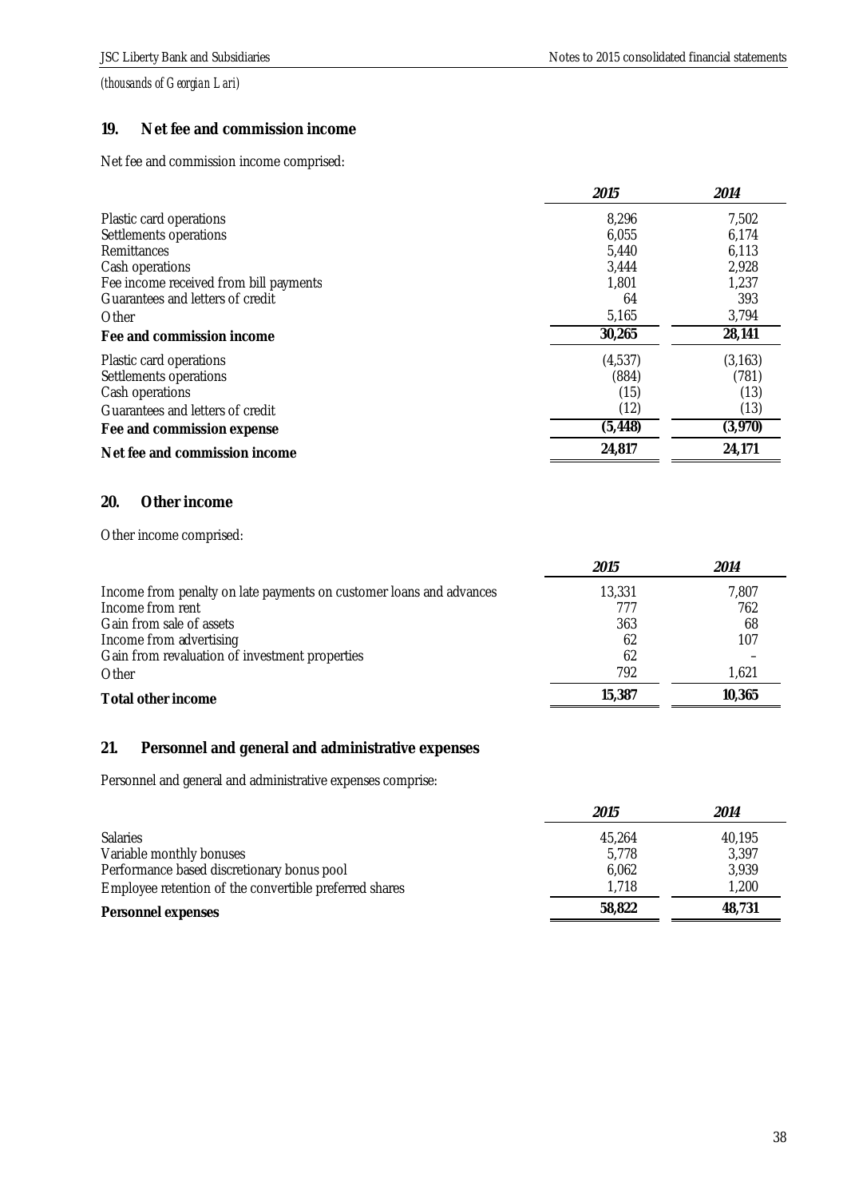*(thousands of Georgian Lari)*

## 19. Net fee and commission income

Net fee and commission income comprised:

| | *2015* | *2014* |
|---|---|---|
| Plastic card operations | 8,296 | 7,502 |
| Settlements operations | 6,055 | 6,174 |
| Remittances | 5,440 | 6,113 |
| Cash operations | 3,444 | 2,928 |
| Fee income received from bill payments | 1,801 | 1,237 |
| Guarantees and letters of credit | 64 | 393 |
| Other | 5,165 | 3,794 |
| **Fee and commission income** | **30,265** | **28,141** |
| Plastic card operations | (4,537) | (3,163) |
| Settlements operations | (884) | (781) |
| Cash operations | (15) | (13) |
| Guarantees and letters of credit | (12) | (13) |
| **Fee and commission expense** | **(5,448)** | **(3,970)** |
| **Net fee and commission income** | **24,817** | **24,171** |

## 20. Other income

Other income comprised:

| | *2015* | *2014* |
|---|---|---|
| Income from penalty on late payments on customer loans and advances | 13,331 | 7,807 |
| Income from rent | 777 | 762 |
| Gain from sale of assets | 363 | 68 |
| Income from advertising | 62 | 107 |
| Gain from revaluation of investment properties | 62 | – |
| Other | 792 | 1,621 |
| **Total other income** | **15,387** | **10,365** |

## 21. Personnel and general and administrative expenses

Personnel and general and administrative expenses comprise:

| | *2015* | *2014* |
|---|---|---|
| Salaries | 45,264 | 40,195 |
| Variable monthly bonuses | 5,778 | 3,397 |
| Performance based discretionary bonus pool | 6,062 | 3,939 |
| Employee retention of the convertible preferred shares | 1,718 | 1,200 |
| **Personnel expenses** | **58,822** | **48,731** |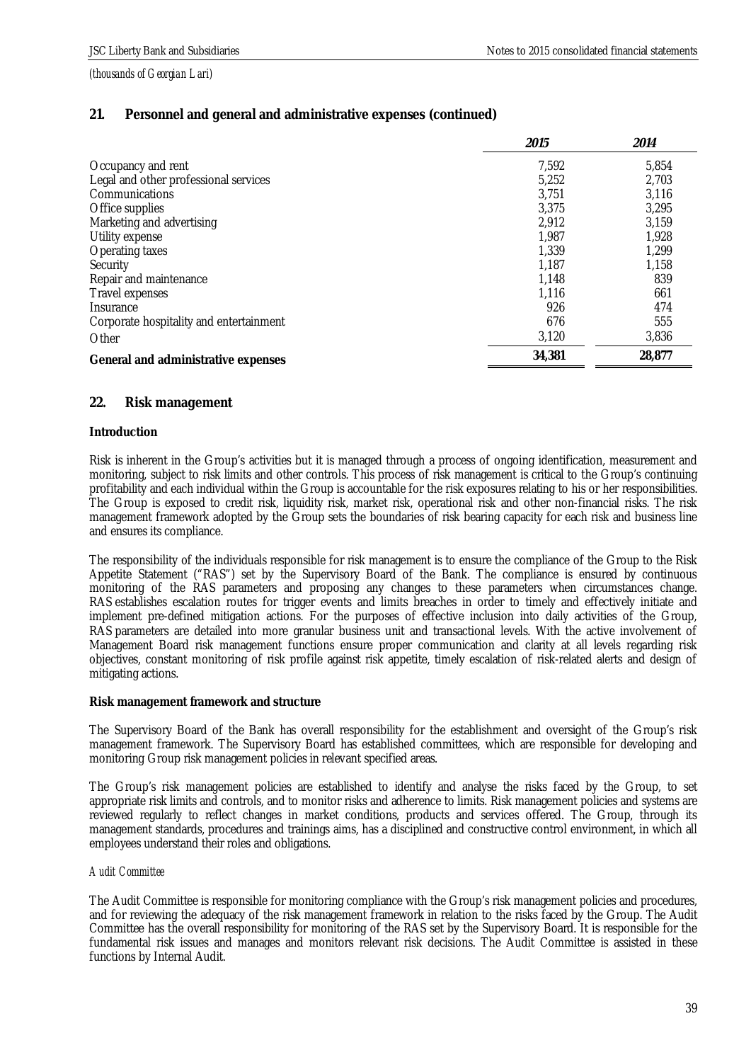*(thousands of Georgian Lari)*

## 21. Personnel and general and administrative expenses (continued)

| | *2015* | *2014* |
|---|---|---|
| Occupancy and rent | 7,592 | 5,854 |
| Legal and other professional services | 5,252 | 2,703 |
| Communications | 3,751 | 3,116 |
| Office supplies | 3,375 | 3,295 |
| Marketing and advertising | 2,912 | 3,159 |
| Utility expense | 1,987 | 1,928 |
| Operating taxes | 1,339 | 1,299 |
| Security | 1,187 | 1,158 |
| Repair and maintenance | 1,148 | 839 |
| Travel expenses | 1,116 | 661 |
| Insurance | 926 | 474 |
| Corporate hospitality and entertainment | 676 | 555 |
| Other | 3,120 | 3,836 |
| **General and administrative expenses** | **34,381** | **28,877** |

## 22. Risk management

**Introduction**

Risk is inherent in the Group's activities but it is managed through a process of ongoing identification, measurement and monitoring, subject to risk limits and other controls. This process of risk management is critical to the Group's continuing profitability and each individual within the Group is accountable for the risk exposures relating to his or her responsibilities. The Group is exposed to credit risk, liquidity risk, market risk, operational risk and other non-financial risks. The risk management framework adopted by the Group sets the boundaries of risk bearing capacity for each risk and business line and ensures its compliance.

The responsibility of the individuals responsible for risk management is to ensure the compliance of the Group to the Risk Appetite Statement ("RAS") set by the Supervisory Board of the Bank. The compliance is ensured by continuous monitoring of the RAS parameters and proposing any changes to these parameters when circumstances change. RAS establishes escalation routes for trigger events and limits breaches in order to timely and effectively initiate and implement pre-defined mitigation actions. For the purposes of effective inclusion into daily activities of the Group, RAS parameters are detailed into more granular business unit and transactional levels. With the active involvement of Management Board risk management functions ensure proper communication and clarity at all levels regarding risk objectives, constant monitoring of risk profile against risk appetite, timely escalation of risk-related alerts and design of mitigating actions.

**Risk management framework and structure**

The Supervisory Board of the Bank has overall responsibility for the establishment and oversight of the Group's risk management framework. The Supervisory Board has established committees, which are responsible for developing and monitoring Group risk management policies in relevant specified areas.

The Group's risk management policies are established to identify and analyse the risks faced by the Group, to set appropriate risk limits and controls, and to monitor risks and adherence to limits. Risk management policies and systems are reviewed regularly to reflect changes in market conditions, products and services offered. The Group, through its management standards, procedures and trainings aims, has a disciplined and constructive control environment, in which all employees understand their roles and obligations.

*Audit Committee*

The Audit Committee is responsible for monitoring compliance with the Group's risk management policies and procedures, and for reviewing the adequacy of the risk management framework in relation to the risks faced by the Group. The Audit Committee has the overall responsibility for monitoring of the RAS set by the Supervisory Board. It is responsible for the fundamental risk issues and manages and monitors relevant risk decisions. The Audit Committee is assisted in these functions by Internal Audit.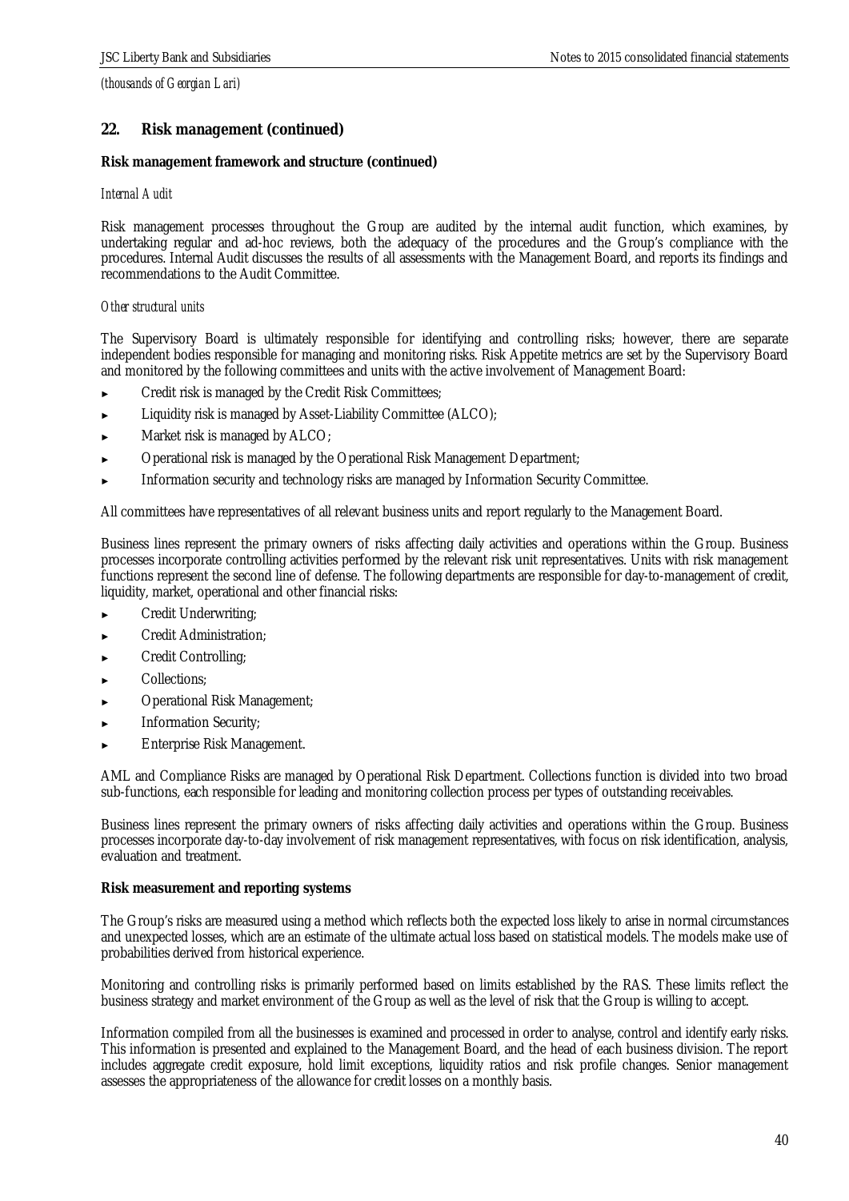*(thousands of Georgian Lari)*

## 22. Risk management (continued)

**Risk management framework and structure (continued)**

*Internal Audit*

Risk management processes throughout the Group are audited by the internal audit function, which examines, by undertaking regular and ad-hoc reviews, both the adequacy of the procedures and the Group's compliance with the procedures. Internal Audit discusses the results of all assessments with the Management Board, and reports its findings and recommendations to the Audit Committee.

*Other structural units*

The Supervisory Board is ultimately responsible for identifying and controlling risks; however, there are separate independent bodies responsible for managing and monitoring risks. Risk Appetite metrics are set by the Supervisory Board and monitored by the following committees and units with the active involvement of Management Board:

- Credit risk is managed by the Credit Risk Committees;
- Liquidity risk is managed by Asset-Liability Committee (ALCO);
- Market risk is managed by ALCO;
- Operational risk is managed by the Operational Risk Management Department;
- Information security and technology risks are managed by Information Security Committee.

All committees have representatives of all relevant business units and report regularly to the Management Board.

Business lines represent the primary owners of risks affecting daily activities and operations within the Group. Business processes incorporate controlling activities performed by the relevant risk unit representatives. Units with risk management functions represent the second line of defense. The following departments are responsible for day-to-management of credit, liquidity, market, operational and other financial risks:

- Credit Underwriting;
- Credit Administration;
- Credit Controlling;
- Collections;
- Operational Risk Management;
- Information Security;
- Enterprise Risk Management.

AML and Compliance Risks are managed by Operational Risk Department. Collections function is divided into two broad sub-functions, each responsible for leading and monitoring collection process per types of outstanding receivables.

Business lines represent the primary owners of risks affecting daily activities and operations within the Group. Business processes incorporate day-to-day involvement of risk management representatives, with focus on risk identification, analysis, evaluation and treatment.

**Risk measurement and reporting systems**

The Group's risks are measured using a method which reflects both the expected loss likely to arise in normal circumstances and unexpected losses, which are an estimate of the ultimate actual loss based on statistical models. The models make use of probabilities derived from historical experience.

Monitoring and controlling risks is primarily performed based on limits established by the RAS. These limits reflect the business strategy and market environment of the Group as well as the level of risk that the Group is willing to accept.

Information compiled from all the businesses is examined and processed in order to analyse, control and identify early risks. This information is presented and explained to the Management Board, and the head of each business division. The report includes aggregate credit exposure, hold limit exceptions, liquidity ratios and risk profile changes. Senior management assesses the appropriateness of the allowance for credit losses on a monthly basis.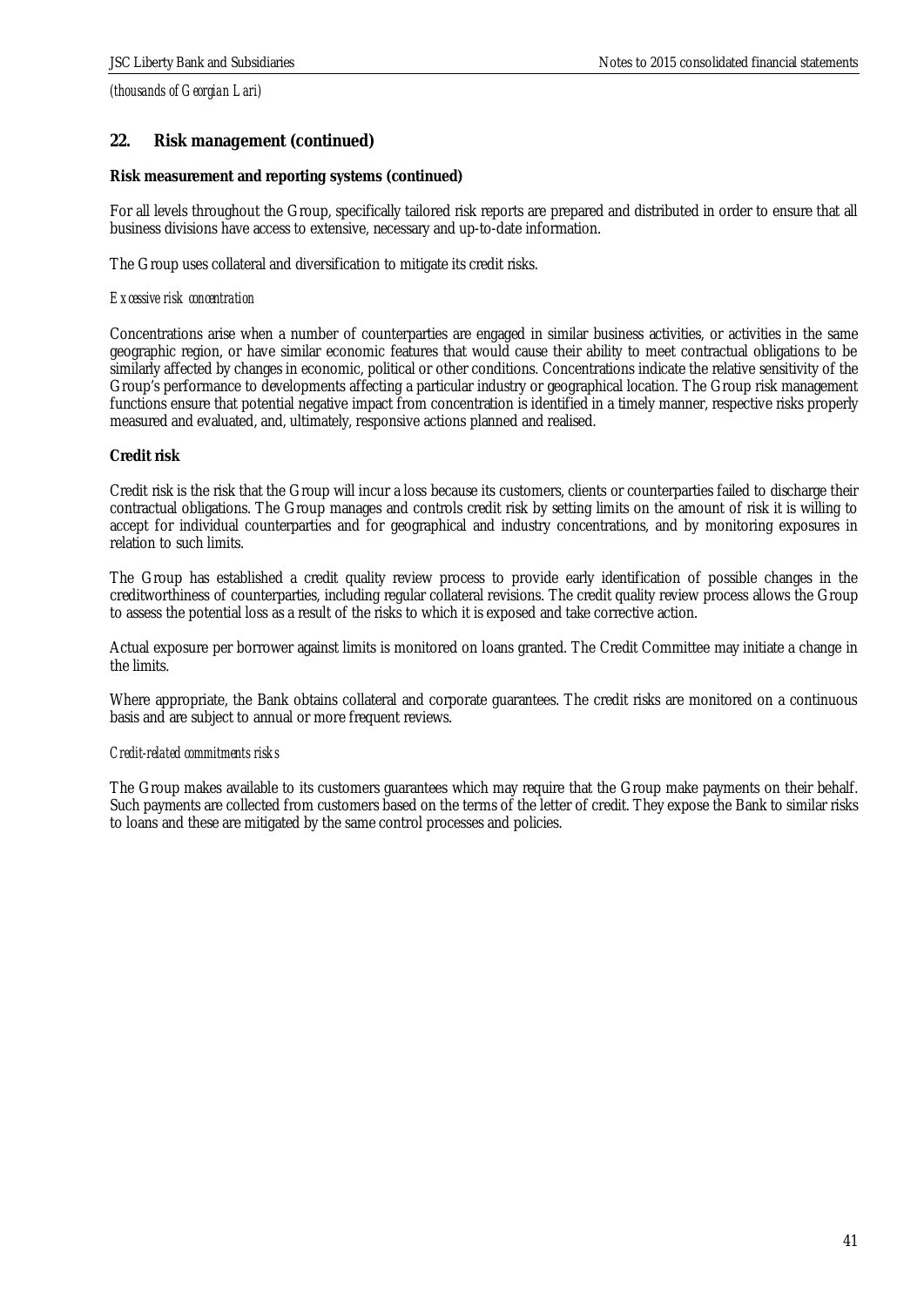*(thousands of Georgian Lari)*

## 22. Risk management (continued)

**Risk measurement and reporting systems (continued)**

For all levels throughout the Group, specifically tailored risk reports are prepared and distributed in order to ensure that all business divisions have access to extensive, necessary and up-to-date information.

The Group uses collateral and diversification to mitigate its credit risks.

*Excessive risk concentration*

Concentrations arise when a number of counterparties are engaged in similar business activities, or activities in the same geographic region, or have similar economic features that would cause their ability to meet contractual obligations to be similarly affected by changes in economic, political or other conditions. Concentrations indicate the relative sensitivity of the Group's performance to developments affecting a particular industry or geographical location. The Group risk management functions ensure that potential negative impact from concentration is identified in a timely manner, respective risks properly measured and evaluated, and, ultimately, responsive actions planned and realised.

**Credit risk**

Credit risk is the risk that the Group will incur a loss because its customers, clients or counterparties failed to discharge their contractual obligations. The Group manages and controls credit risk by setting limits on the amount of risk it is willing to accept for individual counterparties and for geographical and industry concentrations, and by monitoring exposures in relation to such limits.

The Group has established a credit quality review process to provide early identification of possible changes in the creditworthiness of counterparties, including regular collateral revisions. The credit quality review process allows the Group to assess the potential loss as a result of the risks to which it is exposed and take corrective action.

Actual exposure per borrower against limits is monitored on loans granted. The Credit Committee may initiate a change in the limits.

Where appropriate, the Bank obtains collateral and corporate guarantees. The credit risks are monitored on a continuous basis and are subject to annual or more frequent reviews.

*Credit-related commitments risks*

The Group makes available to its customers guarantees which may require that the Group make payments on their behalf. Such payments are collected from customers based on the terms of the letter of credit. They expose the Bank to similar risks to loans and these are mitigated by the same control processes and policies.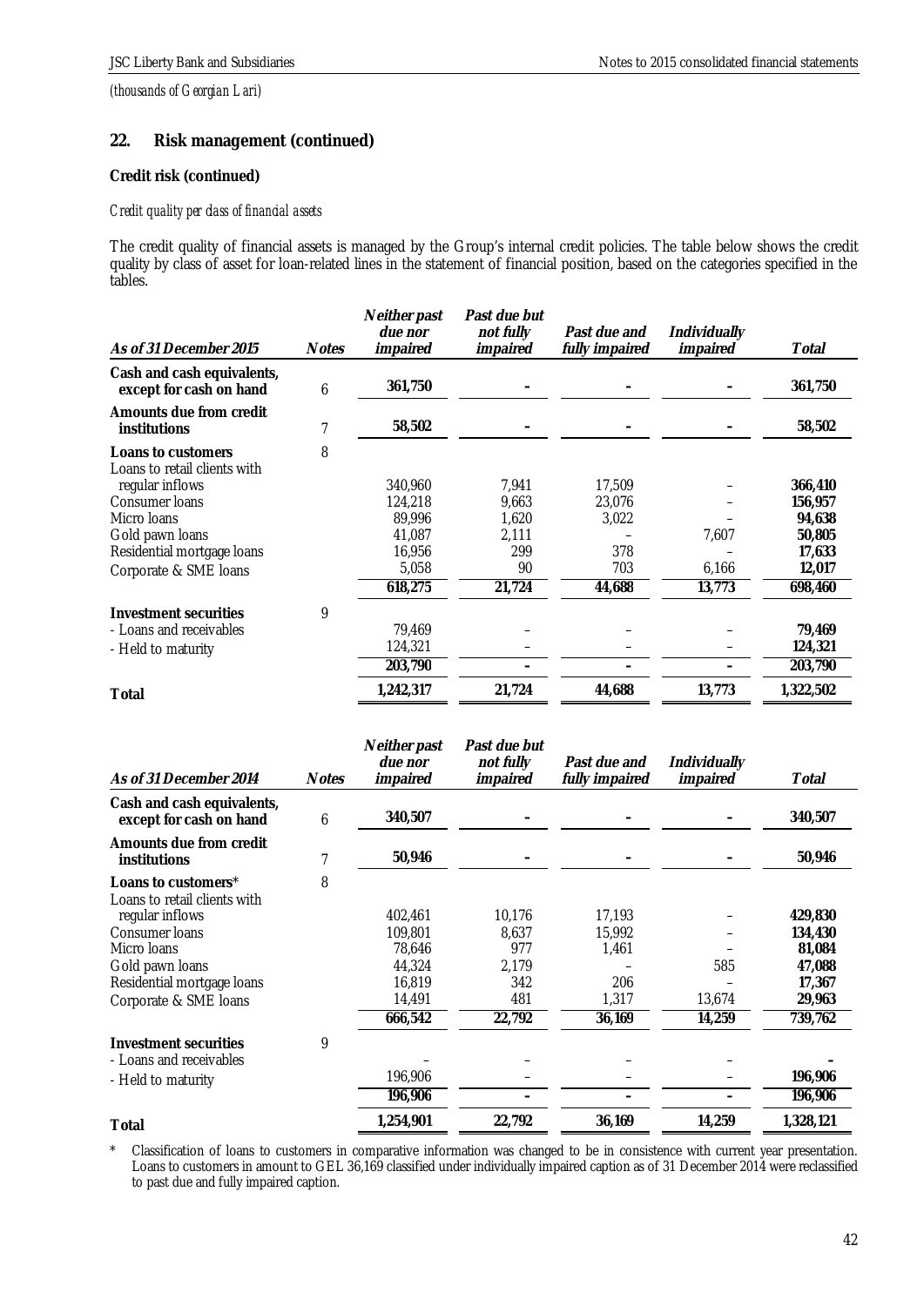*(thousands of Georgian Lari)*

## 22. Risk management (continued)

### Credit risk (continued)

*Credit quality per class of financial assets*

The credit quality of financial assets is managed by the Group's internal credit policies. The table below shows the credit quality by class of asset for loan-related lines in the statement of financial position, based on the categories specified in the tables.

| *As of 31 December 2015* | *Notes* | *Neither past due nor impaired* | *Past due but not fully impaired* | *Past due and fully impaired* | *Individually impaired* | *Total* |
|---|---|---|---|---|---|---|
| **Cash and cash equivalents, except for cash on hand** | 6 | **361,750** | **–** | **–** | **–** | **361,750** |
| **Amounts due from credit institutions** | 7 | **58,502** | **–** | **–** | **–** | **58,502** |
| **Loans to customers** | 8 | | | | | |
| Loans to retail clients with regular inflows | | 340,960 | 7,941 | 17,509 | – | **366,410** |
| Consumer loans | | 124,218 | 9,663 | 23,076 | – | **156,957** |
| Micro loans | | 89,996 | 1,620 | 3,022 | – | **94,638** |
| Gold pawn loans | | 41,087 | 2,111 | – | 7,607 | **50,805** |
| Residential mortgage loans | | 16,956 | 299 | 378 | – | **17,633** |
| Corporate & SME loans | | 5,058 | 90 | 703 | 6,166 | **12,017** |
| | | **618,275** | **21,724** | **44,688** | **13,773** | **698,460** |
| **Investment securities** | 9 | | | | | |
| - Loans and receivables | | 79,469 | – | – | – | **79,469** |
| - Held to maturity | | 124,321 | – | – | – | **124,321** |
| | | **203,790** | **–** | **–** | **–** | **203,790** |
| **Total** | | **1,242,317** | **21,724** | **44,688** | **13,773** | **1,322,502** |

| *As of 31 December 2014* | *Notes* | *Neither past due nor impaired* | *Past due but not fully impaired* | *Past due and fully impaired* | *Individually impaired* | *Total* |
|---|---|---|---|---|---|---|
| **Cash and cash equivalents, except for cash on hand** | 6 | **340,507** | **–** | **–** | **–** | **340,507** |
| **Amounts due from credit institutions** | 7 | **50,946** | **–** | **–** | **–** | **50,946** |
| **Loans to customers*** | 8 | | | | | |
| Loans to retail clients with regular inflows | | 402,461 | 10,176 | 17,193 | – | **429,830** |
| Consumer loans | | 109,801 | 8,637 | 15,992 | – | **134,430** |
| Micro loans | | 78,646 | 977 | 1,461 | – | **81,084** |
| Gold pawn loans | | 44,324 | 2,179 | – | 585 | **47,088** |
| Residential mortgage loans | | 16,819 | 342 | 206 | – | **17,367** |
| Corporate & SME loans | | 14,491 | 481 | 1,317 | 13,674 | **29,963** |
| | | **666,542** | **22,792** | **36,169** | **14,259** | **739,762** |
| **Investment securities** | 9 | | | | | |
| - Loans and receivables | | – | – | – | – | **–** |
| - Held to maturity | | 196,906 | – | – | – | **196,906** |
| | | **196,906** | **–** | **–** | **–** | **196,906** |
| **Total** | | **1,254,901** | **22,792** | **36,169** | **14,259** | **1,328,121** |

\* Classification of loans to customers in comparative information was changed to be in consistence with current year presentation. Loans to customers in amount to GEL 36,169 classified under individually impaired caption as of 31 December 2014 were reclassified to past due and fully impaired caption.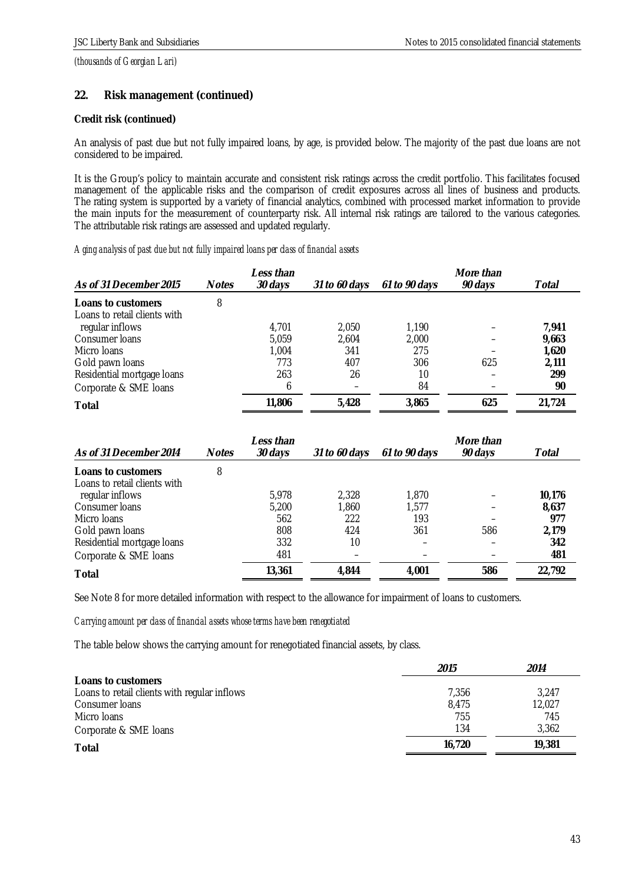*(thousands of Georgian Lari)*

## 22. Risk management (continued)

**Credit risk (continued)**

An analysis of past due but not fully impaired loans, by age, is provided below. The majority of the past due loans are not considered to be impaired.

It is the Group's policy to maintain accurate and consistent risk ratings across the credit portfolio. This facilitates focused management of the applicable risks and the comparison of credit exposures across all lines of business and products. The rating system is supported by a variety of financial analytics, combined with processed market information to provide the main inputs for the measurement of counterparty risk. All internal risk ratings are tailored to the various categories. The attributable risk ratings are assessed and updated regularly.

*Aging analysis of past due but not fully impaired loans per class of financial assets*

| *As of 31 December 2015* | *Notes* | *Less than 30 days* | *31 to 60 days* | *61 to 90 days* | *More than 90 days* | *Total* |
|---|---|---|---|---|---|---|
| **Loans to customers** | 8 | | | | | |
| Loans to retail clients with regular inflows | | 4,701 | 2,050 | 1,190 | – | **7,941** |
| Consumer loans | | 5,059 | 2,604 | 2,000 | – | **9,663** |
| Micro loans | | 1,004 | 341 | 275 | – | **1,620** |
| Gold pawn loans | | 773 | 407 | 306 | 625 | **2,111** |
| Residential mortgage loans | | 263 | 26 | 10 | – | **299** |
| Corporate & SME loans | | 6 | – | 84 | – | **90** |
| **Total** | | **11,806** | **5,428** | **3,865** | **625** | **21,724** |

| *As of 31 December 2014* | *Notes* | *Less than 30 days* | *31 to 60 days* | *61 to 90 days* | *More than 90 days* | *Total* |
|---|---|---|---|---|---|---|
| **Loans to customers** | 8 | | | | | |
| Loans to retail clients with regular inflows | | 5,978 | 2,328 | 1,870 | – | **10,176** |
| Consumer loans | | 5,200 | 1,860 | 1,577 | – | **8,637** |
| Micro loans | | 562 | 222 | 193 | – | **977** |
| Gold pawn loans | | 808 | 424 | 361 | 586 | **2,179** |
| Residential mortgage loans | | 332 | 10 | – | – | **342** |
| Corporate & SME loans | | 481 | – | – | – | **481** |
| **Total** | | **13,361** | **4,844** | **4,001** | **586** | **22,792** |

See Note 8 for more detailed information with respect to the allowance for impairment of loans to customers.

*Carrying amount per class of financial assets whose terms have been renegotiated*

The table below shows the carrying amount for renegotiated financial assets, by class.

| | *2015* | *2014* |
|---|---|---|
| **Loans to customers** | | |
| Loans to retail clients with regular inflows | 7,356 | 3,247 |
| Consumer loans | 8,475 | 12,027 |
| Micro loans | 755 | 745 |
| Corporate & SME loans | 134 | 3,362 |
| **Total** | **16,720** | **19,381** |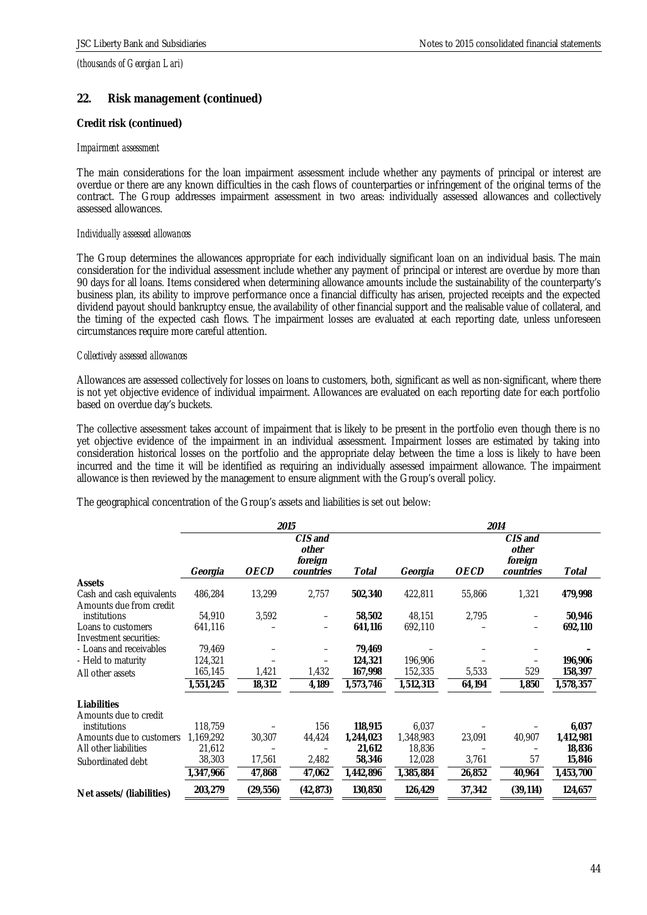*(thousands of Georgian Lari)*

## 22. Risk management (continued)

**Credit risk (continued)**

*Impairment assessment*

The main considerations for the loan impairment assessment include whether any payments of principal or interest are overdue or there are any known difficulties in the cash flows of counterparties or infringement of the original terms of the contract. The Group addresses impairment assessment in two areas: individually assessed allowances and collectively assessed allowances.

*Individually assessed allowances*

The Group determines the allowances appropriate for each individually significant loan on an individual basis. The main consideration for the individual assessment include whether any payment of principal or interest are overdue by more than 90 days for all loans. Items considered when determining allowance amounts include the sustainability of the counterparty's business plan, its ability to improve performance once a financial difficulty has arisen, projected receipts and the expected dividend payout should bankruptcy ensue, the availability of other financial support and the realisable value of collateral, and the timing of the expected cash flows. The impairment losses are evaluated at each reporting date, unless unforeseen circumstances require more careful attention.

*Collectively assessed allowances*

Allowances are assessed collectively for losses on loans to customers, both, significant as well as non-significant, where there is not yet objective evidence of individual impairment. Allowances are evaluated on each reporting date for each portfolio based on overdue day's buckets.

The collective assessment takes account of impairment that is likely to be present in the portfolio even though there is no yet objective evidence of the impairment in an individual assessment. Impairment losses are estimated by taking into consideration historical losses on the portfolio and the appropriate delay between the time a loss is likely to have been incurred and the time it will be identified as requiring an individually assessed impairment allowance. The impairment allowance is then reviewed by the management to ensure alignment with the Group's overall policy.

The geographical concentration of the Group's assets and liabilities is set out below:

| | *2015* | | | | *2014* | | | |
|---|---|---|---|---|---|---|---|---|
| | *Georgia* | *OECD* | *CIS and other foreign countries* | *Total* | *Georgia* | *OECD* | *CIS and other foreign countries* | *Total* |
| **Assets** | | | | | | | | |
| Cash and cash equivalents | 486,284 | 13,299 | 2,757 | **502,340** | 422,811 | 55,866 | 1,321 | **479,998** |
| Amounts due from credit institutions | 54,910 | 3,592 | – | **58,502** | 48,151 | 2,795 | – | **50,946** |
| Loans to customers | 641,116 | – | – | **641,116** | 692,110 | – | – | **692,110** |
| Investment securities: | | | | | | | | |
| - Loans and receivables | 79,469 | – | – | **79,469** | – | – | – | **–** |
| - Held to maturity | 124,321 | – | – | **124,321** | 196,906 | – | – | **196,906** |
| All other assets | 165,145 | 1,421 | 1,432 | **167,998** | 152,335 | 5,533 | 529 | **158,397** |
| | 1,551,245 | 18,312 | 4,189 | 1,573,746 | 1,512,313 | 64,194 | 1,850 | 1,578,357 |
| **Liabilities** | | | | | | | | |
| Amounts due to credit institutions | 118,759 | – | 156 | **118,915** | 6,037 | – | – | **6,037** |
| Amounts due to customers | 1,169,292 | 30,307 | 44,424 | **1,244,023** | 1,348,983 | 23,091 | 40,907 | **1,412,981** |
| All other liabilities | 21,612 | – | – | **21,612** | 18,836 | – | – | **18,836** |
| Subordinated debt | 38,303 | 17,561 | 2,482 | **58,346** | 12,028 | 3,761 | 57 | **15,846** |
| | 1,347,966 | 47,868 | 47,062 | 1,442,896 | 1,385,884 | 26,852 | 40,964 | 1,453,700 |
| **Net assets/ (liabilities)** | **203,279** | **(29,556)** | **(42,873)** | **130,850** | **126,429** | **37,342** | **(39,114)** | **124,657** |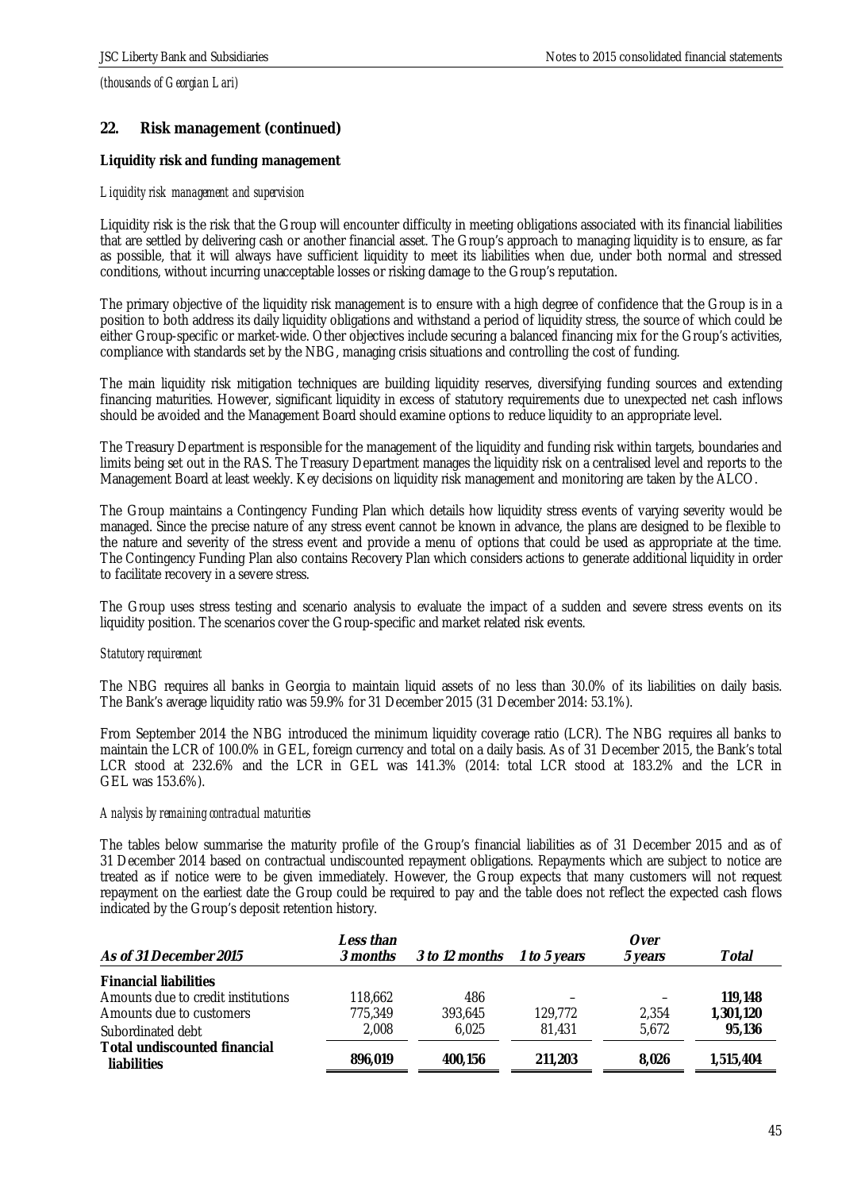*(thousands of Georgian Lari)*

## 22. Risk management (continued)

**Liquidity risk and funding management**

*Liquidity risk management and supervision*

Liquidity risk is the risk that the Group will encounter difficulty in meeting obligations associated with its financial liabilities that are settled by delivering cash or another financial asset. The Group's approach to managing liquidity is to ensure, as far as possible, that it will always have sufficient liquidity to meet its liabilities when due, under both normal and stressed conditions, without incurring unacceptable losses or risking damage to the Group's reputation.

The primary objective of the liquidity risk management is to ensure with a high degree of confidence that the Group is in a position to both address its daily liquidity obligations and withstand a period of liquidity stress, the source of which could be either Group-specific or market-wide. Other objectives include securing a balanced financing mix for the Group's activities, compliance with standards set by the NBG, managing crisis situations and controlling the cost of funding.

The main liquidity risk mitigation techniques are building liquidity reserves, diversifying funding sources and extending financing maturities. However, significant liquidity in excess of statutory requirements due to unexpected net cash inflows should be avoided and the Management Board should examine options to reduce liquidity to an appropriate level.

The Treasury Department is responsible for the management of the liquidity and funding risk within targets, boundaries and limits being set out in the RAS. The Treasury Department manages the liquidity risk on a centralised level and reports to the Management Board at least weekly. Key decisions on liquidity risk management and monitoring are taken by the ALCO.

The Group maintains a Contingency Funding Plan which details how liquidity stress events of varying severity would be managed. Since the precise nature of any stress event cannot be known in advance, the plans are designed to be flexible to the nature and severity of the stress event and provide a menu of options that could be used as appropriate at the time. The Contingency Funding Plan also contains Recovery Plan which considers actions to generate additional liquidity in order to facilitate recovery in a severe stress.

The Group uses stress testing and scenario analysis to evaluate the impact of a sudden and severe stress events on its liquidity position. The scenarios cover the Group-specific and market related risk events.

*Statutory requirement*

The NBG requires all banks in Georgia to maintain liquid assets of no less than 30.0% of its liabilities on daily basis. The Bank's average liquidity ratio was 59.9% for 31 December 2015 (31 December 2014: 53.1%).

From September 2014 the NBG introduced the minimum liquidity coverage ratio (LCR). The NBG requires all banks to maintain the LCR of 100.0% in GEL, foreign currency and total on a daily basis. As of 31 December 2015, the Bank's total LCR stood at 232.6% and the LCR in GEL was 141.3% (2014: total LCR stood at 183.2% and the LCR in GEL was 153.6%).

*Analysis by remaining contractual maturities*

The tables below summarise the maturity profile of the Group's financial liabilities as of 31 December 2015 and as of 31 December 2014 based on contractual undiscounted repayment obligations. Repayments which are subject to notice are treated as if notice were to be given immediately. However, the Group expects that many customers will not request repayment on the earliest date the Group could be required to pay and the table does not reflect the expected cash flows indicated by the Group's deposit retention history.

| *As of 31 December 2015* | *Less than 3 months* | *3 to 12 months* | *1 to 5 years* | *Over 5 years* | *Total* |
|---|---|---|---|---|---|
| **Financial liabilities** | | | | | |
| Amounts due to credit institutions | 118,662 | 486 | – | – | **119,148** |
| Amounts due to customers | 775,349 | 393,645 | 129,772 | 2,354 | **1,301,120** |
| Subordinated debt | 2,008 | 6,025 | 81,431 | 5,672 | **95,136** |
| **Total undiscounted financial liabilities** | **896,019** | **400,156** | **211,203** | **8,026** | **1,515,404** |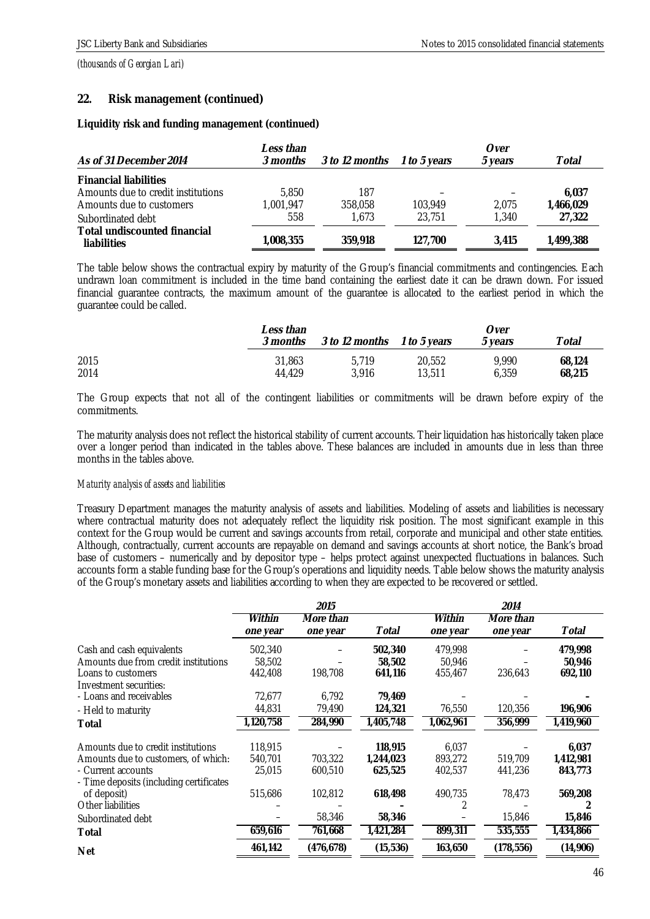*(thousands of Georgian Lari)*

## 22. Risk management (continued)

**Liquidity risk and funding management (continued)**

| As of 31 December 2014 | Less than 3 months | 3 to 12 months | 1 to 5 years | Over 5 years | Total |
|---|---|---|---|---|---|
| **Financial liabilities** | | | | | |
| Amounts due to credit institutions | 5,850 | 187 | – | – | **6,037** |
| Amounts due to customers | 1,001,947 | 358,058 | 103,949 | 2,075 | **1,466,029** |
| Subordinated debt | 558 | 1,673 | 23,751 | 1,340 | **27,322** |
| **Total undiscounted financial liabilities** | **1,008,355** | **359,918** | **127,700** | **3,415** | **1,499,388** |

The table below shows the contractual expiry by maturity of the Group's financial commitments and contingencies. Each undrawn loan commitment is included in the time band containing the earliest date it can be drawn down. For issued financial guarantee contracts, the maximum amount of the guarantee is allocated to the earliest period in which the guarantee could be called.

| | Less than 3 months | 3 to 12 months | 1 to 5 years | Over 5 years | Total |
|---|---|---|---|---|---|
| 2015 | 31,863 | 5,719 | 20,552 | 9,990 | **68,124** |
| 2014 | 44,429 | 3,916 | 13,511 | 6,359 | **68,215** |

The Group expects that not all of the contingent liabilities or commitments will be drawn before expiry of the commitments.

The maturity analysis does not reflect the historical stability of current accounts. Their liquidation has historically taken place over a longer period than indicated in the tables above. These balances are included in amounts due in less than three months in the tables above.

*Maturity analysis of assets and liabilities*

Treasury Department manages the maturity analysis of assets and liabilities. Modeling of assets and liabilities is necessary where contractual maturity does not adequately reflect the liquidity risk position. The most significant example in this context for the Group would be current and savings accounts from retail, corporate and municipal and other state entities. Although, contractually, current accounts are repayable on demand and savings accounts at short notice, the Bank's broad base of customers – numerically and by depositor type – helps protect against unexpected fluctuations in balances. Such accounts form a stable funding base for the Group's operations and liquidity needs. Table below shows the maturity analysis of the Group's monetary assets and liabilities according to when they are expected to be recovered or settled.

| | 2015 | | | 2014 | | |
|---|---|---|---|---|---|---|
| | Within one year | More than one year | Total | Within one year | More than one year | Total |
| Cash and cash equivalents | 502,340 | – | **502,340** | 479,998 | – | **479,998** |
| Amounts due from credit institutions | 58,502 | – | **58,502** | 50,946 | – | **50,946** |
| Loans to customers | 442,408 | 198,708 | **641,116** | 455,467 | 236,643 | **692,110** |
| Investment securities: | | | | | | |
| - Loans and receivables | 72,677 | 6,792 | **79,469** | – | – | **–** |
| - Held to maturity | 44,831 | 79,490 | **124,321** | 76,550 | 120,356 | **196,906** |
| **Total** | **1,120,758** | **284,990** | **1,405,748** | **1,062,961** | **356,999** | **1,419,960** |
| | | | | | | |
| Amounts due to credit institutions | 118,915 | – | **118,915** | 6,037 | – | **6,037** |
| Amounts due to customers, of which: | 540,701 | 703,322 | **1,244,023** | 893,272 | 519,709 | **1,412,981** |
| - Current accounts | 25,015 | 600,510 | **625,525** | 402,537 | 441,236 | **843,773** |
| - Time deposits (including certificates of deposit) | 515,686 | 102,812 | **618,498** | 490,735 | 78,473 | **569,208** |
| Other liabilities | – | – | **–** | 2 | – | **2** |
| Subordinated debt | – | 58,346 | **58,346** | – | 15,846 | **15,846** |
| **Total** | **659,616** | **761,668** | **1,421,284** | **899,311** | **535,555** | **1,434,866** |
| **Net** | **461,142** | **(476,678)** | **(15,536)** | **163,650** | **(178,556)** | **(14,906)** |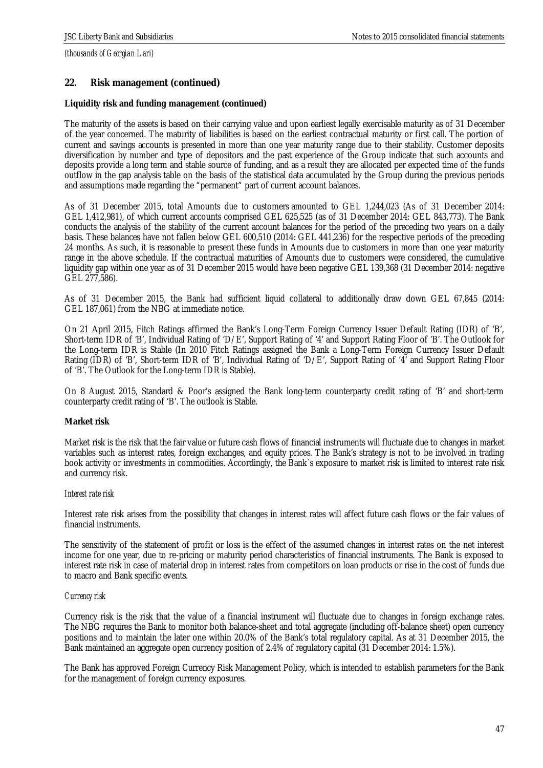*(thousands of Georgian Lari)*

## 22. Risk management (continued)

**Liquidity risk and funding management (continued)**

The maturity of the assets is based on their carrying value and upon earliest legally exercisable maturity as of 31 December of the year concerned. The maturity of liabilities is based on the earliest contractual maturity or first call. The portion of current and savings accounts is presented in more than one year maturity range due to their stability. Customer deposits diversification by number and type of depositors and the past experience of the Group indicate that such accounts and deposits provide a long term and stable source of funding, and as a result they are allocated per expected time of the funds outflow in the gap analysis table on the basis of the statistical data accumulated by the Group during the previous periods and assumptions made regarding the "permanent" part of current account balances.

As of 31 December 2015, total Amounts due to customers amounted to GEL 1,244,023 (As of 31 December 2014: GEL 1,412,981), of which current accounts comprised GEL 625,525 (as of 31 December 2014: GEL 843,773). The Bank conducts the analysis of the stability of the current account balances for the period of the preceding two years on a daily basis. These balances have not fallen below GEL 600,510 (2014: GEL 441,236) for the respective periods of the preceding 24 months. As such, it is reasonable to present these funds in Amounts due to customers in more than one year maturity range in the above schedule. If the contractual maturities of Amounts due to customers were considered, the cumulative liquidity gap within one year as of 31 December 2015 would have been negative GEL 139,368 (31 December 2014: negative GEL 277,586).

As of 31 December 2015, the Bank had sufficient liquid collateral to additionally draw down GEL 67,845 (2014: GEL 187,061) from the NBG at immediate notice.

On 21 April 2015, Fitch Ratings affirmed the Bank's Long-Term Foreign Currency Issuer Default Rating (IDR) of 'B', Short-term IDR of 'B', Individual Rating of 'D/E', Support Rating of '4' and Support Rating Floor of 'B'. The Outlook for the Long-term IDR is Stable (In 2010 Fitch Ratings assigned the Bank a Long-Term Foreign Currency Issuer Default Rating (IDR) of 'B', Short-term IDR of 'B', Individual Rating of 'D/E', Support Rating of '4' and Support Rating Floor of 'B'. The Outlook for the Long-term IDR is Stable).

On 8 August 2015, Standard & Poor's assigned the Bank long-term counterparty credit rating of 'B' and short-term counterparty credit rating of 'B'. The outlook is Stable.

**Market risk**

Market risk is the risk that the fair value or future cash flows of financial instruments will fluctuate due to changes in market variables such as interest rates, foreign exchanges, and equity prices. The Bank's strategy is not to be involved in trading book activity or investments in commodities. Accordingly, the Bank`s exposure to market risk is limited to interest rate risk and currency risk.

*Interest rate risk*

Interest rate risk arises from the possibility that changes in interest rates will affect future cash flows or the fair values of financial instruments.

The sensitivity of the statement of profit or loss is the effect of the assumed changes in interest rates on the net interest income for one year, due to re-pricing or maturity period characteristics of financial instruments. The Bank is exposed to interest rate risk in case of material drop in interest rates from competitors on loan products or rise in the cost of funds due to macro and Bank specific events.

*Currency risk*

Currency risk is the risk that the value of a financial instrument will fluctuate due to changes in foreign exchange rates. The NBG requires the Bank to monitor both balance-sheet and total aggregate (including off-balance sheet) open currency positions and to maintain the later one within 20.0% of the Bank's total regulatory capital. As at 31 December 2015, the Bank maintained an aggregate open currency position of 2.4% of regulatory capital (31 December 2014: 1.5%).

The Bank has approved Foreign Currency Risk Management Policy, which is intended to establish parameters for the Bank for the management of foreign currency exposures.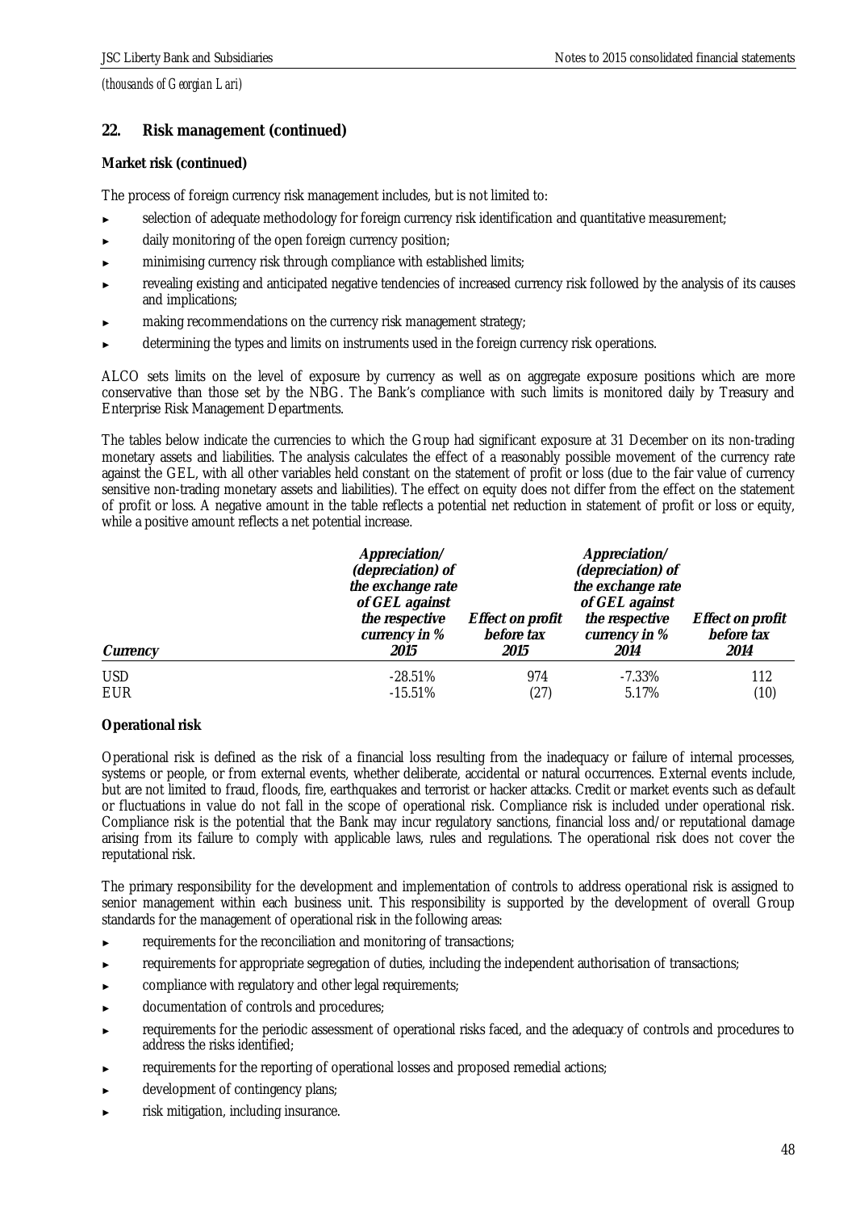*(thousands of Georgian Lari)*

## 22. Risk management (continued)

**Market risk (continued)**

The process of foreign currency risk management includes, but is not limited to:

- selection of adequate methodology for foreign currency risk identification and quantitative measurement;
- daily monitoring of the open foreign currency position;
- minimising currency risk through compliance with established limits;
- revealing existing and anticipated negative tendencies of increased currency risk followed by the analysis of its causes and implications;
- making recommendations on the currency risk management strategy;
- determining the types and limits on instruments used in the foreign currency risk operations.

ALCO sets limits on the level of exposure by currency as well as on aggregate exposure positions which are more conservative than those set by the NBG. The Bank's compliance with such limits is monitored daily by Treasury and Enterprise Risk Management Departments.

The tables below indicate the currencies to which the Group had significant exposure at 31 December on its non-trading monetary assets and liabilities. The analysis calculates the effect of a reasonably possible movement of the currency rate against the GEL, with all other variables held constant on the statement of profit or loss (due to the fair value of currency sensitive non-trading monetary assets and liabilities). The effect on equity does not differ from the effect on the statement of profit or loss. A negative amount in the table reflects a potential net reduction in statement of profit or loss or equity, while a positive amount reflects a net potential increase.

| *Currency* | *Appreciation/ (depreciation) of the exchange rate of GEL against the respective currency in % 2015* | *Effect on profit before tax 2015* | *Appreciation/ (depreciation) of the exchange rate of GEL against the respective currency in % 2014* | *Effect on profit before tax 2014* |
|---|---|---|---|---|
| USD | -28.51% | 974 | -7.33% | 112 |
| EUR | -15.51% | (27) | 5.17% | (10) |

**Operational risk**

Operational risk is defined as the risk of a financial loss resulting from the inadequacy or failure of internal processes, systems or people, or from external events, whether deliberate, accidental or natural occurrences. External events include, but are not limited to fraud, floods, fire, earthquakes and terrorist or hacker attacks. Credit or market events such as default or fluctuations in value do not fall in the scope of operational risk. Compliance risk is included under operational risk. Compliance risk is the potential that the Bank may incur regulatory sanctions, financial loss and/or reputational damage arising from its failure to comply with applicable laws, rules and regulations. The operational risk does not cover the reputational risk.

The primary responsibility for the development and implementation of controls to address operational risk is assigned to senior management within each business unit. This responsibility is supported by the development of overall Group standards for the management of operational risk in the following areas:

- requirements for the reconciliation and monitoring of transactions;
- requirements for appropriate segregation of duties, including the independent authorisation of transactions;
- compliance with regulatory and other legal requirements;
- documentation of controls and procedures;
- requirements for the periodic assessment of operational risks faced, and the adequacy of controls and procedures to address the risks identified;
- requirements for the reporting of operational losses and proposed remedial actions;
- development of contingency plans;
- risk mitigation, including insurance.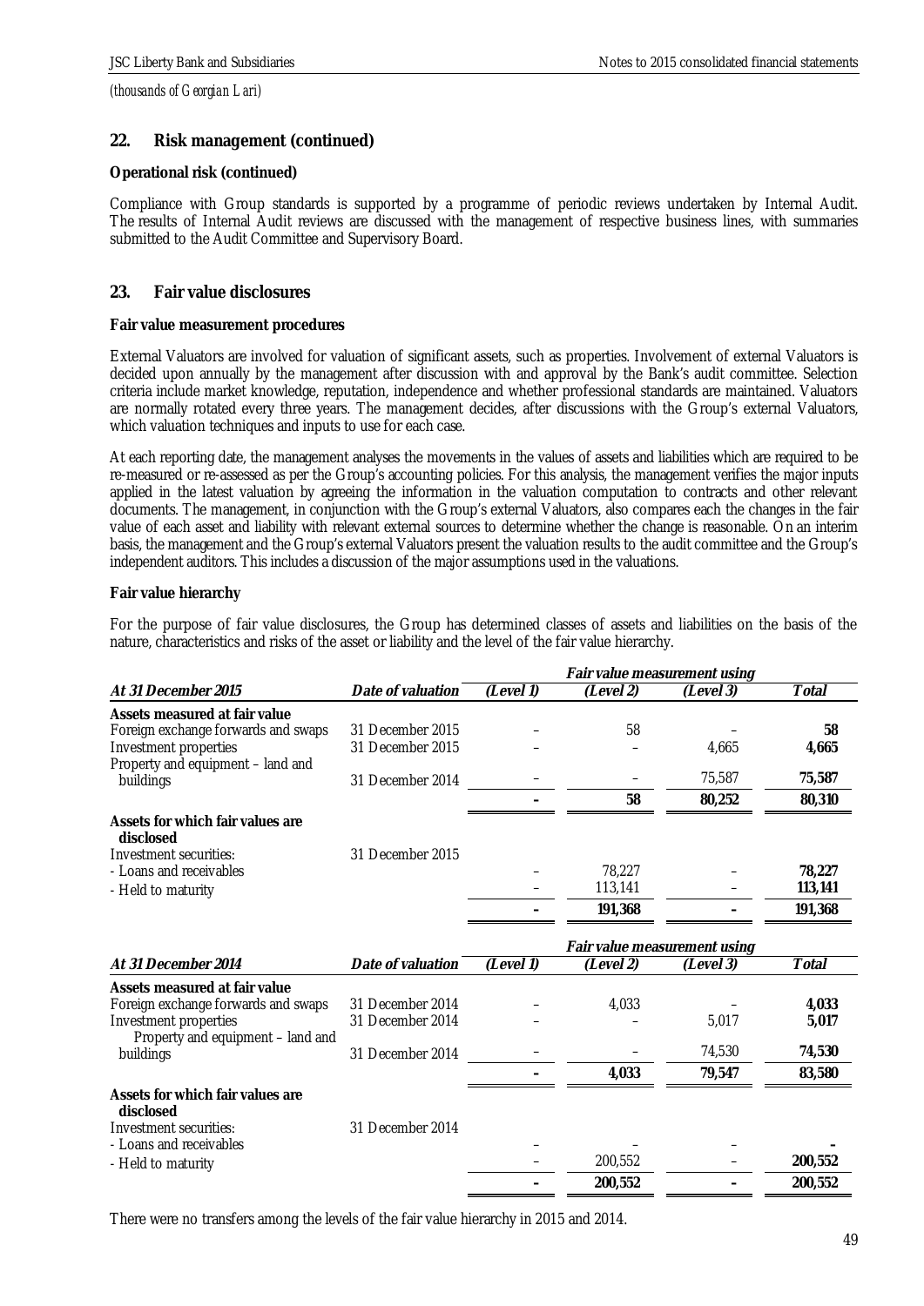*(thousands of Georgian Lari)*

## 22. Risk management (continued)

**Operational risk (continued)**

Compliance with Group standards is supported by a programme of periodic reviews undertaken by Internal Audit. The results of Internal Audit reviews are discussed with the management of respective business lines, with summaries submitted to the Audit Committee and Supervisory Board.

## 23. Fair value disclosures

**Fair value measurement procedures**

External Valuators are involved for valuation of significant assets, such as properties. Involvement of external Valuators is decided upon annually by the management after discussion with and approval by the Bank's audit committee. Selection criteria include market knowledge, reputation, independence and whether professional standards are maintained. Valuators are normally rotated every three years. The management decides, after discussions with the Group's external Valuators, which valuation techniques and inputs to use for each case.

At each reporting date, the management analyses the movements in the values of assets and liabilities which are required to be re-measured or re-assessed as per the Group's accounting policies. For this analysis, the management verifies the major inputs applied in the latest valuation by agreeing the information in the valuation computation to contracts and other relevant documents. The management, in conjunction with the Group's external Valuators, also compares each the changes in the fair value of each asset and liability with relevant external sources to determine whether the change is reasonable. On an interim basis, the management and the Group's external Valuators present the valuation results to the audit committee and the Group's independent auditors. This includes a discussion of the major assumptions used in the valuations.

**Fair value hierarchy**

For the purpose of fair value disclosures, the Group has determined classes of assets and liabilities on the basis of the nature, characteristics and risks of the asset or liability and the level of the fair value hierarchy.

| | | *Fair value measurement using* | | | |
|---|---|---|---|---|---|
| ***At 31 December 2015*** | ***Date of valuation*** | ***(Level 1)*** | ***(Level 2)*** | ***(Level 3)*** | ***Total*** |
| **Assets measured at fair value** | | | | | |
| Foreign exchange forwards and swaps | 31 December 2015 | – | 58 | – | **58** |
| Investment properties | 31 December 2015 | – | – | 4,665 | **4,665** |
| Property and equipment – land and buildings | 31 December 2014 | – | – | 75,587 | **75,587** |
| | | **–** | **58** | **80,252** | **80,310** |
| **Assets for which fair values are disclosed** | | | | | |
| Investment securities: | 31 December 2015 | | | | |
| - Loans and receivables | | – | 78,227 | – | **78,227** |
| - Held to maturity | | – | 113,141 | – | **113,141** |
| | | **–** | **191,368** | **–** | **191,368** |

| | | *Fair value measurement using* | | | |
|---|---|---|---|---|---|
| ***At 31 December 2014*** | ***Date of valuation*** | ***(Level 1)*** | ***(Level 2)*** | ***(Level 3)*** | ***Total*** |
| **Assets measured at fair value** | | | | | |
| Foreign exchange forwards and swaps | 31 December 2014 | – | 4,033 | – | **4,033** |
| Investment properties | 31 December 2014 | – | – | 5,017 | **5,017** |
| Property and equipment – land and buildings | 31 December 2014 | – | – | 74,530 | **74,530** |
| | | **–** | **4,033** | **79,547** | **83,580** |
| **Assets for which fair values are disclosed** | | | | | |
| Investment securities: | 31 December 2014 | | | | |
| - Loans and receivables | | – | – | – | **–** |
| - Held to maturity | | – | 200,552 | – | **200,552** |
| | | **–** | **200,552** | **–** | **200,552** |

There were no transfers among the levels of the fair value hierarchy in 2015 and 2014.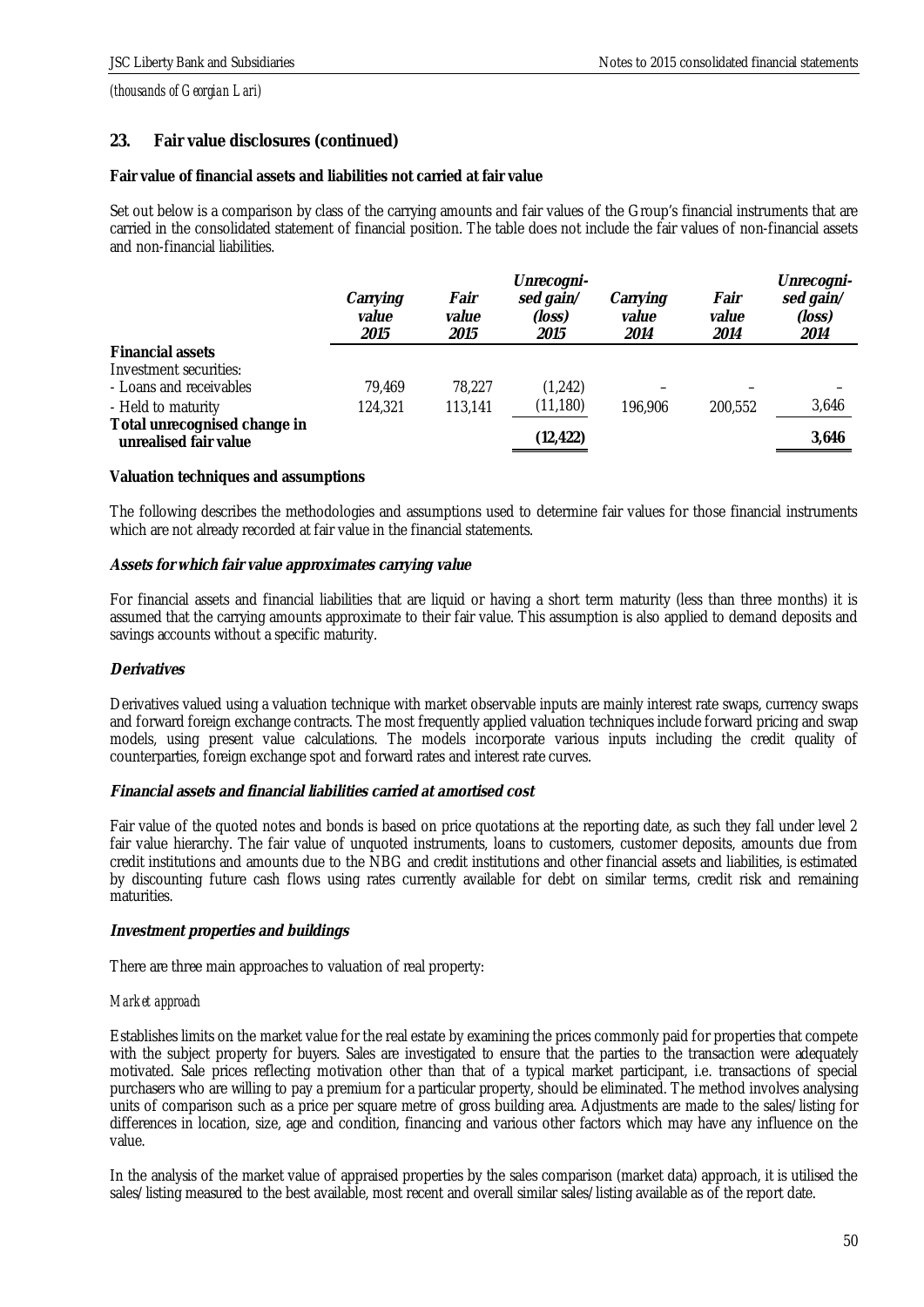*(thousands of Georgian Lari)*

## 23. Fair value disclosures (continued)

**Fair value of financial assets and liabilities not carried at fair value**

Set out below is a comparison by class of the carrying amounts and fair values of the Group's financial instruments that are carried in the consolidated statement of financial position. The table does not include the fair values of non-financial assets and non-financial liabilities.

| | *Carrying value 2015* | *Fair value 2015* | *Unrecognised gain/ (loss) 2015* | *Carrying value 2014* | *Fair value 2014* | *Unrecognised gain/ (loss) 2014* |
|---|---|---|---|---|---|---|
| **Financial assets** | | | | | | |
| Investment securities: | | | | | | |
| - Loans and receivables | 79,469 | 78,227 | (1,242) | – | – | – |
| - Held to maturity | 124,321 | 113,141 | (11,180) | 196,906 | 200,552 | 3,646 |
| **Total unrecognised change in unrealised fair value** | | | **(12,422)** | | | **3,646** |

**Valuation techniques and assumptions**

The following describes the methodologies and assumptions used to determine fair values for those financial instruments which are not already recorded at fair value in the financial statements.

***Assets for which fair value approximates carrying value***

For financial assets and financial liabilities that are liquid or having a short term maturity (less than three months) it is assumed that the carrying amounts approximate to their fair value. This assumption is also applied to demand deposits and savings accounts without a specific maturity.

***Derivatives***

Derivatives valued using a valuation technique with market observable inputs are mainly interest rate swaps, currency swaps and forward foreign exchange contracts. The most frequently applied valuation techniques include forward pricing and swap models, using present value calculations. The models incorporate various inputs including the credit quality of counterparties, foreign exchange spot and forward rates and interest rate curves.

***Financial assets and financial liabilities carried at amortised cost***

Fair value of the quoted notes and bonds is based on price quotations at the reporting date, as such they fall under level 2 fair value hierarchy. The fair value of unquoted instruments, loans to customers, customer deposits, amounts due from credit institutions and amounts due to the NBG and credit institutions and other financial assets and liabilities, is estimated by discounting future cash flows using rates currently available for debt on similar terms, credit risk and remaining maturities.

***Investment properties and buildings***

There are three main approaches to valuation of real property:

*Market approach*

Establishes limits on the market value for the real estate by examining the prices commonly paid for properties that compete with the subject property for buyers. Sales are investigated to ensure that the parties to the transaction were adequately motivated. Sale prices reflecting motivation other than that of a typical market participant, i.e. transactions of special purchasers who are willing to pay a premium for a particular property, should be eliminated. The method involves analysing units of comparison such as a price per square metre of gross building area. Adjustments are made to the sales/listing for differences in location, size, age and condition, financing and various other factors which may have any influence on the value.

In the analysis of the market value of appraised properties by the sales comparison (market data) approach, it is utilised the sales/listing measured to the best available, most recent and overall similar sales/listing available as of the report date.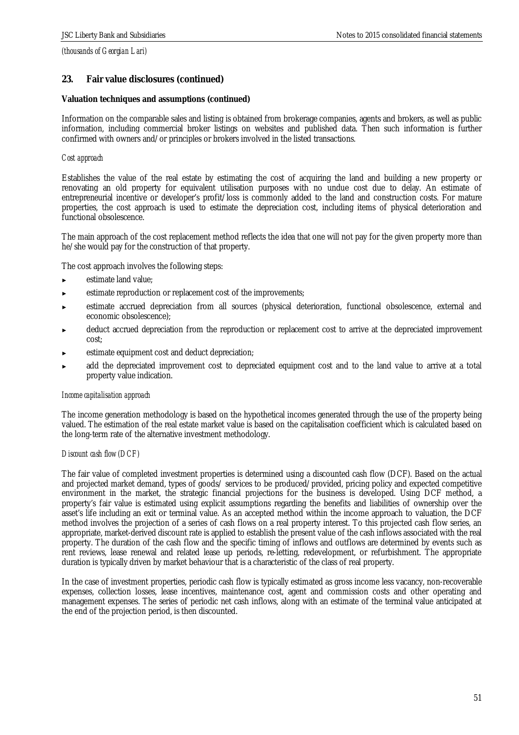*(thousands of Georgian Lari)*

## 23. Fair value disclosures (continued)

**Valuation techniques and assumptions (continued)**

Information on the comparable sales and listing is obtained from brokerage companies, agents and brokers, as well as public information, including commercial broker listings on websites and published data. Then such information is further confirmed with owners and/or principles or brokers involved in the listed transactions.

*Cost approach*

Establishes the value of the real estate by estimating the cost of acquiring the land and building a new property or renovating an old property for equivalent utilisation purposes with no undue cost due to delay. An estimate of entrepreneurial incentive or developer's profit/loss is commonly added to the land and construction costs. For mature properties, the cost approach is used to estimate the depreciation cost, including items of physical deterioration and functional obsolescence.

The main approach of the cost replacement method reflects the idea that one will not pay for the given property more than he/she would pay for the construction of that property.

The cost approach involves the following steps:

- estimate land value;
- estimate reproduction or replacement cost of the improvements;
- estimate accrued depreciation from all sources (physical deterioration, functional obsolescence, external and economic obsolescence);
- deduct accrued depreciation from the reproduction or replacement cost to arrive at the depreciated improvement cost;
- estimate equipment cost and deduct depreciation;
- add the depreciated improvement cost to depreciated equipment cost and to the land value to arrive at a total property value indication.

*Income capitalisation approach*

The income generation methodology is based on the hypothetical incomes generated through the use of the property being valued. The estimation of the real estate market value is based on the capitalisation coefficient which is calculated based on the long-term rate of the alternative investment methodology.

*Discount cash flow (DCF)*

The fair value of completed investment properties is determined using a discounted cash flow (DCF). Based on the actual and projected market demand, types of goods/ services to be produced/provided, pricing policy and expected competitive environment in the market, the strategic financial projections for the business is developed. Using DCF method, a property's fair value is estimated using explicit assumptions regarding the benefits and liabilities of ownership over the asset's life including an exit or terminal value. As an accepted method within the income approach to valuation, the DCF method involves the projection of a series of cash flows on a real property interest. To this projected cash flow series, an appropriate, market-derived discount rate is applied to establish the present value of the cash inflows associated with the real property. The duration of the cash flow and the specific timing of inflows and outflows are determined by events such as rent reviews, lease renewal and related lease up periods, re-letting, redevelopment, or refurbishment. The appropriate duration is typically driven by market behaviour that is a characteristic of the class of real property.

In the case of investment properties, periodic cash flow is typically estimated as gross income less vacancy, non-recoverable expenses, collection losses, lease incentives, maintenance cost, agent and commission costs and other operating and management expenses. The series of periodic net cash inflows, along with an estimate of the terminal value anticipated at the end of the projection period, is then discounted.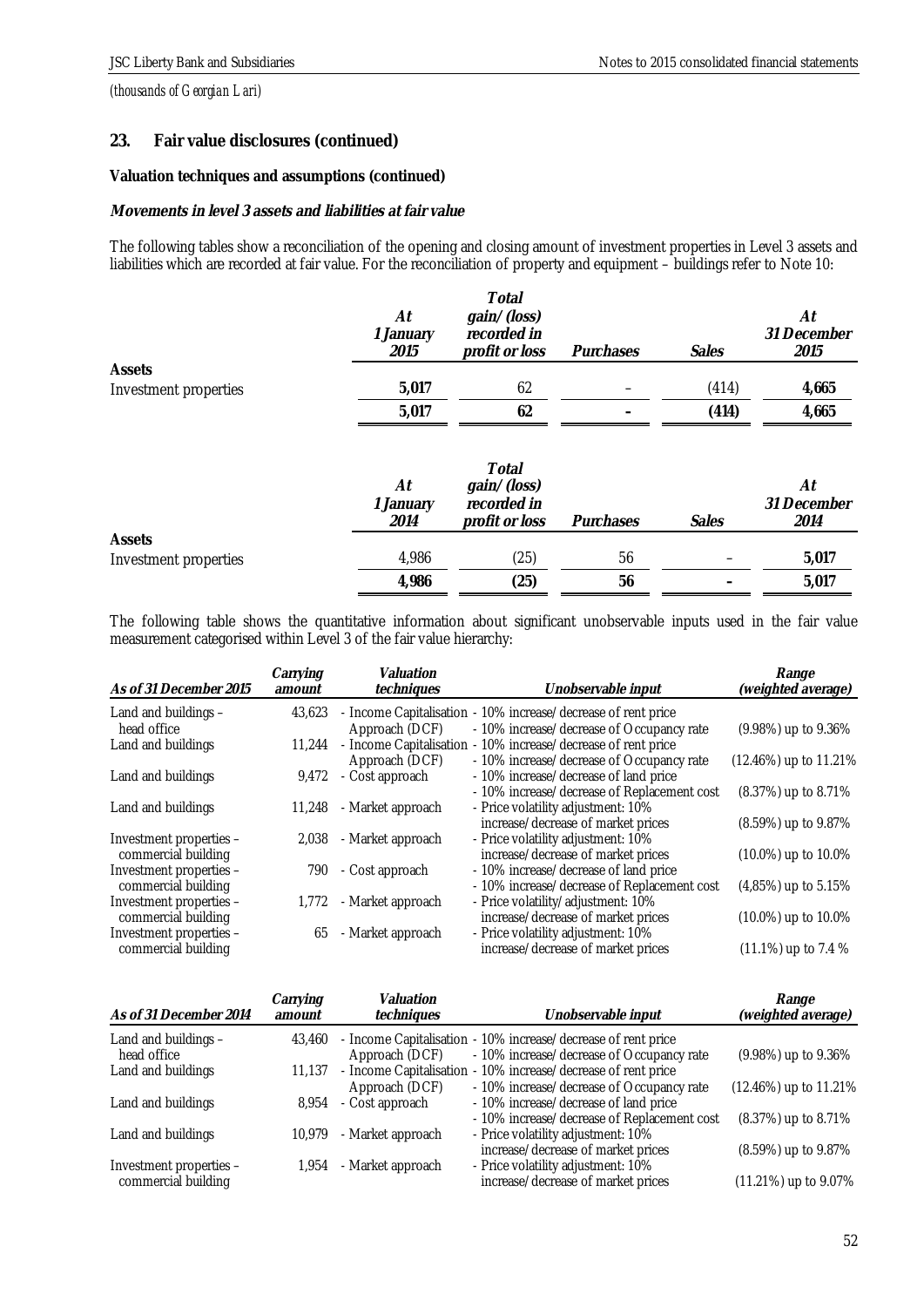*(thousands of Georgian Lari)*

## 23. Fair value disclosures (continued)

**Valuation techniques and assumptions (continued)**

***Movements in level 3 assets and liabilities at fair value***

The following tables show a reconciliation of the opening and closing amount of investment properties in Level 3 assets and liabilities which are recorded at fair value. For the reconciliation of property and equipment – buildings refer to Note 10:

| | *At 1 January 2015* | *Total gain/(loss) recorded in profit or loss* | *Purchases* | *Sales* | *At 31 December 2015* |
|---|---|---|---|---|---|
| **Assets** | | | | | |
| Investment properties | **5,017** | 62 | – | (414) | **4,665** |
| | **5,017** | **62** | **–** | **(414)** | **4,665** |

| | *At 1 January 2014* | *Total gain/(loss) recorded in profit or loss* | *Purchases* | *Sales* | *At 31 December 2014* |
|---|---|---|---|---|---|
| **Assets** | | | | | |
| Investment properties | 4,986 | (25) | 56 | – | **5,017** |
| | **4,986** | **(25)** | **56** | **–** | **5,017** |

The following table shows the quantitative information about significant unobservable inputs used in the fair value measurement categorised within Level 3 of the fair value hierarchy:

| *As of 31 December 2015* | *Carrying amount* | *Valuation techniques* | *Unobservable input* | *Range (weighted average)* |
|---|---|---|---|---|
| Land and buildings – head office | 43,623 | - Income Capitalisation Approach (DCF) | - 10% increase/decrease of rent price<br>- 10% increase/decrease of Occupancy rate | (9.98%) up to 9.36% |
| Land and buildings | 11,244 | - Income Capitalisation Approach (DCF) | - 10% increase/decrease of rent price<br>- 10% increase/decrease of Occupancy rate | (12.46%) up to 11.21% |
| Land and buildings | 9,472 | - Cost approach | - 10% increase/decrease of land price<br>- 10% increase/decrease of Replacement cost | (8.37%) up to 8.71% |
| Land and buildings | 11,248 | - Market approach | - Price volatility adjustment: 10% increase/decrease of market prices | (8.59%) up to 9.87% |
| Investment properties – commercial building | 2,038 | - Market approach | - Price volatility adjustment: 10% increase/decrease of market prices | (10.0%) up to 10.0% |
| Investment properties – commercial building | 790 | - Cost approach | - 10% increase/decrease of land price<br>- 10% increase/decrease of Replacement cost | (4,85%) up to 5.15% |
| Investment properties – commercial building | 1,772 | - Market approach | - Price volatility/adjustment: 10% increase/decrease of market prices | (10.0%) up to 10.0% |
| Investment properties – commercial building | 65 | - Market approach | - Price volatility adjustment: 10% increase/decrease of market prices | (11.1%) up to 7.4 % |

| *As of 31 December 2014* | *Carrying amount* | *Valuation techniques* | *Unobservable input* | *Range (weighted average)* |
|---|---|---|---|---|
| Land and buildings – head office | 43,460 | - Income Capitalisation Approach (DCF) | - 10% increase/decrease of rent price<br>- 10% increase/decrease of Occupancy rate | (9.98%) up to 9.36% |
| Land and buildings | 11,137 | - Income Capitalisation Approach (DCF) | - 10% increase/decrease of rent price<br>- 10% increase/decrease of Occupancy rate | (12.46%) up to 11.21% |
| Land and buildings | 8,954 | - Cost approach | - 10% increase/decrease of land price<br>- 10% increase/decrease of Replacement cost | (8.37%) up to 8.71% |
| Land and buildings | 10,979 | - Market approach | - Price volatility adjustment: 10% increase/decrease of market prices | (8.59%) up to 9.87% |
| Investment properties – commercial building | 1,954 | - Market approach | - Price volatility adjustment: 10% increase/decrease of market prices | (11.21%) up to 9.07% |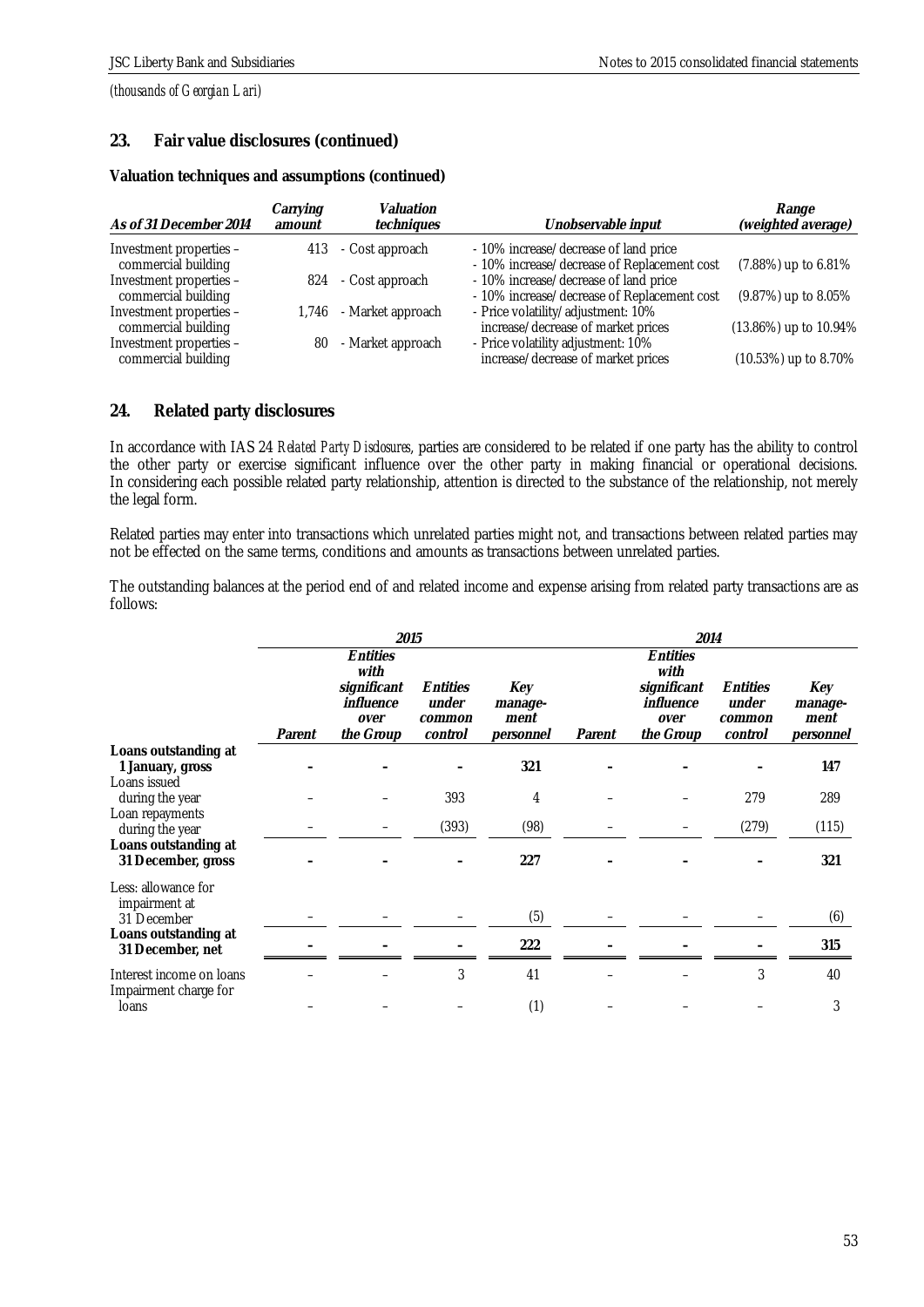*(thousands of Georgian Lari)*

## 23. Fair value disclosures (continued)

**Valuation techniques and assumptions (continued)**

| *As of 31 December 2014* | *Carrying amount* | *Valuation techniques* | *Unobservable input* | *Range (weighted average)* |
|---|---|---|---|---|
| Investment properties – commercial building | 413 | - Cost approach | - 10% increase/decrease of land price<br>- 10% increase/decrease of Replacement cost | (7.88%) up to 6.81% |
| Investment properties – commercial building | 824 | - Cost approach | - 10% increase/decrease of land price<br>- 10% increase/decrease of Replacement cost | (9.87%) up to 8.05% |
| Investment properties – commercial building | 1,746 | - Market approach | - Price volatility/adjustment: 10% increase/decrease of market prices | (13.86%) up to 10.94% |
| Investment properties – commercial building | 80 | - Market approach | - Price volatility adjustment: 10% increase/decrease of market prices | (10.53%) up to 8.70% |

## 24. Related party disclosures

In accordance with IAS 24 *Related Party Disclosures*, parties are considered to be related if one party has the ability to control the other party or exercise significant influence over the other party in making financial or operational decisions. In considering each possible related party relationship, attention is directed to the substance of the relationship, not merely the legal form.

Related parties may enter into transactions which unrelated parties might not, and transactions between related parties may not be effected on the same terms, conditions and amounts as transactions between unrelated parties.

The outstanding balances at the period end of and related income and expense arising from related party transactions are as follows:

| | *2015* | | | | *2014* | | | |
|---|---|---|---|---|---|---|---|---|
| | *Parent* | *Entities with significant influence over the Group* | *Entities under common control* | *Key management personnel* | *Parent* | *Entities with significant influence over the Group* | *Entities under common control* | *Key management personnel* |
| **Loans outstanding at 1 January, gross** | **–** | **–** | **–** | **321** | **–** | **–** | **–** | **147** |
| Loans issued during the year | – | – | 393 | 4 | – | – | 279 | 289 |
| Loan repayments during the year | – | – | (393) | (98) | – | – | (279) | (115) |
| **Loans outstanding at 31 December, gross** | **–** | **–** | **–** | **227** | **–** | **–** | **–** | **321** |
| Less: allowance for impairment at 31 December | – | – | – | (5) | – | – | – | (6) |
| **Loans outstanding at 31 December, net** | **–** | **–** | **–** | **222** | **–** | **–** | **–** | **315** |
| Interest income on loans | – | – | 3 | 41 | – | – | 3 | 40 |
| Impairment charge for loans | – | – | – | (1) | – | – | – | 3 |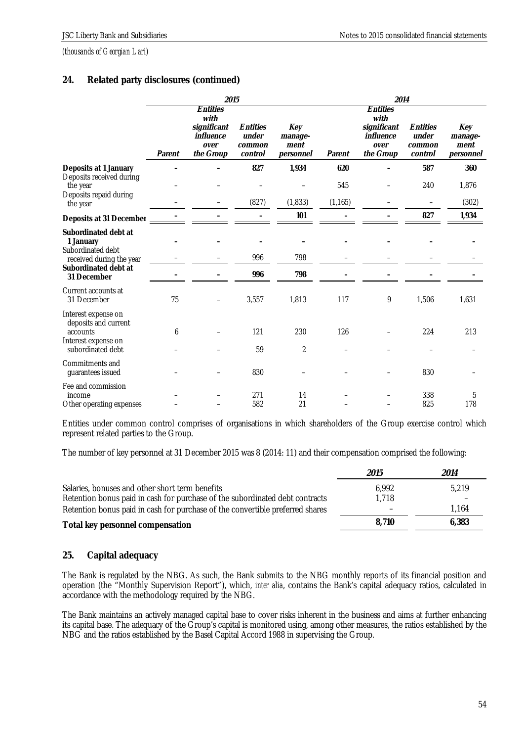*(thousands of Georgian Lari)*

## 24. Related party disclosures (continued)

| | 2015 | | | | 2014 | | | |
|---|---|---|---|---|---|---|---|---|
| | *Parent* | *Entities with significant influence over the Group* | *Entities under common control* | *Key management personnel* | *Parent* | *Entities with significant influence over the Group* | *Entities under common control* | *Key management personnel* |
| **Deposits at 1 January** | **–** | **–** | **827** | **1,934** | **620** | **–** | **587** | **360** |
| Deposits received during the year | – | – | – | – | 545 | – | 240 | 1,876 |
| Deposits repaid during the year | – | – | (827) | (1,833) | (1,165) | – | – | (302) |
| **Deposits at 31 December** | **–** | **–** | **–** | **101** | **–** | **–** | **827** | **1,934** |
| **Subordinated debt at 1 January** | **–** | **–** | **–** | **–** | **–** | **–** | **–** | **–** |
| Subordinated debt received during the year | – | – | 996 | 798 | – | – | – | – |
| **Subordinated debt at 31 December** | **–** | **–** | **996** | **798** | **–** | **–** | **–** | **–** |
| Current accounts at 31 December | 75 | – | 3,557 | 1,813 | 117 | 9 | 1,506 | 1,631 |
| Interest expense on deposits and current accounts | 6 | – | 121 | 230 | 126 | – | 224 | 213 |
| Interest expense on subordinated debt | – | – | 59 | 2 | – | – | – | – |
| Commitments and guarantees issued | – | – | 830 | – | – | – | 830 | – |
| Fee and commission income | – | – | 271 | 14 | – | – | 338 | 5 |
| Other operating expenses | – | – | 582 | 21 | – | – | 825 | 178 |

Entities under common control comprises of organisations in which shareholders of the Group exercise control which represent related parties to the Group.

The number of key personnel at 31 December 2015 was 8 (2014: 11) and their compensation comprised the following:

| | *2015* | *2014* |
|---|---|---|
| Salaries, bonuses and other short term benefits | 6,992 | 5,219 |
| Retention bonus paid in cash for purchase of the subordinated debt contracts | 1,718 | – |
| Retention bonus paid in cash for purchase of the convertible preferred shares | – | 1,164 |
| **Total key personnel compensation** | **8,710** | **6,383** |

## 25. Capital adequacy

The Bank is regulated by the NBG. As such, the Bank submits to the NBG monthly reports of its financial position and operation (the "Monthly Supervision Report"), which, *inter alia*, contains the Bank's capital adequacy ratios, calculated in accordance with the methodology required by the NBG.

The Bank maintains an actively managed capital base to cover risks inherent in the business and aims at further enhancing its capital base. The adequacy of the Group's capital is monitored using, among other measures, the ratios established by the NBG and the ratios established by the Basel Capital Accord 1988 in supervising the Group.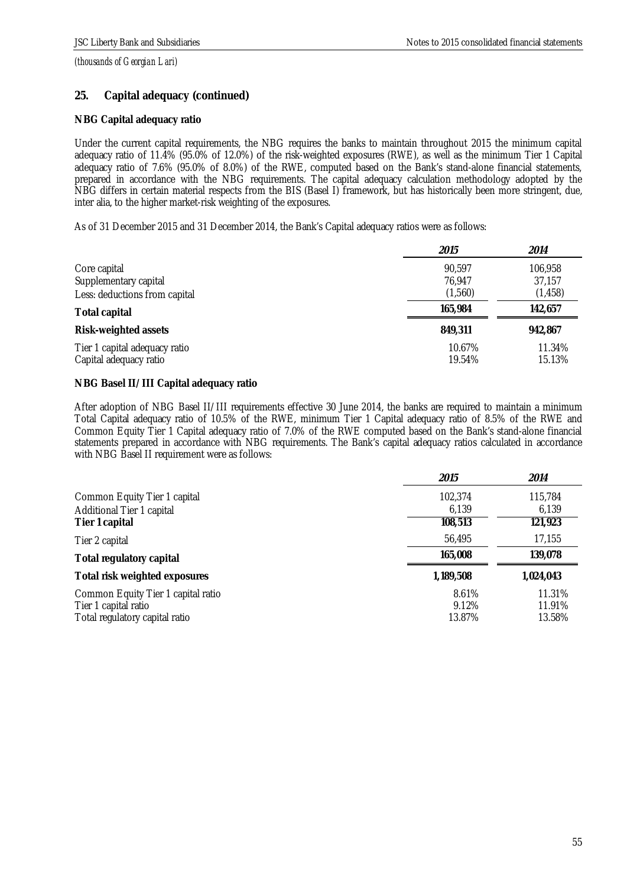*(thousands of Georgian Lari)*

## 25. Capital adequacy (continued)

**NBG Capital adequacy ratio**

Under the current capital requirements, the NBG requires the banks to maintain throughout 2015 the minimum capital adequacy ratio of 11.4% (95.0% of 12.0%) of the risk-weighted exposures (RWE), as well as the minimum Tier 1 Capital adequacy ratio of 7.6% (95.0% of 8.0%) of the RWE, computed based on the Bank's stand-alone financial statements, prepared in accordance with the NBG requirements. The capital adequacy calculation methodology adopted by the NBG differs in certain material respects from the BIS (Basel I) framework, but has historically been more stringent, due, inter alia, to the higher market-risk weighting of the exposures.

As of 31 December 2015 and 31 December 2014, the Bank's Capital adequacy ratios were as follows:

| | *2015* | *2014* |
|---|---|---|
| Core capital | 90,597 | 106,958 |
| Supplementary capital | 76,947 | 37,157 |
| Less: deductions from capital | (1,560) | (1,458) |
| **Total capital** | **165,984** | **142,657** |
| **Risk-weighted assets** | **849,311** | **942,867** |
| Tier 1 capital adequacy ratio | 10.67% | 11.34% |
| Capital adequacy ratio | 19.54% | 15.13% |

**NBG Basel II/III Capital adequacy ratio**

After adoption of NBG Basel II/III requirements effective 30 June 2014, the banks are required to maintain a minimum Total Capital adequacy ratio of 10.5% of the RWE, minimum Tier 1 Capital adequacy ratio of 8.5% of the RWE and Common Equity Tier 1 Capital adequacy ratio of 7.0% of the RWE computed based on the Bank's stand-alone financial statements prepared in accordance with NBG requirements. The Bank's capital adequacy ratios calculated in accordance with NBG Basel II requirement were as follows:

| | *2015* | *2014* |
|---|---|---|
| Common Equity Tier 1 capital | 102,374 | 115,784 |
| Additional Tier 1 capital | 6,139 | 6,139 |
| **Tier 1 capital** | **108,513** | **121,923** |
| Tier 2 capital | 56,495 | 17,155 |
| **Total regulatory capital** | **165,008** | **139,078** |
| **Total risk weighted exposures** | **1,189,508** | **1,024,043** |
| Common Equity Tier 1 capital ratio | 8.61% | 11.31% |
| Tier 1 capital ratio | 9.12% | 11.91% |
| Total regulatory capital ratio | 13.87% | 13.58% |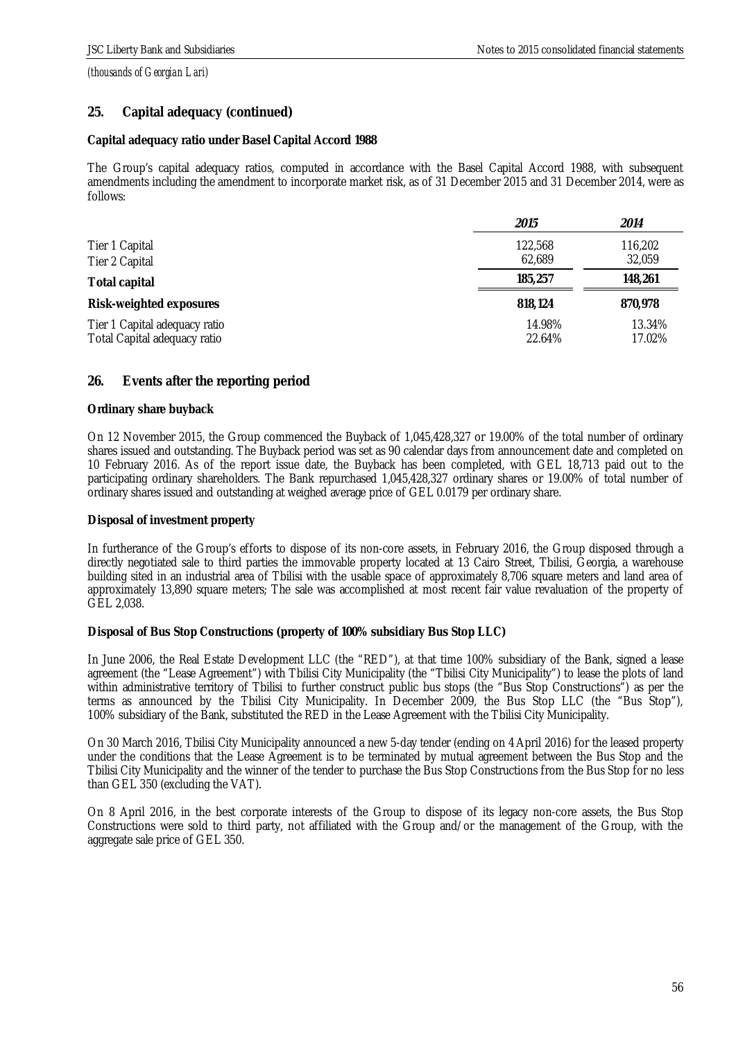*(thousands of Georgian Lari)*

## 25. Capital adequacy (continued)

**Capital adequacy ratio under Basel Capital Accord 1988**

The Group's capital adequacy ratios, computed in accordance with the Basel Capital Accord 1988, with subsequent amendments including the amendment to incorporate market risk, as of 31 December 2015 and 31 December 2014, were as follows:

| | *2015* | *2014* |
|---|---|---|
| Tier 1 Capital | 122,568 | 116,202 |
| Tier 2 Capital | 62,689 | 32,059 |
| **Total capital** | **185,257** | **148,261** |
| **Risk-weighted exposures** | **818,124** | **870,978** |
| Tier 1 Capital adequacy ratio | 14.98% | 13.34% |
| Total Capital adequacy ratio | 22.64% | 17.02% |

## 26. Events after the reporting period

**Ordinary share buyback**

On 12 November 2015, the Group commenced the Buyback of 1,045,428,327 or 19.00% of the total number of ordinary shares issued and outstanding. The Buyback period was set as 90 calendar days from announcement date and completed on 10 February 2016. As of the report issue date, the Buyback has been completed, with GEL 18,713 paid out to the participating ordinary shareholders. The Bank repurchased 1,045,428,327 ordinary shares or 19.00% of total number of ordinary shares issued and outstanding at weighed average price of GEL 0.0179 per ordinary share.

**Disposal of investment property**

In furtherance of the Group's efforts to dispose of its non-core assets, in February 2016, the Group disposed through a directly negotiated sale to third parties the immovable property located at 13 Cairo Street, Tbilisi, Georgia, a warehouse building sited in an industrial area of Tbilisi with the usable space of approximately 8,706 square meters and land area of approximately 13,890 square meters; The sale was accomplished at most recent fair value revaluation of the property of GEL 2,038.

**Disposal of Bus Stop Constructions (property of 100% subsidiary Bus Stop LLC)**

In June 2006, the Real Estate Development LLC (the "RED"), at that time 100% subsidiary of the Bank, signed a lease agreement (the "Lease Agreement") with Tbilisi City Municipality (the "Tbilisi City Municipality") to lease the plots of land within administrative territory of Tbilisi to further construct public bus stops (the "Bus Stop Constructions") as per the terms as announced by the Tbilisi City Municipality. In December 2009, the Bus Stop LLC (the "Bus Stop"), 100% subsidiary of the Bank, substituted the RED in the Lease Agreement with the Tbilisi City Municipality.

On 30 March 2016, Tbilisi City Municipality announced a new 5-day tender (ending on 4 April 2016) for the leased property under the conditions that the Lease Agreement is to be terminated by mutual agreement between the Bus Stop and the Tbilisi City Municipality and the winner of the tender to purchase the Bus Stop Constructions from the Bus Stop for no less than GEL 350 (excluding the VAT).

On 8 April 2016, in the best corporate interests of the Group to dispose of its legacy non-core assets, the Bus Stop Constructions were sold to third party, not affiliated with the Group and/or the management of the Group, with the aggregate sale price of GEL 350.